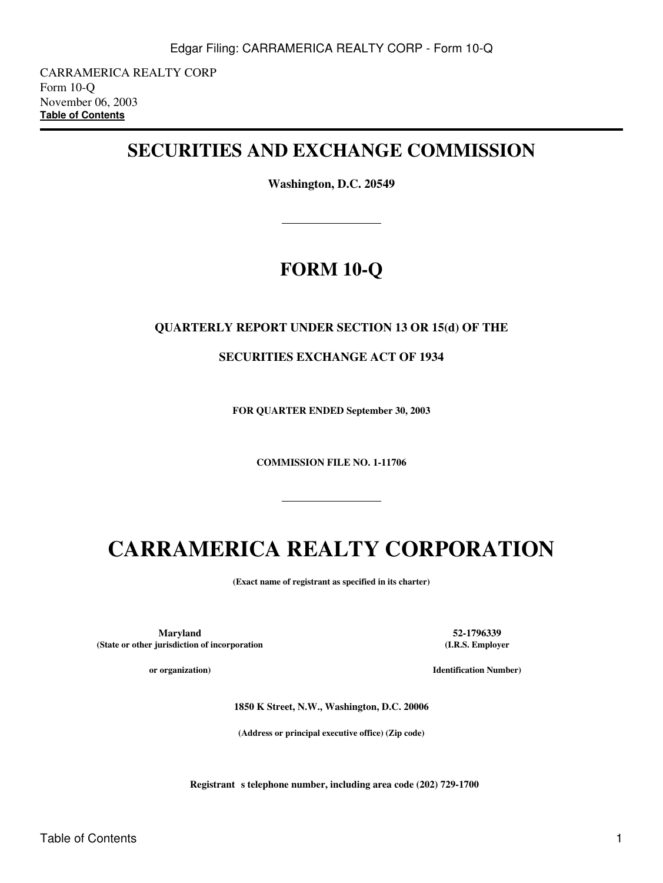CARRAMERICA REALTY CORP
Form 10-Q
November 06, 2003
**Table of Contents**

# SECURITIES AND EXCHANGE COMMISSION

**Washington, D.C. 20549**

# FORM 10-Q

**QUARTERLY REPORT UNDER SECTION 13 OR 15(d) OF THE**

**SECURITIES EXCHANGE ACT OF 1934**

**FOR QUARTER ENDED September 30, 2003**

**COMMISSION FILE NO. 1-11706**

# CARRAMERICA REALTY CORPORATION

**(Exact name of registrant as specified in its charter)**

| **Maryland** | **52-1796339** |
|---|---|
| **(State or other jurisdiction of incorporation or organization)** | **(I.R.S. Employer Identification Number)** |

**1850 K Street, N.W., Washington, D.C. 20006**

**(Address or principal executive office) (Zip code)**

**Registrant s telephone number, including area code (202) 729-1700**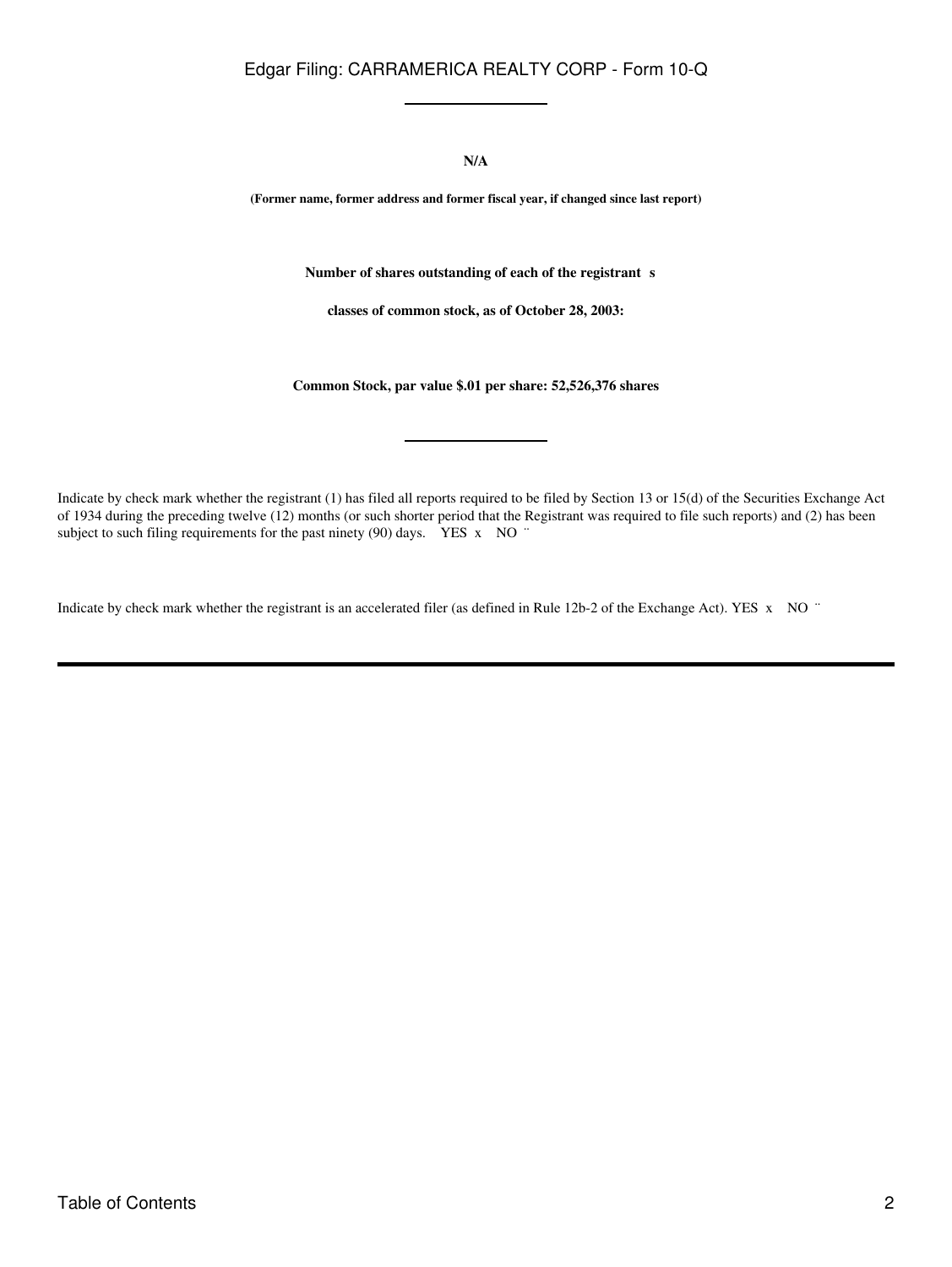**N/A**

**(Former name, former address and former fiscal year, if changed since last report)**

**Number of shares outstanding of each of the registrant s**

**classes of common stock, as of October 28, 2003:**

**Common Stock, par value $.01 per share: 52,526,376 shares**

---

Indicate by check mark whether the registrant (1) has filed all reports required to be filed by Section 13 or 15(d) of the Securities Exchange Act of 1934 during the preceding twelve (12) months (or such shorter period that the Registrant was required to file such reports) and (2) has been subject to such filing requirements for the past ninety (90) days. YES x NO ¨

Indicate by check mark whether the registrant is an accelerated filer (as defined in Rule 12b-2 of the Exchange Act). YES x NO ¨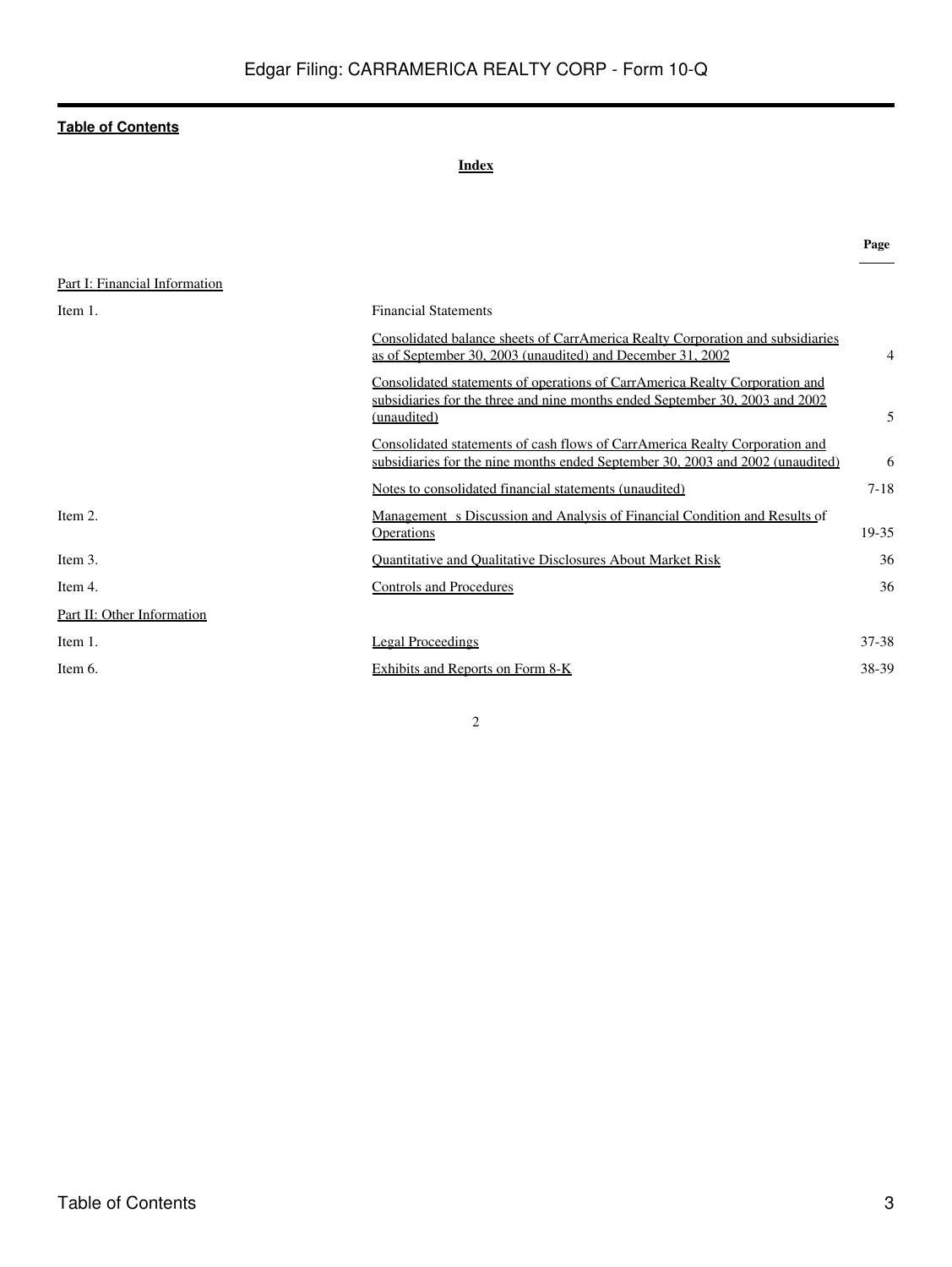**Table of Contents**

**Index**

| | | Page |
|---|---|---|
| Part I: Financial Information | | |
| Item 1. | Financial Statements | |
| | Consolidated balance sheets of CarrAmerica Realty Corporation and subsidiaries as of September 30, 2003 (unaudited) and December 31, 2002 | 4 |
| | Consolidated statements of operations of CarrAmerica Realty Corporation and subsidiaries for the three and nine months ended September 30, 2003 and 2002 (unaudited) | 5 |
| | Consolidated statements of cash flows of CarrAmerica Realty Corporation and subsidiaries for the nine months ended September 30, 2003 and 2002 (unaudited) | 6 |
| | Notes to consolidated financial statements (unaudited) | 7-18 |
| Item 2. | Management s Discussion and Analysis of Financial Condition and Results of Operations | 19-35 |
| Item 3. | Quantitative and Qualitative Disclosures About Market Risk | 36 |
| Item 4. | Controls and Procedures | 36 |
| Part II: Other Information | | |
| Item 1. | Legal Proceedings | 37-38 |
| Item 6. | Exhibits and Reports on Form 8-K | 38-39 |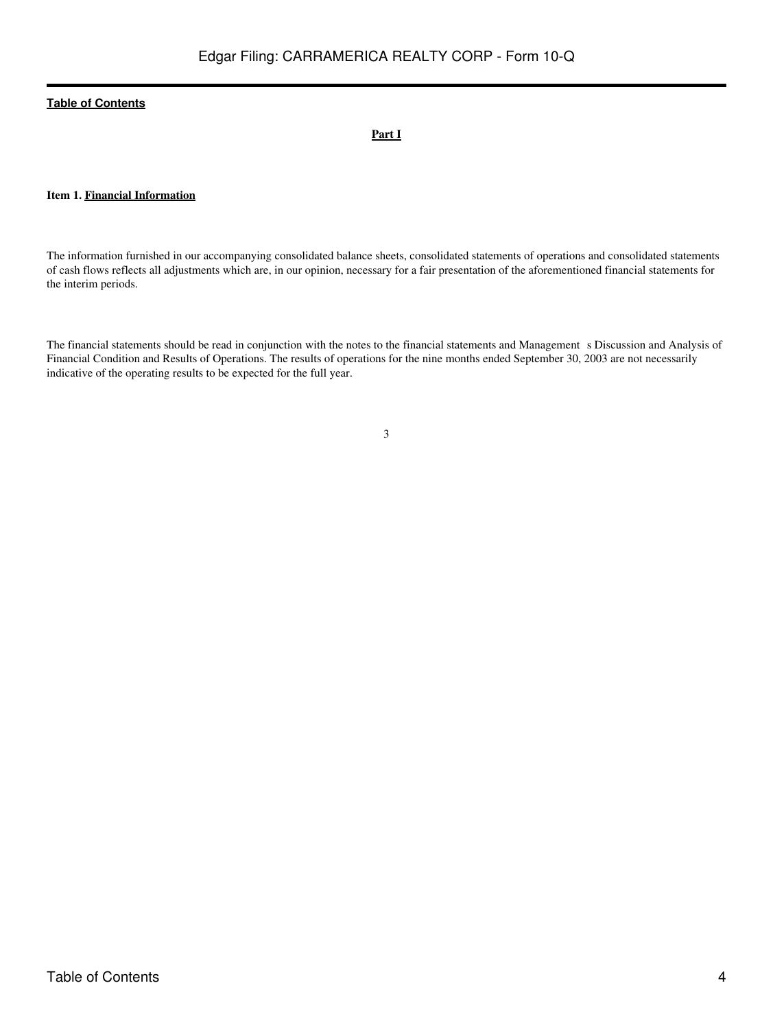[Table of Contents](#)

**Part I**

**Item 1. Financial Information**

The information furnished in our accompanying consolidated balance sheets, consolidated statements of operations and consolidated statements of cash flows reflects all adjustments which are, in our opinion, necessary for a fair presentation of the aforementioned financial statements for the interim periods.

The financial statements should be read in conjunction with the notes to the financial statements and Management s Discussion and Analysis of Financial Condition and Results of Operations. The results of operations for the nine months ended September 30, 2003 are not necessarily indicative of the operating results to be expected for the full year.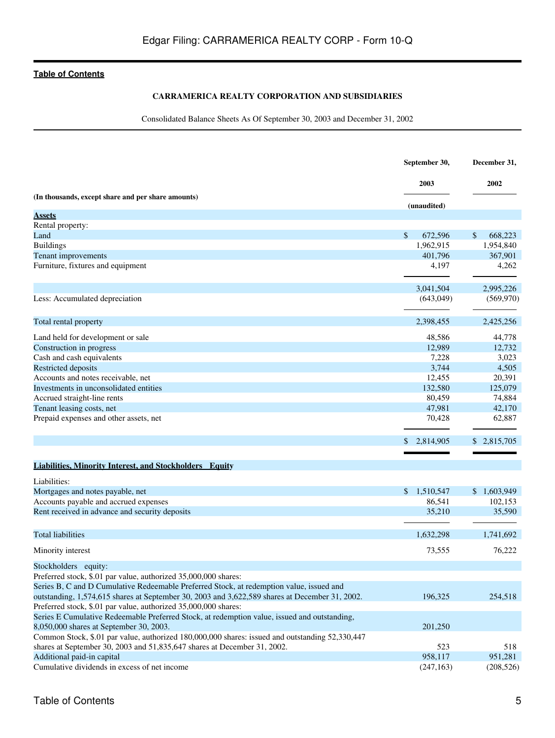**Table of Contents**

**CARRAMERICA REALTY CORPORATION AND SUBSIDIARIES**

Consolidated Balance Sheets As Of September 30, 2003 and December 31, 2002

| (In thousands, except share and per share amounts) | September 30, 2003 (unaudited) | December 31, 2002 |
|---|---|---|
| **Assets** | | |
| Rental property: | | |
| Land | $ 672,596 | $ 668,223 |
| Buildings | 1,962,915 | 1,954,840 |
| Tenant improvements | 401,796 | 367,901 |
| Furniture, fixtures and equipment | 4,197 | 4,262 |
| | 3,041,504 | 2,995,226 |
| Less: Accumulated depreciation | (643,049) | (569,970) |
| Total rental property | 2,398,455 | 2,425,256 |
| Land held for development or sale | 48,586 | 44,778 |
| Construction in progress | 12,989 | 12,732 |
| Cash and cash equivalents | 7,228 | 3,023 |
| Restricted deposits | 3,744 | 4,505 |
| Accounts and notes receivable, net | 12,455 | 20,391 |
| Investments in unconsolidated entities | 132,580 | 125,079 |
| Accrued straight-line rents | 80,459 | 74,884 |
| Tenant leasing costs, net | 47,981 | 42,170 |
| Prepaid expenses and other assets, net | 70,428 | 62,887 |
| | $ 2,814,905 | $ 2,815,705 |
| **Liabilities, Minority Interest, and Stockholders Equity** | | |
| Liabilities: | | |
| Mortgages and notes payable, net | $ 1,510,547 | $ 1,603,949 |
| Accounts payable and accrued expenses | 86,541 | 102,153 |
| Rent received in advance and security deposits | 35,210 | 35,590 |
| Total liabilities | 1,632,298 | 1,741,692 |
| Minority interest | 73,555 | 76,222 |
| Stockholders equity: | | |
| Preferred stock, $.01 par value, authorized 35,000,000 shares: | | |
| Series B, C and D Cumulative Redeemable Preferred Stock, at redemption value, issued and outstanding, 1,574,615 shares at September 30, 2003 and 3,622,589 shares at December 31, 2002. | 196,325 | 254,518 |
| Preferred stock, $.01 par value, authorized 35,000,000 shares: | | |
| Series E Cumulative Redeemable Preferred Stock, at redemption value, issued and outstanding, 8,050,000 shares at September 30, 2003. | 201,250 | |
| Common Stock, $.01 par value, authorized 180,000,000 shares: issued and outstanding 52,330,447 shares at September 30, 2003 and 51,835,647 shares at December 31, 2002. | 523 | 518 |
| Additional paid-in capital | 958,117 | 951,281 |
| Cumulative dividends in excess of net income | (247,163) | (208,526) |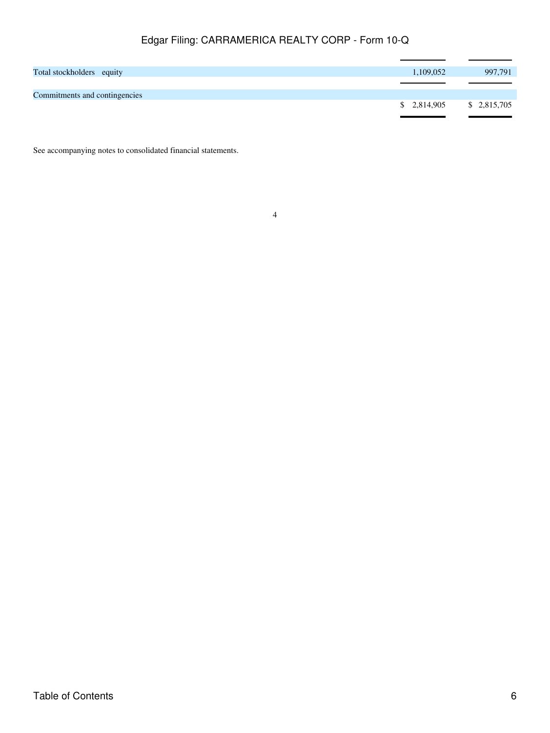| | | |
|---|---|---|
| Total stockholders equity | 1,109,052 | 997,791 |
| Commitments and contingencies | | |
| | $ 2,814,905 | $ 2,815,705 |

See accompanying notes to consolidated financial statements.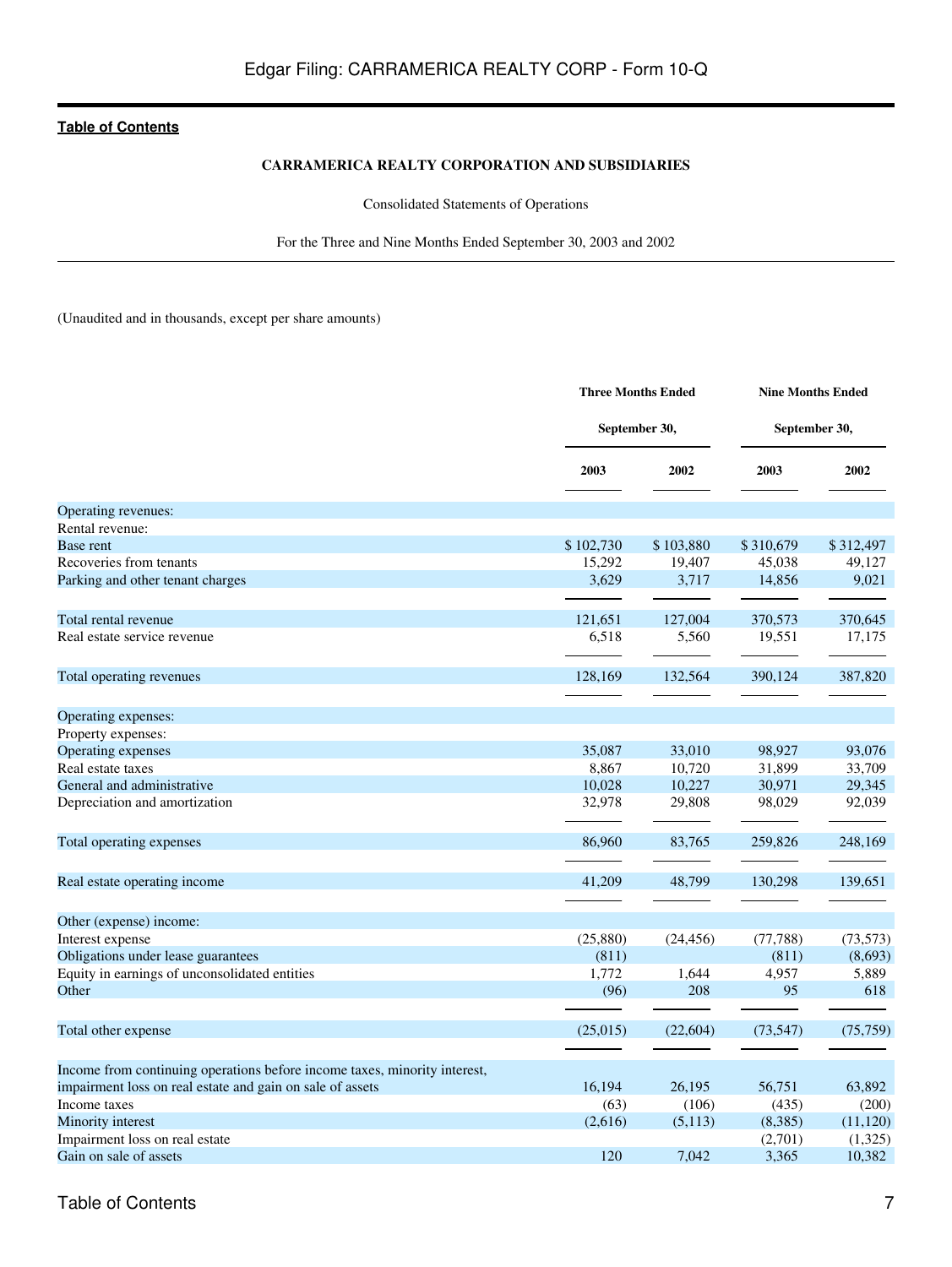[Table of Contents](#)

**CARRAMERICA REALTY CORPORATION AND SUBSIDIARIES**

Consolidated Statements of Operations

For the Three and Nine Months Ended September 30, 2003 and 2002

(Unaudited and in thousands, except per share amounts)

| | Three Months Ended September 30, | | Nine Months Ended September 30, | |
|---|---|---|---|---|
| | 2003 | 2002 | 2003 | 2002 |
| Operating revenues: | | | | |
| Rental revenue: | | | | |
| Base rent | $ 102,730 | $ 103,880 | $ 310,679 | $ 312,497 |
| Recoveries from tenants | 15,292 | 19,407 | 45,038 | 49,127 |
| Parking and other tenant charges | 3,629 | 3,717 | 14,856 | 9,021 |
| Total rental revenue | 121,651 | 127,004 | 370,573 | 370,645 |
| Real estate service revenue | 6,518 | 5,560 | 19,551 | 17,175 |
| Total operating revenues | 128,169 | 132,564 | 390,124 | 387,820 |
| Operating expenses: | | | | |
| Property expenses: | | | | |
| Operating expenses | 35,087 | 33,010 | 98,927 | 93,076 |
| Real estate taxes | 8,867 | 10,720 | 31,899 | 33,709 |
| General and administrative | 10,028 | 10,227 | 30,971 | 29,345 |
| Depreciation and amortization | 32,978 | 29,808 | 98,029 | 92,039 |
| Total operating expenses | 86,960 | 83,765 | 259,826 | 248,169 |
| Real estate operating income | 41,209 | 48,799 | 130,298 | 139,651 |
| Other (expense) income: | | | | |
| Interest expense | (25,880) | (24,456) | (77,788) | (73,573) |
| Obligations under lease guarantees | (811) | | (811) | (8,693) |
| Equity in earnings of unconsolidated entities | 1,772 | 1,644 | 4,957 | 5,889 |
| Other | (96) | 208 | 95 | 618 |
| Total other expense | (25,015) | (22,604) | (73,547) | (75,759) |
| Income from continuing operations before income taxes, minority interest, impairment loss on real estate and gain on sale of assets | 16,194 | 26,195 | 56,751 | 63,892 |
| Income taxes | (63) | (106) | (435) | (200) |
| Minority interest | (2,616) | (5,113) | (8,385) | (11,120) |
| Impairment loss on real estate | | | (2,701) | (1,325) |
| Gain on sale of assets | 120 | 7,042 | 3,365 | 10,382 |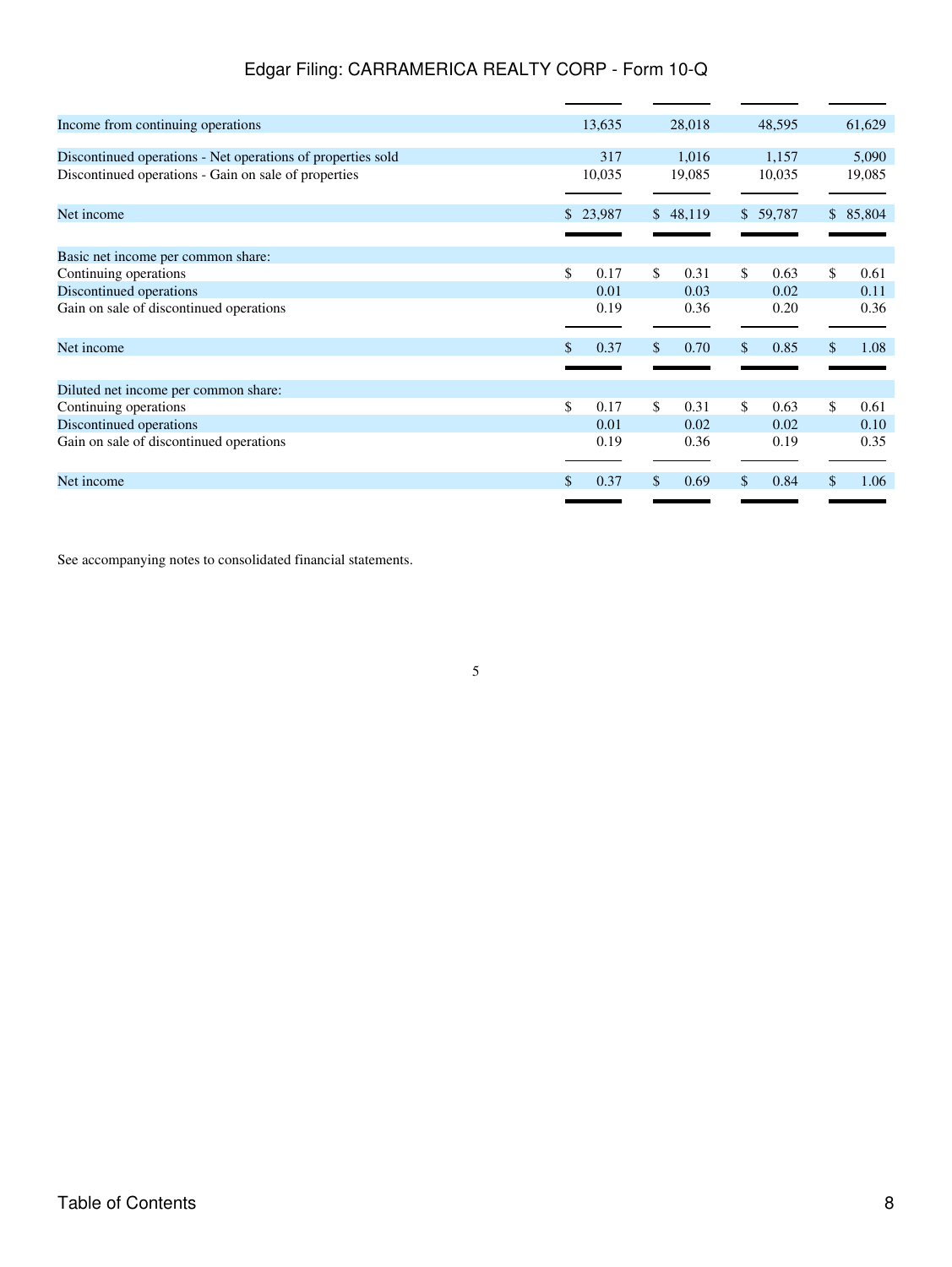| | | | | |
|---|---|---|---|---|
| Income from continuing operations | 13,635 | 28,018 | 48,595 | 61,629 |
| Discontinued operations - Net operations of properties sold | 317 | 1,016 | 1,157 | 5,090 |
| Discontinued operations - Gain on sale of properties | 10,035 | 19,085 | 10,035 | 19,085 |
| Net income | $ 23,987 | $ 48,119 | $ 59,787 | $ 85,804 |
| Basic net income per common share: | | | | |
| Continuing operations | $ 0.17 | $ 0.31 | $ 0.63 | $ 0.61 |
| Discontinued operations | 0.01 | 0.03 | 0.02 | 0.11 |
| Gain on sale of discontinued operations | 0.19 | 0.36 | 0.20 | 0.36 |
| Net income | $ 0.37 | $ 0.70 | $ 0.85 | $ 1.08 |
| Diluted net income per common share: | | | | |
| Continuing operations | $ 0.17 | $ 0.31 | $ 0.63 | $ 0.61 |
| Discontinued operations | 0.01 | 0.02 | 0.02 | 0.10 |
| Gain on sale of discontinued operations | 0.19 | 0.36 | 0.19 | 0.35 |
| Net income | $ 0.37 | $ 0.69 | $ 0.84 | $ 1.06 |

See accompanying notes to consolidated financial statements.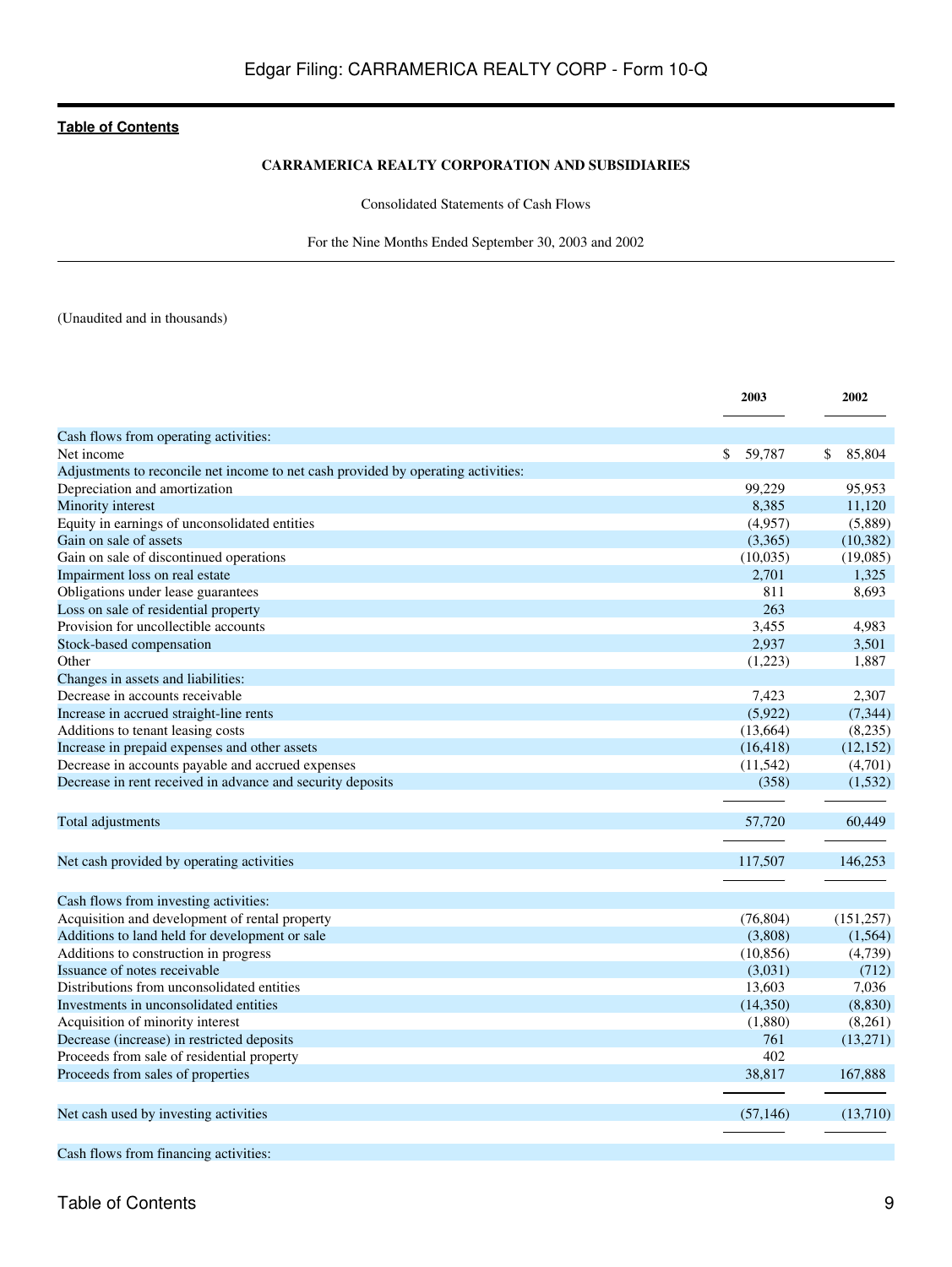**CARRAMERICA REALTY CORPORATION AND SUBSIDIARIES**

Consolidated Statements of Cash Flows

For the Nine Months Ended September 30, 2003 and 2002

(Unaudited and in thousands)

| | 2003 | 2002 |
|---|---|---|
| Cash flows from operating activities: | | |
| Net income | $ 59,787 | $ 85,804 |
| Adjustments to reconcile net income to net cash provided by operating activities: | | |
| Depreciation and amortization | 99,229 | 95,953 |
| Minority interest | 8,385 | 11,120 |
| Equity in earnings of unconsolidated entities | (4,957) | (5,889) |
| Gain on sale of assets | (3,365) | (10,382) |
| Gain on sale of discontinued operations | (10,035) | (19,085) |
| Impairment loss on real estate | 2,701 | 1,325 |
| Obligations under lease guarantees | 811 | 8,693 |
| Loss on sale of residential property | 263 | |
| Provision for uncollectible accounts | 3,455 | 4,983 |
| Stock-based compensation | 2,937 | 3,501 |
| Other | (1,223) | 1,887 |
| Changes in assets and liabilities: | | |
| Decrease in accounts receivable | 7,423 | 2,307 |
| Increase in accrued straight-line rents | (5,922) | (7,344) |
| Additions to tenant leasing costs | (13,664) | (8,235) |
| Increase in prepaid expenses and other assets | (16,418) | (12,152) |
| Decrease in accounts payable and accrued expenses | (11,542) | (4,701) |
| Decrease in rent received in advance and security deposits | (358) | (1,532) |
| Total adjustments | 57,720 | 60,449 |
| Net cash provided by operating activities | 117,507 | 146,253 |
| Cash flows from investing activities: | | |
| Acquisition and development of rental property | (76,804) | (151,257) |
| Additions to land held for development or sale | (3,808) | (1,564) |
| Additions to construction in progress | (10,856) | (4,739) |
| Issuance of notes receivable | (3,031) | (712) |
| Distributions from unconsolidated entities | 13,603 | 7,036 |
| Investments in unconsolidated entities | (14,350) | (8,830) |
| Acquisition of minority interest | (1,880) | (8,261) |
| Decrease (increase) in restricted deposits | 761 | (13,271) |
| Proceeds from sale of residential property | 402 | |
| Proceeds from sales of properties | 38,817 | 167,888 |
| Net cash used by investing activities | (57,146) | (13,710) |
| Cash flows from financing activities: | | |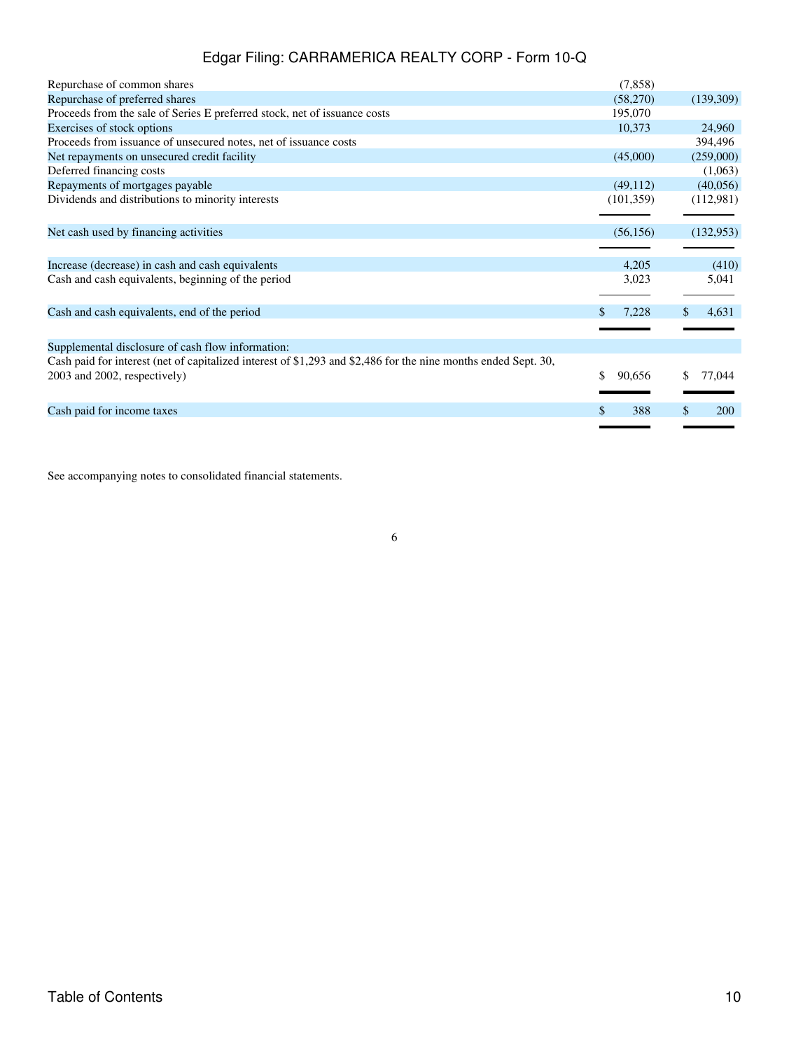| | | |
|---|---|---|
| Repurchase of common shares | (7,858) | |
| Repurchase of preferred shares | (58,270) | (139,309) |
| Proceeds from the sale of Series E preferred stock, net of issuance costs | 195,070 | |
| Exercises of stock options | 10,373 | 24,960 |
| Proceeds from issuance of unsecured notes, net of issuance costs | | 394,496 |
| Net repayments on unsecured credit facility | (45,000) | (259,000) |
| Deferred financing costs | | (1,063) |
| Repayments of mortgages payable | (49,112) | (40,056) |
| Dividends and distributions to minority interests | (101,359) | (112,981) |
| Net cash used by financing activities | (56,156) | (132,953) |
| Increase (decrease) in cash and cash equivalents | 4,205 | (410) |
| Cash and cash equivalents, beginning of the period | 3,023 | 5,041 |
| Cash and cash equivalents, end of the period | $ 7,228 | $ 4,631 |
| Supplemental disclosure of cash flow information: | | |
| Cash paid for interest (net of capitalized interest of $1,293 and $2,486 for the nine months ended Sept. 30, 2003 and 2002, respectively) | $ 90,656 | $ 77,044 |
| Cash paid for income taxes | $ 388 | $ 200 |

See accompanying notes to consolidated financial statements.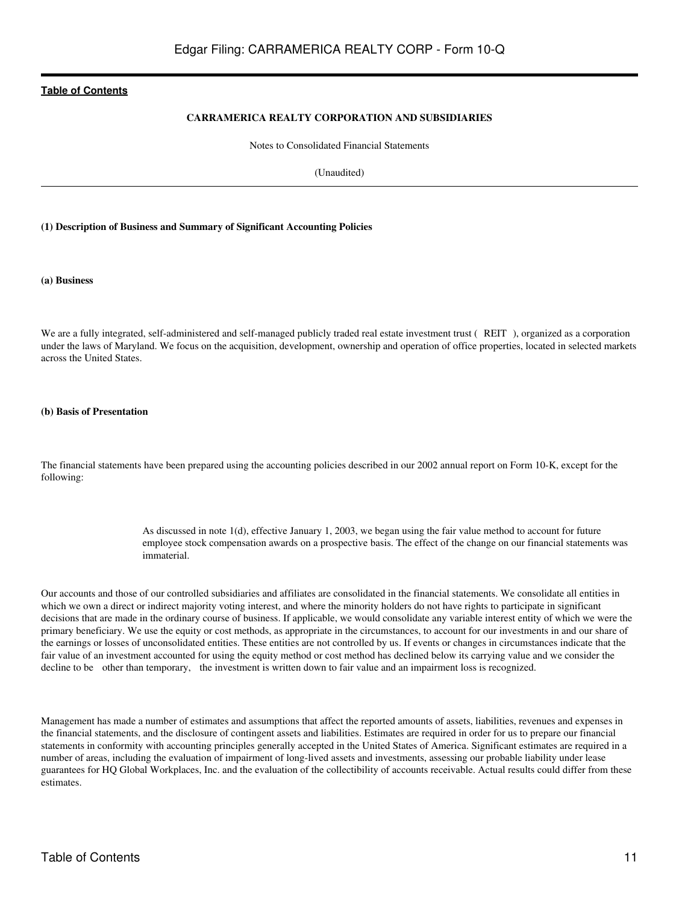**CARRAMERICA REALTY CORPORATION AND SUBSIDIARIES**

Notes to Consolidated Financial Statements

(Unaudited)

**(1) Description of Business and Summary of Significant Accounting Policies**

**(a) Business**

We are a fully integrated, self-administered and self-managed publicly traded real estate investment trust ( REIT ), organized as a corporation under the laws of Maryland. We focus on the acquisition, development, ownership and operation of office properties, located in selected markets across the United States.

**(b) Basis of Presentation**

The financial statements have been prepared using the accounting policies described in our 2002 annual report on Form 10-K, except for the following:

> As discussed in note 1(d), effective January 1, 2003, we began using the fair value method to account for future employee stock compensation awards on a prospective basis. The effect of the change on our financial statements was immaterial.

Our accounts and those of our controlled subsidiaries and affiliates are consolidated in the financial statements. We consolidate all entities in which we own a direct or indirect majority voting interest, and where the minority holders do not have rights to participate in significant decisions that are made in the ordinary course of business. If applicable, we would consolidate any variable interest entity of which we were the primary beneficiary. We use the equity or cost methods, as appropriate in the circumstances, to account for our investments in and our share of the earnings or losses of unconsolidated entities. These entities are not controlled by us. If events or changes in circumstances indicate that the fair value of an investment accounted for using the equity method or cost method has declined below its carrying value and we consider the decline to be other than temporary, the investment is written down to fair value and an impairment loss is recognized.

Management has made a number of estimates and assumptions that affect the reported amounts of assets, liabilities, revenues and expenses in the financial statements, and the disclosure of contingent assets and liabilities. Estimates are required in order for us to prepare our financial statements in conformity with accounting principles generally accepted in the United States of America. Significant estimates are required in a number of areas, including the evaluation of impairment of long-lived assets and investments, assessing our probable liability under lease guarantees for HQ Global Workplaces, Inc. and the evaluation of the collectibility of accounts receivable. Actual results could differ from these estimates.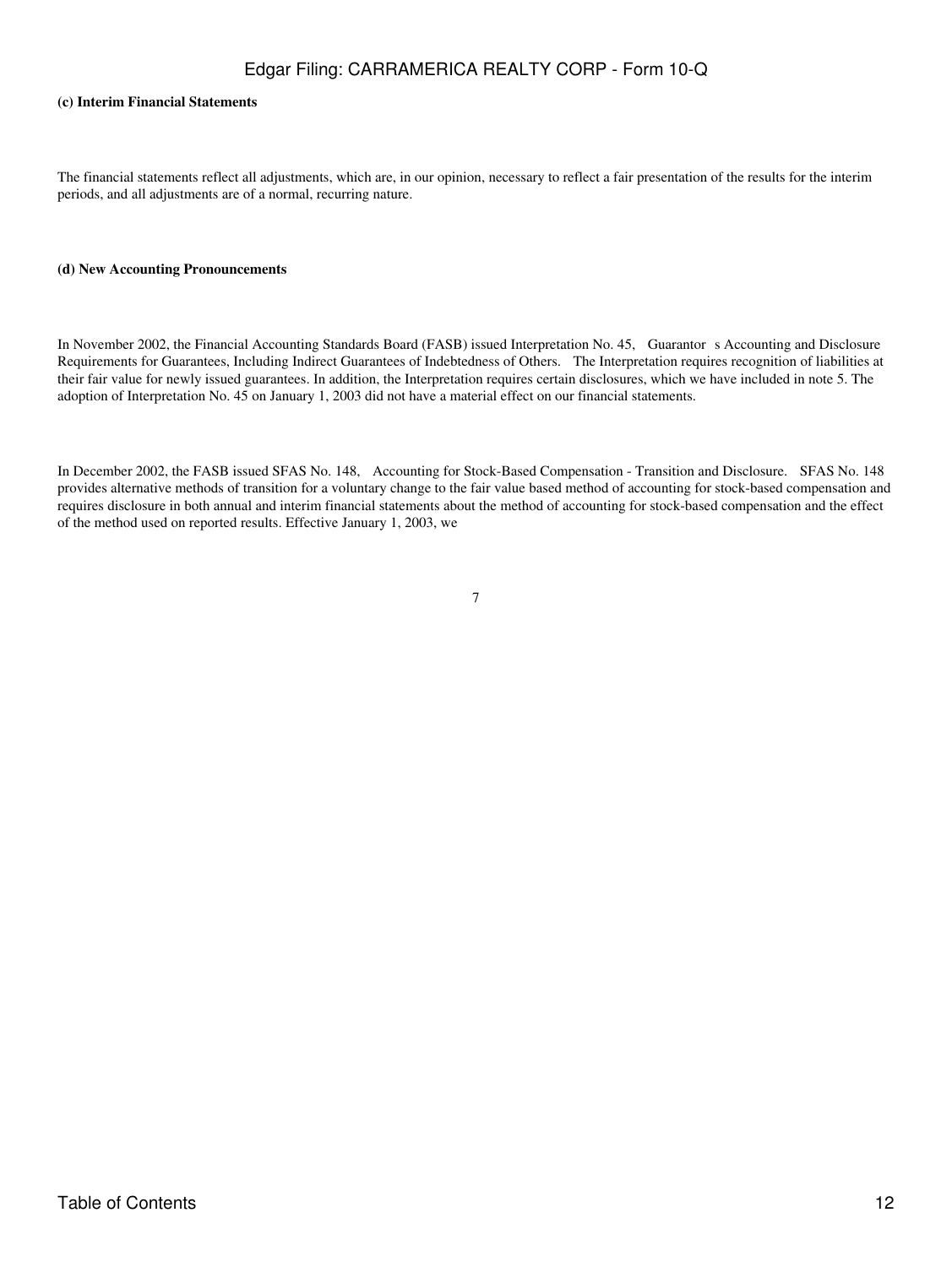**(c) Interim Financial Statements**

The financial statements reflect all adjustments, which are, in our opinion, necessary to reflect a fair presentation of the results for the interim periods, and all adjustments are of a normal, recurring nature.

**(d) New Accounting Pronouncements**

In November 2002, the Financial Accounting Standards Board (FASB) issued Interpretation No. 45, Guarantor s Accounting and Disclosure Requirements for Guarantees, Including Indirect Guarantees of Indebtedness of Others. The Interpretation requires recognition of liabilities at their fair value for newly issued guarantees. In addition, the Interpretation requires certain disclosures, which we have included in note 5. The adoption of Interpretation No. 45 on January 1, 2003 did not have a material effect on our financial statements.

In December 2002, the FASB issued SFAS No. 148, Accounting for Stock-Based Compensation - Transition and Disclosure. SFAS No. 148 provides alternative methods of transition for a voluntary change to the fair value based method of accounting for stock-based compensation and requires disclosure in both annual and interim financial statements about the method of accounting for stock-based compensation and the effect of the method used on reported results. Effective January 1, 2003, we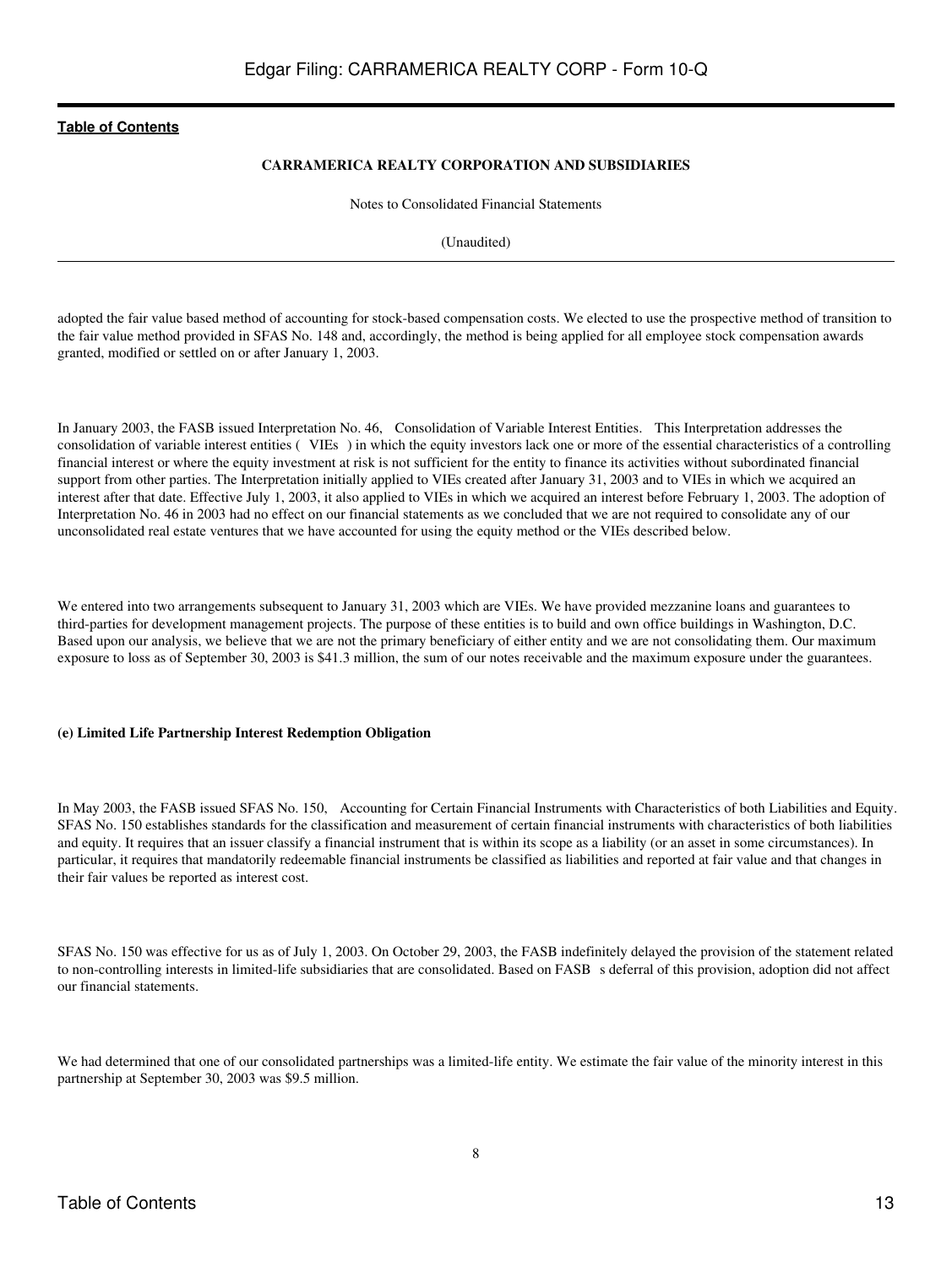adopted the fair value based method of accounting for stock-based compensation costs. We elected to use the prospective method of transition to the fair value method provided in SFAS No. 148 and, accordingly, the method is being applied for all employee stock compensation awards granted, modified or settled on or after January 1, 2003.

In January 2003, the FASB issued Interpretation No. 46, Consolidation of Variable Interest Entities. This Interpretation addresses the consolidation of variable interest entities ( VIEs ) in which the equity investors lack one or more of the essential characteristics of a controlling financial interest or where the equity investment at risk is not sufficient for the entity to finance its activities without subordinated financial support from other parties. The Interpretation initially applied to VIEs created after January 31, 2003 and to VIEs in which we acquired an interest after that date. Effective July 1, 2003, it also applied to VIEs in which we acquired an interest before February 1, 2003. The adoption of Interpretation No. 46 in 2003 had no effect on our financial statements as we concluded that we are not required to consolidate any of our unconsolidated real estate ventures that we have accounted for using the equity method or the VIEs described below.

We entered into two arrangements subsequent to January 31, 2003 which are VIEs. We have provided mezzanine loans and guarantees to third-parties for development management projects. The purpose of these entities is to build and own office buildings in Washington, D.C. Based upon our analysis, we believe that we are not the primary beneficiary of either entity and we are not consolidating them. Our maximum exposure to loss as of September 30, 2003 is $41.3 million, the sum of our notes receivable and the maximum exposure under the guarantees.

**(e) Limited Life Partnership Interest Redemption Obligation**

In May 2003, the FASB issued SFAS No. 150, Accounting for Certain Financial Instruments with Characteristics of both Liabilities and Equity. SFAS No. 150 establishes standards for the classification and measurement of certain financial instruments with characteristics of both liabilities and equity. It requires that an issuer classify a financial instrument that is within its scope as a liability (or an asset in some circumstances). In particular, it requires that mandatorily redeemable financial instruments be classified as liabilities and reported at fair value and that changes in their fair values be reported as interest cost.

SFAS No. 150 was effective for us as of July 1, 2003. On October 29, 2003, the FASB indefinitely delayed the provision of the statement related to non-controlling interests in limited-life subsidiaries that are consolidated. Based on FASB s deferral of this provision, adoption did not affect our financial statements.

We had determined that one of our consolidated partnerships was a limited-life entity. We estimate the fair value of the minority interest in this partnership at September 30, 2003 was $9.5 million.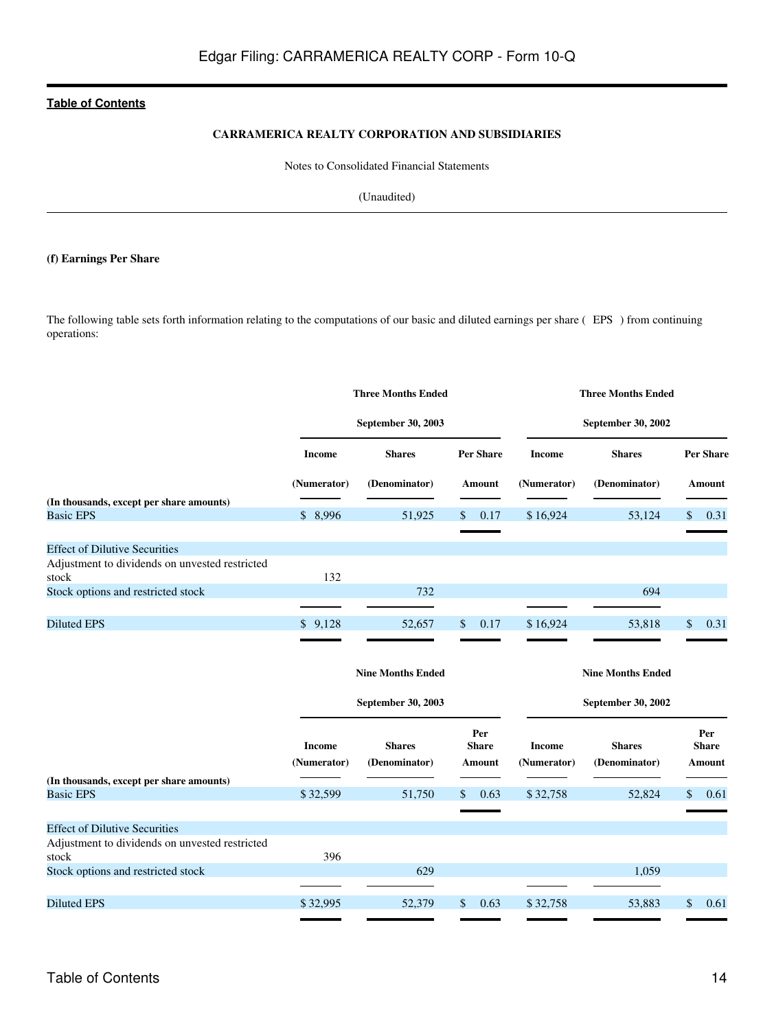**CARRAMERICA REALTY CORPORATION AND SUBSIDIARIES**

Notes to Consolidated Financial Statements

(Unaudited)

**(f) Earnings Per Share**

The following table sets forth information relating to the computations of our basic and diluted earnings per share ( EPS ) from continuing operations:

| | Three Months Ended September 30, 2003 | | | Three Months Ended September 30, 2002 | | |
|---|---|---|---|---|---|---|
| **(In thousands, except per share amounts)** | **Income (Numerator)** | **Shares (Denominator)** | **Per Share Amount** | **Income (Numerator)** | **Shares (Denominator)** | **Per Share Amount** |
| Basic EPS | $ 8,996 | 51,925 | $ 0.17 | $ 16,924 | 53,124 | $ 0.31 |
| Effect of Dilutive Securities | | | | | | |
| Adjustment to dividends on unvested restricted stock | 132 | | | | | |
| Stock options and restricted stock | | 732 | | | 694 | |
| Diluted EPS | $ 9,128 | 52,657 | $ 0.17 | $ 16,924 | 53,818 | $ 0.31 |

| | Nine Months Ended September 30, 2003 | | | Nine Months Ended September 30, 2002 | | |
|---|---|---|---|---|---|---|
| **(In thousands, except per share amounts)** | **Income (Numerator)** | **Shares (Denominator)** | **Per Share Amount** | **Income (Numerator)** | **Shares (Denominator)** | **Per Share Amount** |
| Basic EPS | $ 32,599 | 51,750 | $ 0.63 | $ 32,758 | 52,824 | $ 0.61 |
| Effect of Dilutive Securities | | | | | | |
| Adjustment to dividends on unvested restricted stock | 396 | | | | | |
| Stock options and restricted stock | | 629 | | | 1,059 | |
| Diluted EPS | $ 32,995 | 52,379 | $ 0.63 | $ 32,758 | 53,883 | $ 0.61 |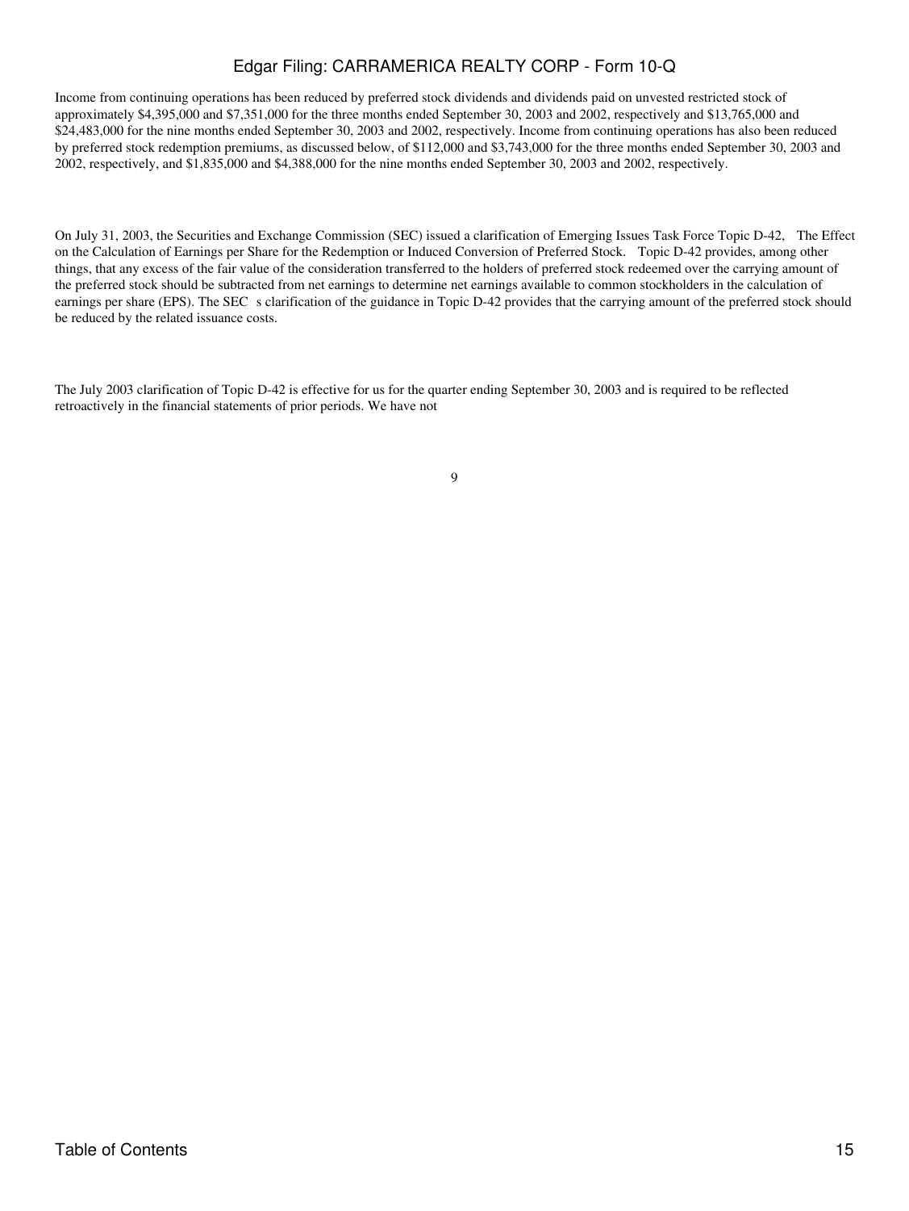Income from continuing operations has been reduced by preferred stock dividends and dividends paid on unvested restricted stock of approximately $4,395,000 and $7,351,000 for the three months ended September 30, 2003 and 2002, respectively and $13,765,000 and $24,483,000 for the nine months ended September 30, 2003 and 2002, respectively. Income from continuing operations has also been reduced by preferred stock redemption premiums, as discussed below, of $112,000 and $3,743,000 for the three months ended September 30, 2003 and 2002, respectively, and $1,835,000 and $4,388,000 for the nine months ended September 30, 2003 and 2002, respectively.

On July 31, 2003, the Securities and Exchange Commission (SEC) issued a clarification of Emerging Issues Task Force Topic D-42, The Effect on the Calculation of Earnings per Share for the Redemption or Induced Conversion of Preferred Stock. Topic D-42 provides, among other things, that any excess of the fair value of the consideration transferred to the holders of preferred stock redeemed over the carrying amount of the preferred stock should be subtracted from net earnings to determine net earnings available to common stockholders in the calculation of earnings per share (EPS). The SEC s clarification of the guidance in Topic D-42 provides that the carrying amount of the preferred stock should be reduced by the related issuance costs.

The July 2003 clarification of Topic D-42 is effective for us for the quarter ending September 30, 2003 and is required to be reflected retroactively in the financial statements of prior periods. We have not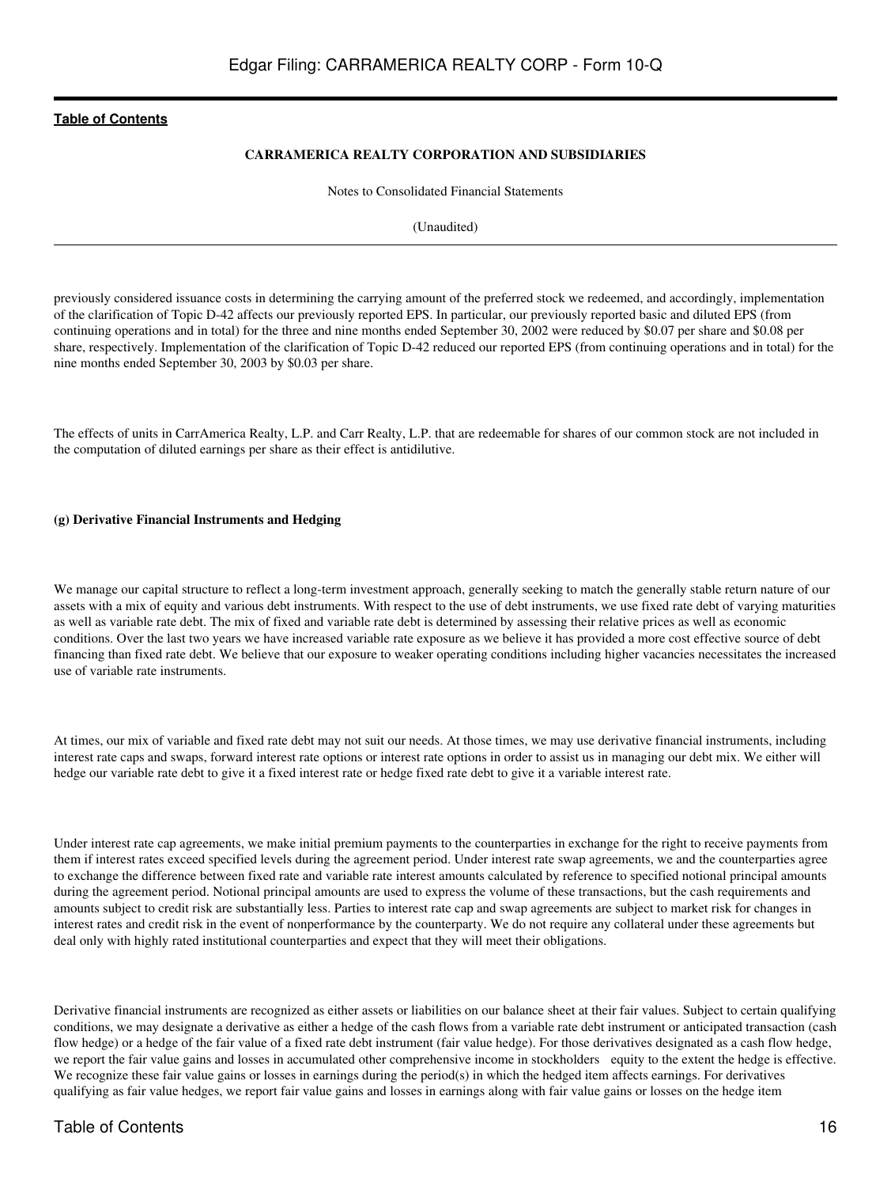previously considered issuance costs in determining the carrying amount of the preferred stock we redeemed, and accordingly, implementation of the clarification of Topic D-42 affects our previously reported EPS. In particular, our previously reported basic and diluted EPS (from continuing operations and in total) for the three and nine months ended September 30, 2002 were reduced by $0.07 per share and $0.08 per share, respectively. Implementation of the clarification of Topic D-42 reduced our reported EPS (from continuing operations and in total) for the nine months ended September 30, 2003 by $0.03 per share.

The effects of units in CarrAmerica Realty, L.P. and Carr Realty, L.P. that are redeemable for shares of our common stock are not included in the computation of diluted earnings per share as their effect is antidilutive.

**(g) Derivative Financial Instruments and Hedging**

We manage our capital structure to reflect a long-term investment approach, generally seeking to match the generally stable return nature of our assets with a mix of equity and various debt instruments. With respect to the use of debt instruments, we use fixed rate debt of varying maturities as well as variable rate debt. The mix of fixed and variable rate debt is determined by assessing their relative prices as well as economic conditions. Over the last two years we have increased variable rate exposure as we believe it has provided a more cost effective source of debt financing than fixed rate debt. We believe that our exposure to weaker operating conditions including higher vacancies necessitates the increased use of variable rate instruments.

At times, our mix of variable and fixed rate debt may not suit our needs. At those times, we may use derivative financial instruments, including interest rate caps and swaps, forward interest rate options or interest rate options in order to assist us in managing our debt mix. We either will hedge our variable rate debt to give it a fixed interest rate or hedge fixed rate debt to give it a variable interest rate.

Under interest rate cap agreements, we make initial premium payments to the counterparties in exchange for the right to receive payments from them if interest rates exceed specified levels during the agreement period. Under interest rate swap agreements, we and the counterparties agree to exchange the difference between fixed rate and variable rate interest amounts calculated by reference to specified notional principal amounts during the agreement period. Notional principal amounts are used to express the volume of these transactions, but the cash requirements and amounts subject to credit risk are substantially less. Parties to interest rate cap and swap agreements are subject to market risk for changes in interest rates and credit risk in the event of nonperformance by the counterparty. We do not require any collateral under these agreements but deal only with highly rated institutional counterparties and expect that they will meet their obligations.

Derivative financial instruments are recognized as either assets or liabilities on our balance sheet at their fair values. Subject to certain qualifying conditions, we may designate a derivative as either a hedge of the cash flows from a variable rate debt instrument or anticipated transaction (cash flow hedge) or a hedge of the fair value of a fixed rate debt instrument (fair value hedge). For those derivatives designated as a cash flow hedge, we report the fair value gains and losses in accumulated other comprehensive income in stockholders equity to the extent the hedge is effective. We recognize these fair value gains or losses in earnings during the period(s) in which the hedged item affects earnings. For derivatives qualifying as fair value hedges, we report fair value gains and losses in earnings along with fair value gains or losses on the hedge item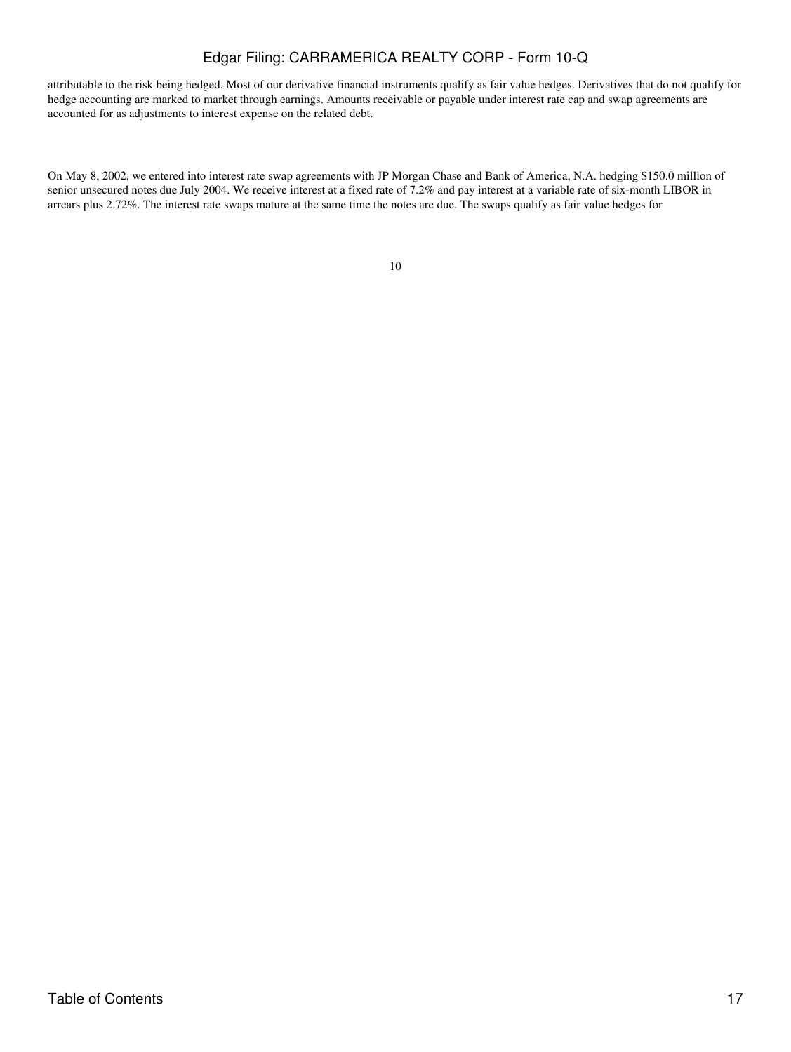attributable to the risk being hedged. Most of our derivative financial instruments qualify as fair value hedges. Derivatives that do not qualify for hedge accounting are marked to market through earnings. Amounts receivable or payable under interest rate cap and swap agreements are accounted for as adjustments to interest expense on the related debt.

On May 8, 2002, we entered into interest rate swap agreements with JP Morgan Chase and Bank of America, N.A. hedging $150.0 million of senior unsecured notes due July 2004. We receive interest at a fixed rate of 7.2% and pay interest at a variable rate of six-month LIBOR in arrears plus 2.72%. The interest rate swaps mature at the same time the notes are due. The swaps qualify as fair value hedges for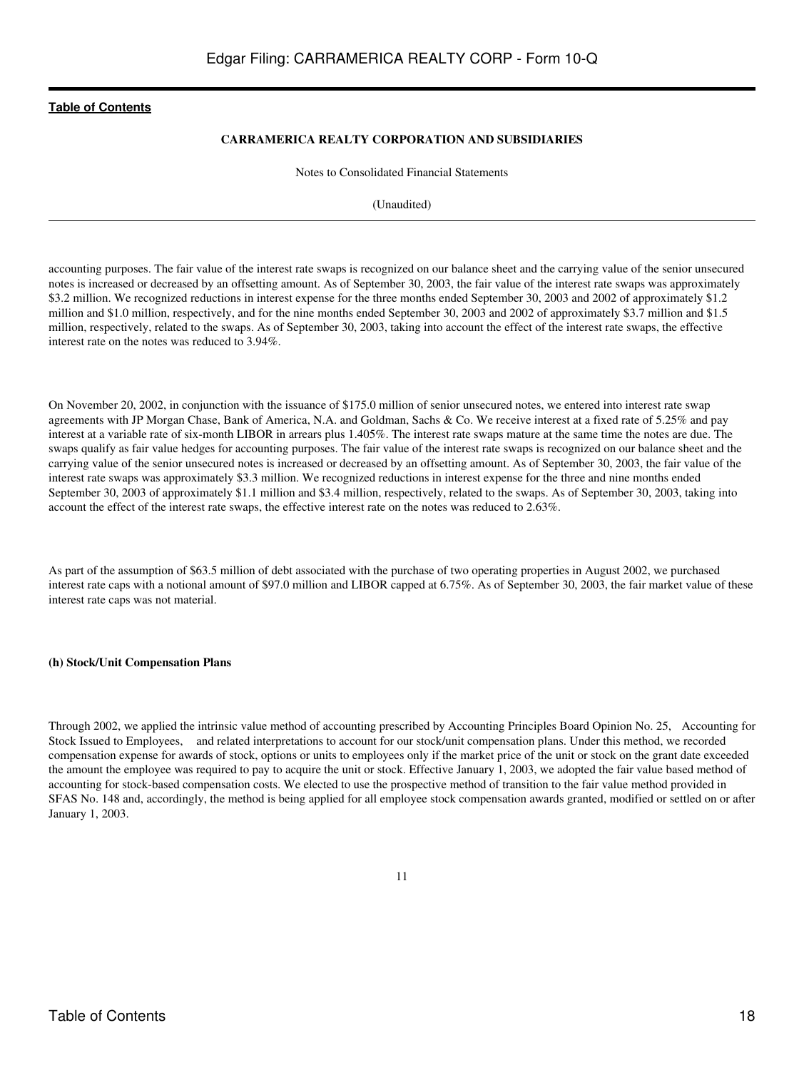accounting purposes. The fair value of the interest rate swaps is recognized on our balance sheet and the carrying value of the senior unsecured notes is increased or decreased by an offsetting amount. As of September 30, 2003, the fair value of the interest rate swaps was approximately $3.2 million. We recognized reductions in interest expense for the three months ended September 30, 2003 and 2002 of approximately $1.2 million and $1.0 million, respectively, and for the nine months ended September 30, 2003 and 2002 of approximately $3.7 million and $1.5 million, respectively, related to the swaps. As of September 30, 2003, taking into account the effect of the interest rate swaps, the effective interest rate on the notes was reduced to 3.94%.

On November 20, 2002, in conjunction with the issuance of $175.0 million of senior unsecured notes, we entered into interest rate swap agreements with JP Morgan Chase, Bank of America, N.A. and Goldman, Sachs & Co. We receive interest at a fixed rate of 5.25% and pay interest at a variable rate of six-month LIBOR in arrears plus 1.405%. The interest rate swaps mature at the same time the notes are due. The swaps qualify as fair value hedges for accounting purposes. The fair value of the interest rate swaps is recognized on our balance sheet and the carrying value of the senior unsecured notes is increased or decreased by an offsetting amount. As of September 30, 2003, the fair value of the interest rate swaps was approximately $3.3 million. We recognized reductions in interest expense for the three and nine months ended September 30, 2003 of approximately $1.1 million and $3.4 million, respectively, related to the swaps. As of September 30, 2003, taking into account the effect of the interest rate swaps, the effective interest rate on the notes was reduced to 2.63%.

As part of the assumption of $63.5 million of debt associated with the purchase of two operating properties in August 2002, we purchased interest rate caps with a notional amount of $97.0 million and LIBOR capped at 6.75%. As of September 30, 2003, the fair market value of these interest rate caps was not material.

**(h) Stock/Unit Compensation Plans**

Through 2002, we applied the intrinsic value method of accounting prescribed by Accounting Principles Board Opinion No. 25, Accounting for Stock Issued to Employees, and related interpretations to account for our stock/unit compensation plans. Under this method, we recorded compensation expense for awards of stock, options or units to employees only if the market price of the unit or stock on the grant date exceeded the amount the employee was required to pay to acquire the unit or stock. Effective January 1, 2003, we adopted the fair value based method of accounting for stock-based compensation costs. We elected to use the prospective method of transition to the fair value method provided in SFAS No. 148 and, accordingly, the method is being applied for all employee stock compensation awards granted, modified or settled on or after January 1, 2003.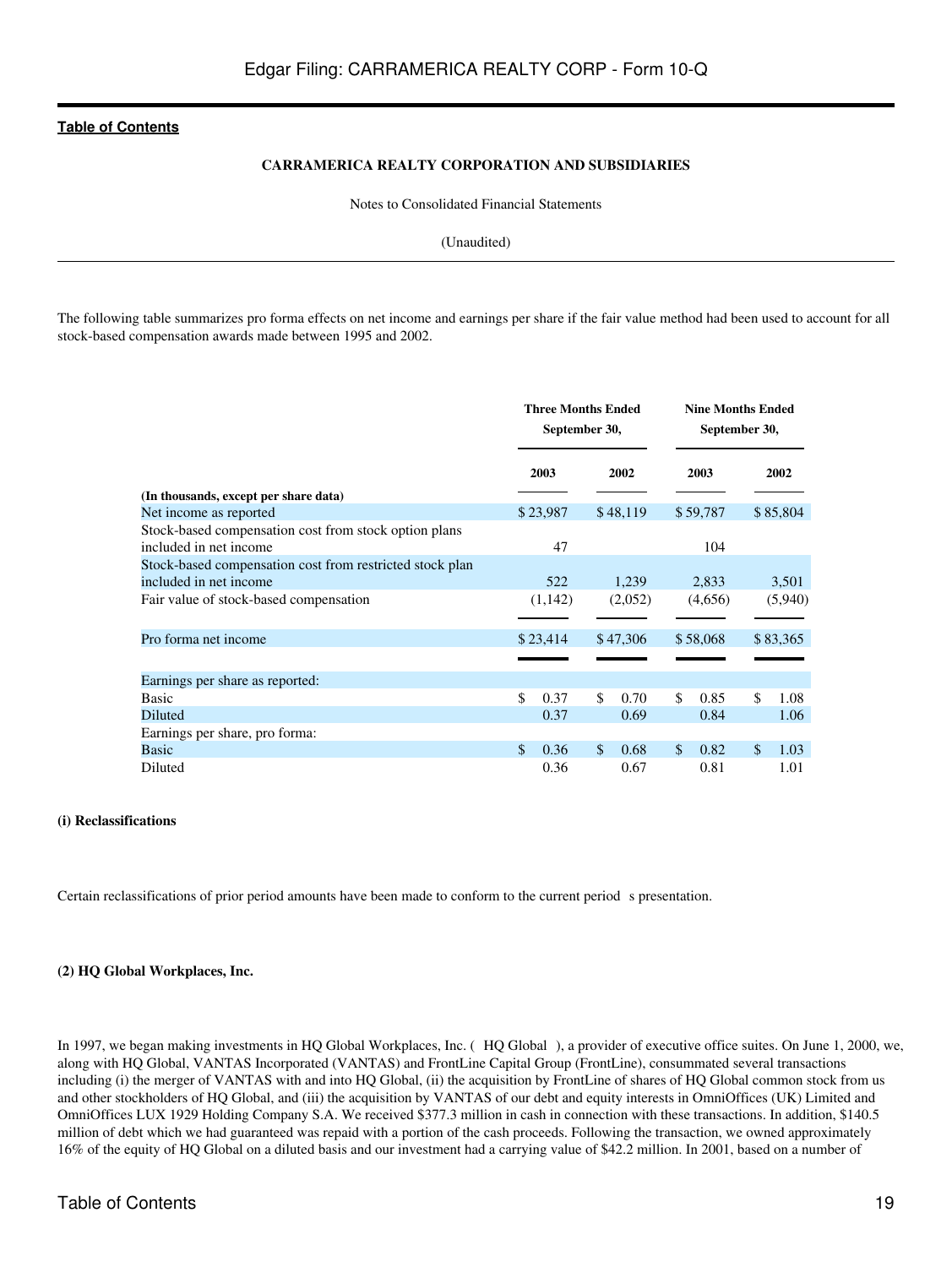**CARRAMERICA REALTY CORPORATION AND SUBSIDIARIES**

Notes to Consolidated Financial Statements

(Unaudited)

---

The following table summarizes pro forma effects on net income and earnings per share if the fair value method had been used to account for all stock-based compensation awards made between 1995 and 2002.

| | Three Months Ended September 30, | | Nine Months Ended September 30, | |
|---|---|---|---|---|
| **(In thousands, except per share data)** | **2003** | **2002** | **2003** | **2002** |
| Net income as reported | $ 23,987 | $ 48,119 | $ 59,787 | $ 85,804 |
| Stock-based compensation cost from stock option plans included in net income | 47 | | 104 | |
| Stock-based compensation cost from restricted stock plan included in net income | 522 | 1,239 | 2,833 | 3,501 |
| Fair value of stock-based compensation | (1,142) | (2,052) | (4,656) | (5,940) |
| Pro forma net income | $ 23,414 | $ 47,306 | $ 58,068 | $ 83,365 |
| Earnings per share as reported: | | | | |
| Basic | $ 0.37 | $ 0.70 | $ 0.85 | $ 1.08 |
| Diluted | 0.37 | 0.69 | 0.84 | 1.06 |
| Earnings per share, pro forma: | | | | |
| Basic | $ 0.36 | $ 0.68 | $ 0.82 | $ 1.03 |
| Diluted | 0.36 | 0.67 | 0.81 | 1.01 |

**(i) Reclassifications**

Certain reclassifications of prior period amounts have been made to conform to the current period s presentation.

**(2) HQ Global Workplaces, Inc.**

In 1997, we began making investments in HQ Global Workplaces, Inc. ( HQ Global ), a provider of executive office suites. On June 1, 2000, we, along with HQ Global, VANTAS Incorporated (VANTAS) and FrontLine Capital Group (FrontLine), consummated several transactions including (i) the merger of VANTAS with and into HQ Global, (ii) the acquisition by FrontLine of shares of HQ Global common stock from us and other stockholders of HQ Global, and (iii) the acquisition by VANTAS of our debt and equity interests in OmniOffices (UK) Limited and OmniOffices LUX 1929 Holding Company S.A. We received $377.3 million in cash in connection with these transactions. In addition, $140.5 million of debt which we had guaranteed was repaid with a portion of the cash proceeds. Following the transaction, we owned approximately 16% of the equity of HQ Global on a diluted basis and our investment had a carrying value of $42.2 million. In 2001, based on a number of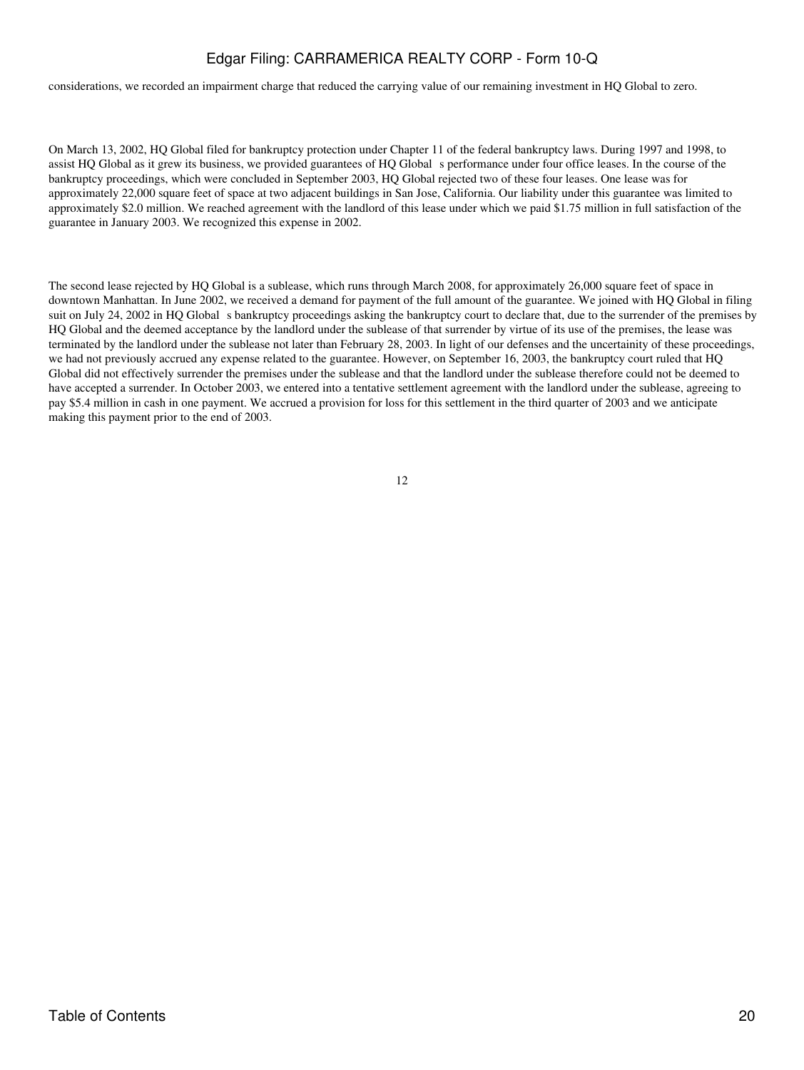considerations, we recorded an impairment charge that reduced the carrying value of our remaining investment in HQ Global to zero.

On March 13, 2002, HQ Global filed for bankruptcy protection under Chapter 11 of the federal bankruptcy laws. During 1997 and 1998, to assist HQ Global as it grew its business, we provided guarantees of HQ Global s performance under four office leases. In the course of the bankruptcy proceedings, which were concluded in September 2003, HQ Global rejected two of these four leases. One lease was for approximately 22,000 square feet of space at two adjacent buildings in San Jose, California. Our liability under this guarantee was limited to approximately $2.0 million. We reached agreement with the landlord of this lease under which we paid $1.75 million in full satisfaction of the guarantee in January 2003. We recognized this expense in 2002.

The second lease rejected by HQ Global is a sublease, which runs through March 2008, for approximately 26,000 square feet of space in downtown Manhattan. In June 2002, we received a demand for payment of the full amount of the guarantee. We joined with HQ Global in filing suit on July 24, 2002 in HQ Global s bankruptcy proceedings asking the bankruptcy court to declare that, due to the surrender of the premises by HQ Global and the deemed acceptance by the landlord under the sublease of that surrender by virtue of its use of the premises, the lease was terminated by the landlord under the sublease not later than February 28, 2003. In light of our defenses and the uncertainity of these proceedings, we had not previously accrued any expense related to the guarantee. However, on September 16, 2003, the bankruptcy court ruled that HQ Global did not effectively surrender the premises under the sublease and that the landlord under the sublease therefore could not be deemed to have accepted a surrender. In October 2003, we entered into a tentative settlement agreement with the landlord under the sublease, agreeing to pay $5.4 million in cash in one payment. We accrued a provision for loss for this settlement in the third quarter of 2003 and we anticipate making this payment prior to the end of 2003.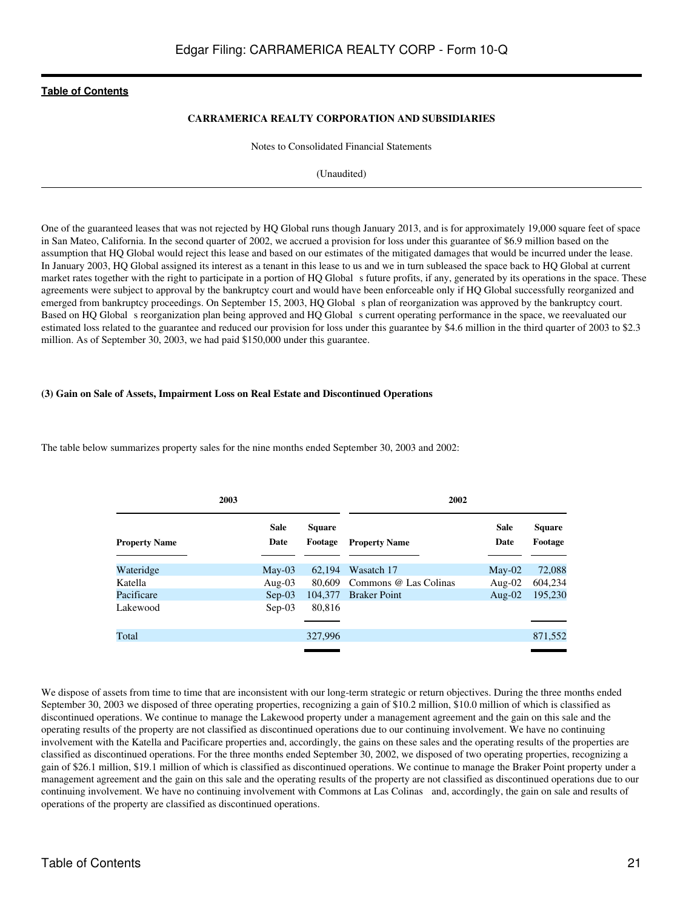CARRAMERICA REALTY CORPORATION AND SUBSIDIARIES

Notes to Consolidated Financial Statements

(Unaudited)

One of the guaranteed leases that was not rejected by HQ Global runs though January 2013, and is for approximately 19,000 square feet of space in San Mateo, California. In the second quarter of 2002, we accrued a provision for loss under this guarantee of $6.9 million based on the assumption that HQ Global would reject this lease and based on our estimates of the mitigated damages that would be incurred under the lease. In January 2003, HQ Global assigned its interest as a tenant in this lease to us and we in turn subleased the space back to HQ Global at current market rates together with the right to participate in a portion of HQ Global s future profits, if any, generated by its operations in the space. These agreements were subject to approval by the bankruptcy court and would have been enforceable only if HQ Global successfully reorganized and emerged from bankruptcy proceedings. On September 15, 2003, HQ Global s plan of reorganization was approved by the bankruptcy court. Based on HQ Global s reorganization plan being approved and HQ Global s current operating performance in the space, we reevaluated our estimated loss related to the guarantee and reduced our provision for loss under this guarantee by $4.6 million in the third quarter of 2003 to $2.3 million. As of September 30, 2003, we had paid $150,000 under this guarantee.

### (3) Gain on Sale of Assets, Impairment Loss on Real Estate and Discontinued Operations

The table below summarizes property sales for the nine months ended September 30, 2003 and 2002:

| 2003 | | | 2002 | | |
|---|---|---|---|---|---|
| **Property Name** | **Sale Date** | **Square Footage** | **Property Name** | **Sale Date** | **Square Footage** |
| Wateridge | May-03 | 62,194 | Wasatch 17 | May-02 | 72,088 |
| Katella | Aug-03 | 80,609 | Commons @ Las Colinas | Aug-02 | 604,234 |
| Pacificare | Sep-03 | 104,377 | Braker Point | Aug-02 | 195,230 |
| Lakewood | Sep-03 | 80,816 | | | |
| Total | | 327,996 | | | 871,552 |

We dispose of assets from time to time that are inconsistent with our long-term strategic or return objectives. During the three months ended September 30, 2003 we disposed of three operating properties, recognizing a gain of $10.2 million, $10.0 million of which is classified as discontinued operations. We continue to manage the Lakewood property under a management agreement and the gain on this sale and the operating results of the property are not classified as discontinued operations due to our continuing involvement. We have no continuing involvement with the Katella and Pacificare properties and, accordingly, the gains on these sales and the operating results of the properties are classified as discontinued operations. For the three months ended September 30, 2002, we disposed of two operating properties, recognizing a gain of $26.1 million, $19.1 million of which is classified as discontinued operations. We continue to manage the Braker Point property under a management agreement and the gain on this sale and the operating results of the property are not classified as discontinued operations due to our continuing involvement. We have no continuing involvement with Commons at Las Colinas and, accordingly, the gain on sale and results of operations of the property are classified as discontinued operations.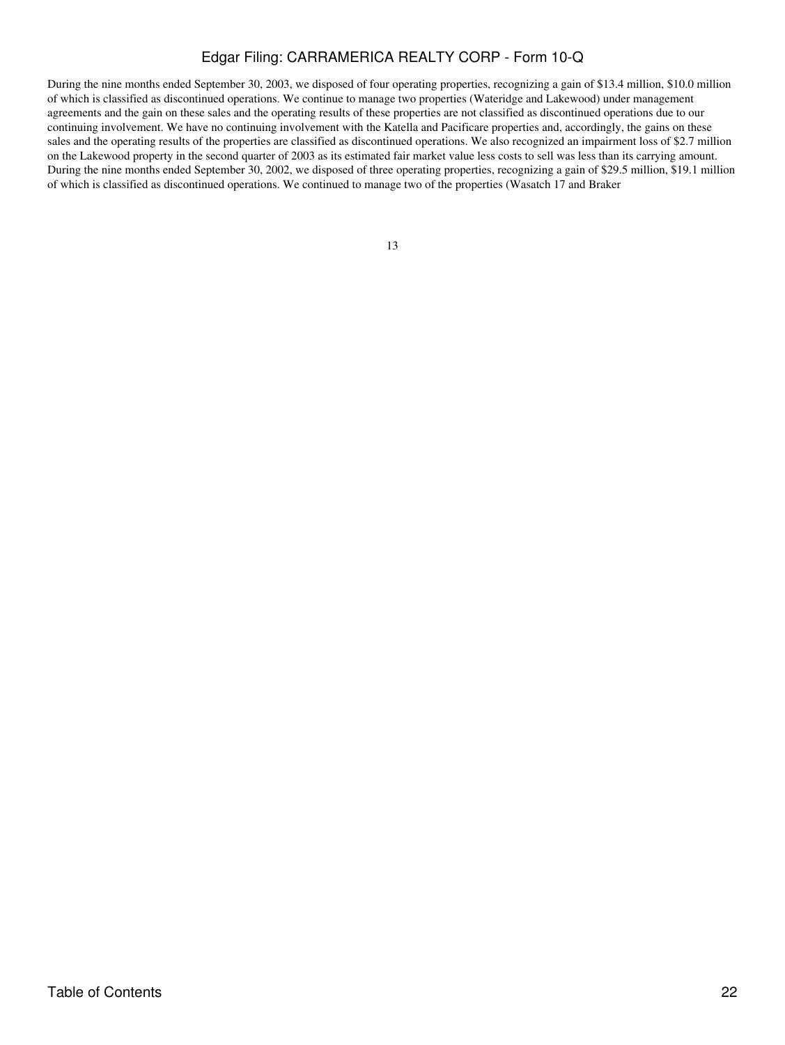During the nine months ended September 30, 2003, we disposed of four operating properties, recognizing a gain of $13.4 million, $10.0 million of which is classified as discontinued operations. We continue to manage two properties (Wateridge and Lakewood) under management agreements and the gain on these sales and the operating results of these properties are not classified as discontinued operations due to our continuing involvement. We have no continuing involvement with the Katella and Pacificare properties and, accordingly, the gains on these sales and the operating results of the properties are classified as discontinued operations. We also recognized an impairment loss of $2.7 million on the Lakewood property in the second quarter of 2003 as its estimated fair market value less costs to sell was less than its carrying amount. During the nine months ended September 30, 2002, we disposed of three operating properties, recognizing a gain of $29.5 million, $19.1 million of which is classified as discontinued operations. We continued to manage two of the properties (Wasatch 17 and Braker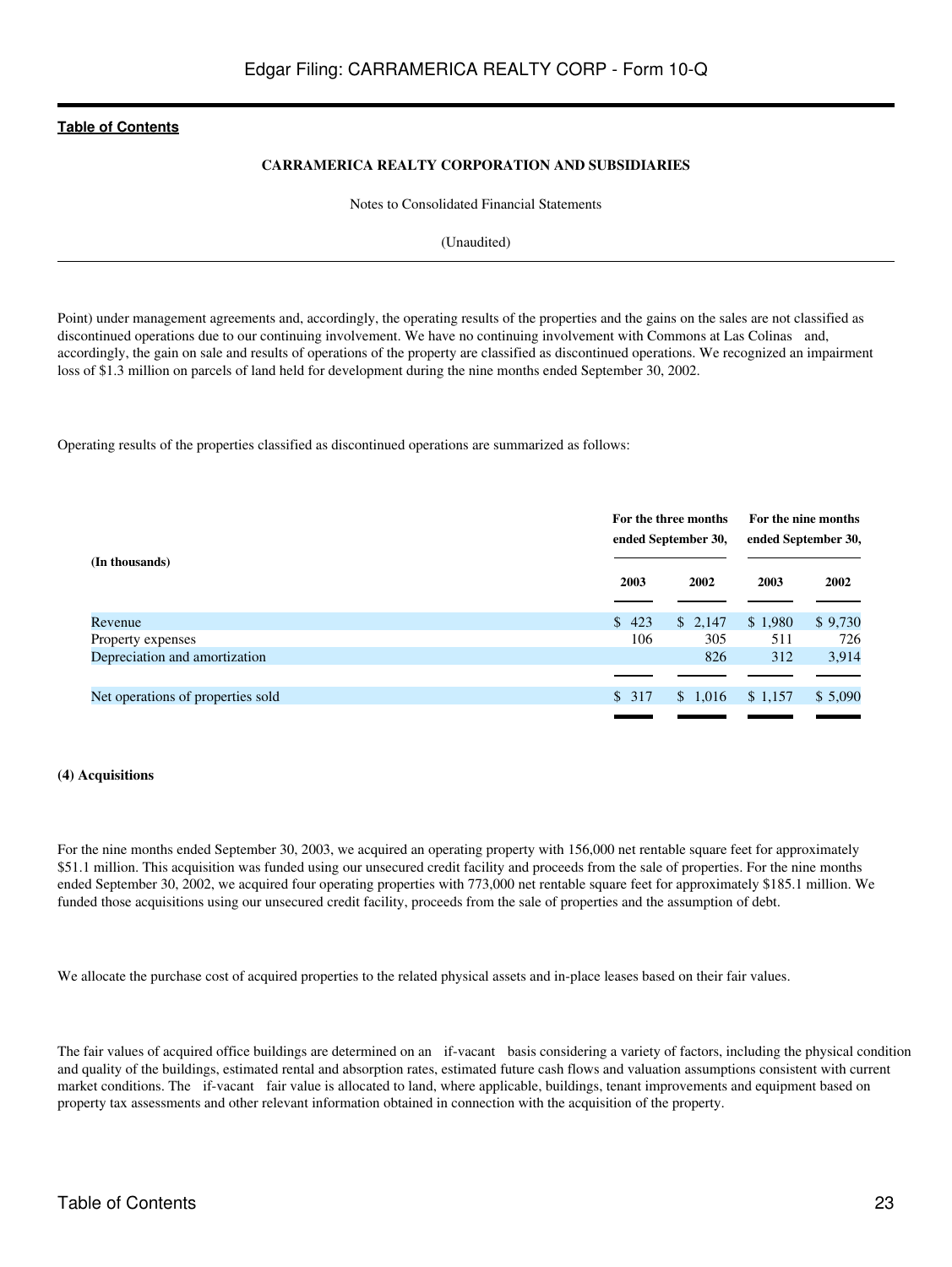**CARRAMERICA REALTY CORPORATION AND SUBSIDIARIES**

Notes to Consolidated Financial Statements

(Unaudited)

Point) under management agreements and, accordingly, the operating results of the properties and the gains on the sales are not classified as discontinued operations due to our continuing involvement. We have no continuing involvement with Commons at Las Colinas and, accordingly, the gain on sale and results of operations of the property are classified as discontinued operations. We recognized an impairment loss of $1.3 million on parcels of land held for development during the nine months ended September 30, 2002.

Operating results of the properties classified as discontinued operations are summarized as follows:

| (In thousands) | For the three months ended September 30, | | For the nine months ended September 30, | |
|---|---|---|---|---|
| | 2003 | 2002 | 2003 | 2002 |
| Revenue | $ 423 | $ 2,147 | $ 1,980 | $ 9,730 |
| Property expenses | 106 | 305 | 511 | 726 |
| Depreciation and amortization | | 826 | 312 | 3,914 |
| Net operations of properties sold | $ 317 | $ 1,016 | $ 1,157 | $ 5,090 |

**(4) Acquisitions**

For the nine months ended September 30, 2003, we acquired an operating property with 156,000 net rentable square feet for approximately $51.1 million. This acquisition was funded using our unsecured credit facility and proceeds from the sale of properties. For the nine months ended September 30, 2002, we acquired four operating properties with 773,000 net rentable square feet for approximately $185.1 million. We funded those acquisitions using our unsecured credit facility, proceeds from the sale of properties and the assumption of debt.

We allocate the purchase cost of acquired properties to the related physical assets and in-place leases based on their fair values.

The fair values of acquired office buildings are determined on an if-vacant basis considering a variety of factors, including the physical condition and quality of the buildings, estimated rental and absorption rates, estimated future cash flows and valuation assumptions consistent with current market conditions. The if-vacant fair value is allocated to land, where applicable, buildings, tenant improvements and equipment based on property tax assessments and other relevant information obtained in connection with the acquisition of the property.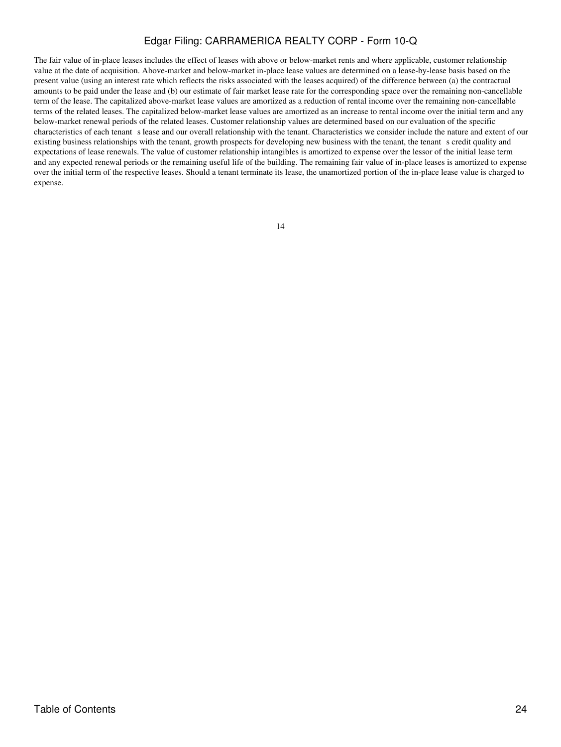The fair value of in-place leases includes the effect of leases with above or below-market rents and where applicable, customer relationship value at the date of acquisition. Above-market and below-market in-place lease values are determined on a lease-by-lease basis based on the present value (using an interest rate which reflects the risks associated with the leases acquired) of the difference between (a) the contractual amounts to be paid under the lease and (b) our estimate of fair market lease rate for the corresponding space over the remaining non-cancellable term of the lease. The capitalized above-market lease values are amortized as a reduction of rental income over the remaining non-cancellable terms of the related leases. The capitalized below-market lease values are amortized as an increase to rental income over the initial term and any below-market renewal periods of the related leases. Customer relationship values are determined based on our evaluation of the specific characteristics of each tenant s lease and our overall relationship with the tenant. Characteristics we consider include the nature and extent of our existing business relationships with the tenant, growth prospects for developing new business with the tenant, the tenant s credit quality and expectations of lease renewals. The value of customer relationship intangibles is amortized to expense over the lessor of the initial lease term and any expected renewal periods or the remaining useful life of the building. The remaining fair value of in-place leases is amortized to expense over the initial term of the respective leases. Should a tenant terminate its lease, the unamortized portion of the in-place lease value is charged to expense.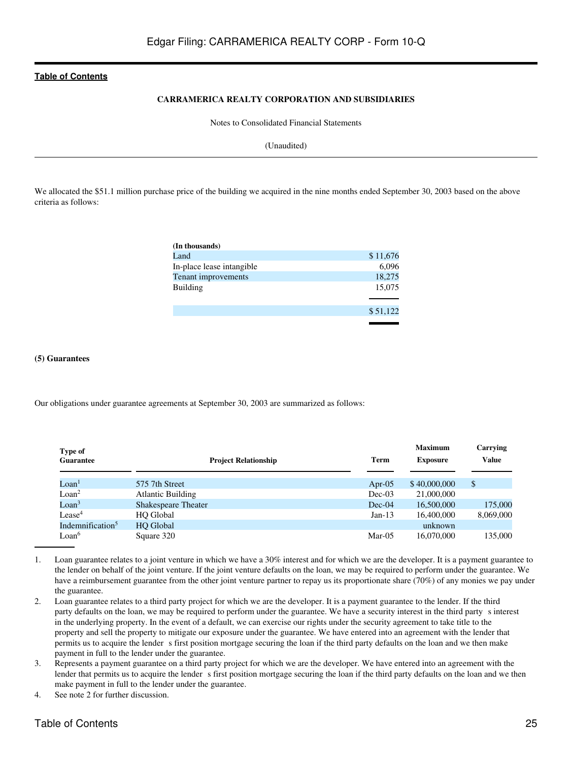**CARRAMERICA REALTY CORPORATION AND SUBSIDIARIES**

Notes to Consolidated Financial Statements

(Unaudited)

We allocated the $51.1 million purchase price of the building we acquired in the nine months ended September 30, 2003 based on the above criteria as follows:

| (In thousands) | |
|---|---|
| Land | $ 11,676 |
| In-place lease intangible | 6,096 |
| Tenant improvements | 18,275 |
| Building | 15,075 |
| | $ 51,122 |

**(5) Guarantees**

Our obligations under guarantee agreements at September 30, 2003 are summarized as follows:

| Type of Guarantee | Project Relationship | Term | Maximum Exposure | Carrying Value |
|---|---|---|---|---|
| Loan[1] | 575 7th Street | Apr-05 | $ 40,000,000 | $ |
| Loan[2] | Atlantic Building | Dec-03 | 21,000,000 | |
| Loan[3] | Shakespeare Theater | Dec-04 | 16,500,000 | 175,000 |
| Lease[4] | HQ Global | Jan-13 | 16,400,000 | 8,069,000 |
| Indemnification[5] | HQ Global | | unknown | |
| Loan[6] | Square 320 | Mar-05 | 16,070,000 | 135,000 |

1. Loan guarantee relates to a joint venture in which we have a 30% interest and for which we are the developer. It is a payment guarantee to the lender on behalf of the joint venture. If the joint venture defaults on the loan, we may be required to perform under the guarantee. We have a reimbursement guarantee from the other joint venture partner to repay us its proportionate share (70%) of any monies we pay under the guarantee.
2. Loan guarantee relates to a third party project for which we are the developer. It is a payment guarantee to the lender. If the third party defaults on the loan, we may be required to perform under the guarantee. We have a security interest in the third party s interest in the underlying property. In the event of a default, we can exercise our rights under the security agreement to take title to the property and sell the property to mitigate our exposure under the guarantee. We have entered into an agreement with the lender that permits us to acquire the lender s first position mortgage securing the loan if the third party defaults on the loan and we then make payment in full to the lender under the guarantee.
3. Represents a payment guarantee on a third party project for which we are the developer. We have entered into an agreement with the lender that permits us to acquire the lender s first position mortgage securing the loan if the third party defaults on the loan and we then make payment in full to the lender under the guarantee.
4. See note 2 for further discussion.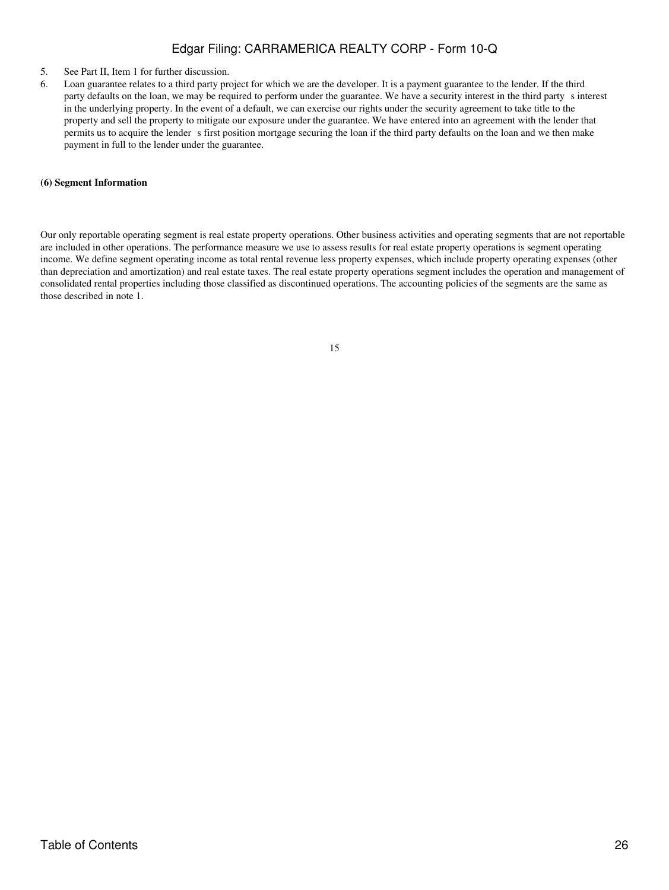5. See Part II, Item 1 for further discussion.
6. Loan guarantee relates to a third party project for which we are the developer. It is a payment guarantee to the lender. If the third party defaults on the loan, we may be required to perform under the guarantee. We have a security interest in the third party s interest in the underlying property. In the event of a default, we can exercise our rights under the security agreement to take title to the property and sell the property to mitigate our exposure under the guarantee. We have entered into an agreement with the lender that permits us to acquire the lender s first position mortgage securing the loan if the third party defaults on the loan and we then make payment in full to the lender under the guarantee.

**(6) Segment Information**

Our only reportable operating segment is real estate property operations. Other business activities and operating segments that are not reportable are included in other operations. The performance measure we use to assess results for real estate property operations is segment operating income. We define segment operating income as total rental revenue less property expenses, which include property operating expenses (other than depreciation and amortization) and real estate taxes. The real estate property operations segment includes the operation and management of consolidated rental properties including those classified as discontinued operations. The accounting policies of the segments are the same as those described in note 1.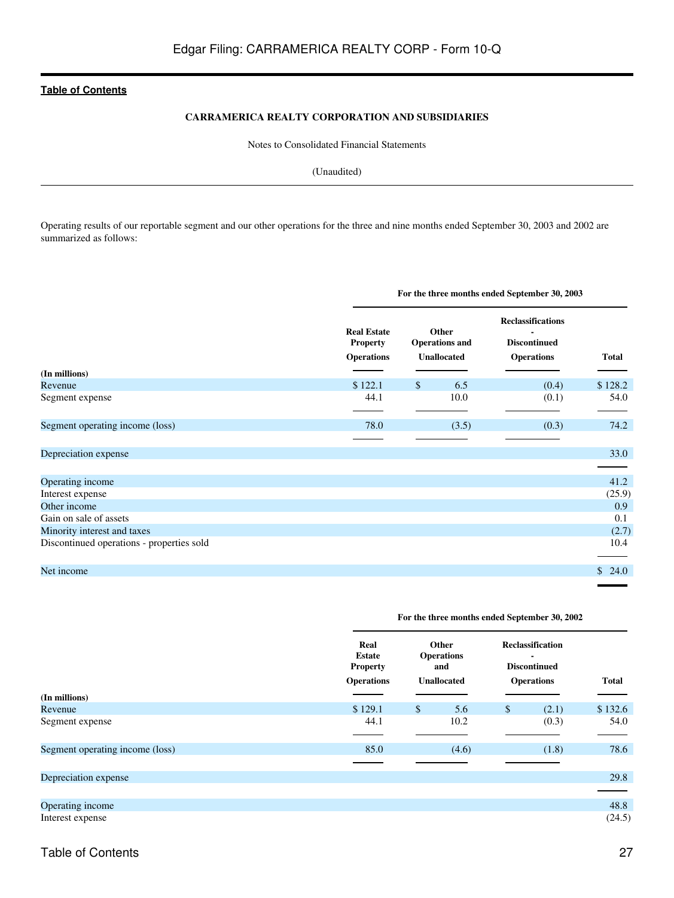**CARRAMERICA REALTY CORPORATION AND SUBSIDIARIES**

Notes to Consolidated Financial Statements

(Unaudited)

Operating results of our reportable segment and our other operations for the three and nine months ended September 30, 2003 and 2002 are summarized as follows:

| | For the three months ended September 30, 2003 | | | |
|---|---|---|---|---|
| (In millions) | Real Estate Property Operations | Other Operations and Unallocated | Reclassifications - Discontinued Operations | Total |
| Revenue | $ 122.1 | $ 6.5 | (0.4) | $ 128.2 |
| Segment expense | 44.1 | 10.0 | (0.1) | 54.0 |
| Segment operating income (loss) | 78.0 | (3.5) | (0.3) | 74.2 |
| Depreciation expense | | | | 33.0 |
| Operating income | | | | 41.2 |
| Interest expense | | | | (25.9) |
| Other income | | | | 0.9 |
| Gain on sale of assets | | | | 0.1 |
| Minority interest and taxes | | | | (2.7) |
| Discontinued operations - properties sold | | | | 10.4 |
| Net income | | | | $ 24.0 |

| | For the three months ended September 30, 2002 | | | |
|---|---|---|---|---|
| (In millions) | Real Estate Property Operations | Other Operations and Unallocated | Reclassification - Discontinued Operations | Total |
| Revenue | $ 129.1 | $ 5.6 | $ (2.1) | $ 132.6 |
| Segment expense | 44.1 | 10.2 | (0.3) | 54.0 |
| Segment operating income (loss) | 85.0 | (4.6) | (1.8) | 78.6 |
| Depreciation expense | | | | 29.8 |
| Operating income | | | | 48.8 |
| Interest expense | | | | (24.5) |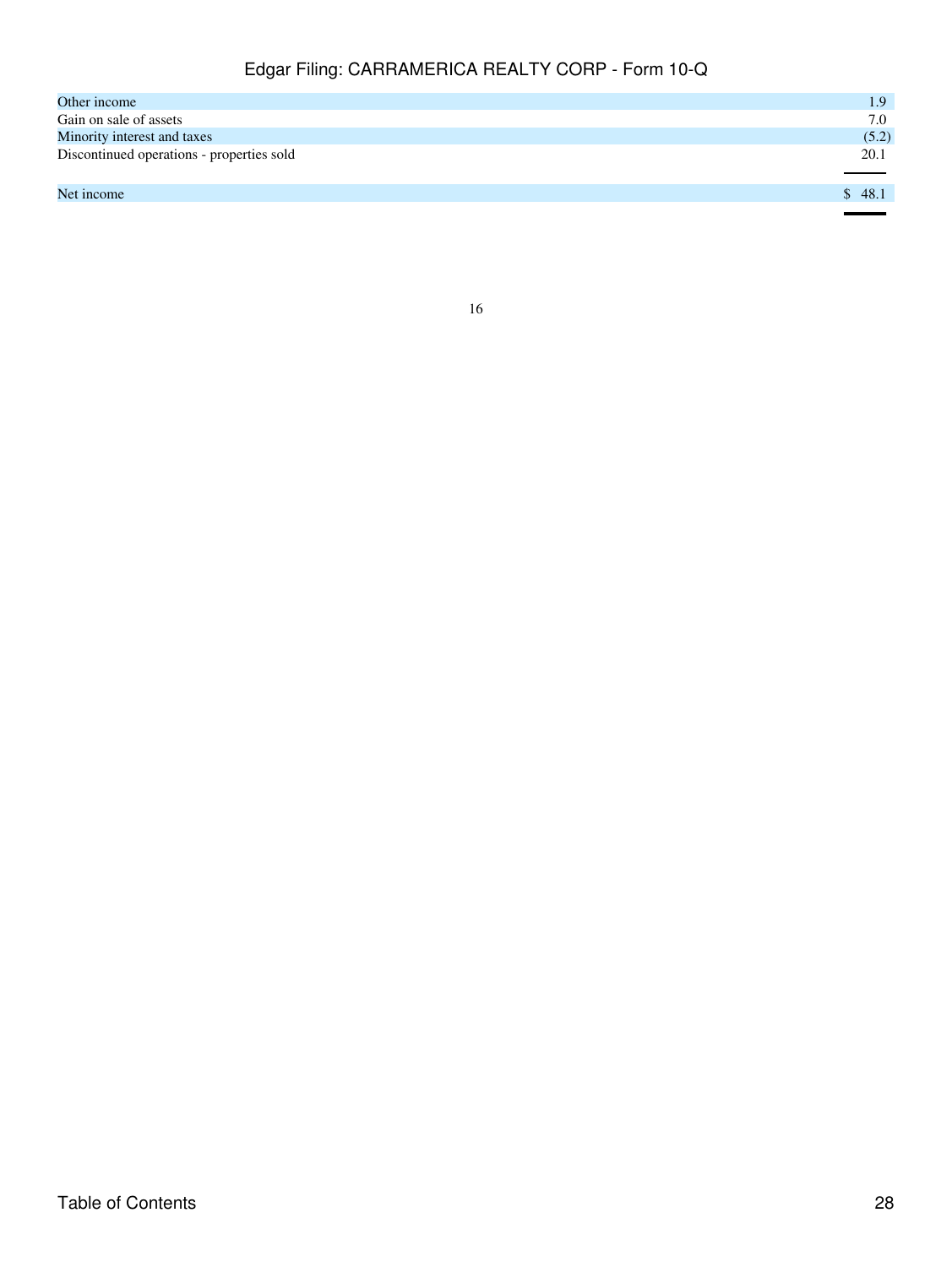| | |
|---|---|
| Other income | 1.9 |
| Gain on sale of assets | 7.0 |
| Minority interest and taxes | (5.2) |
| Discontinued operations - properties sold | 20.1 |
| Net income | $ 48.1 |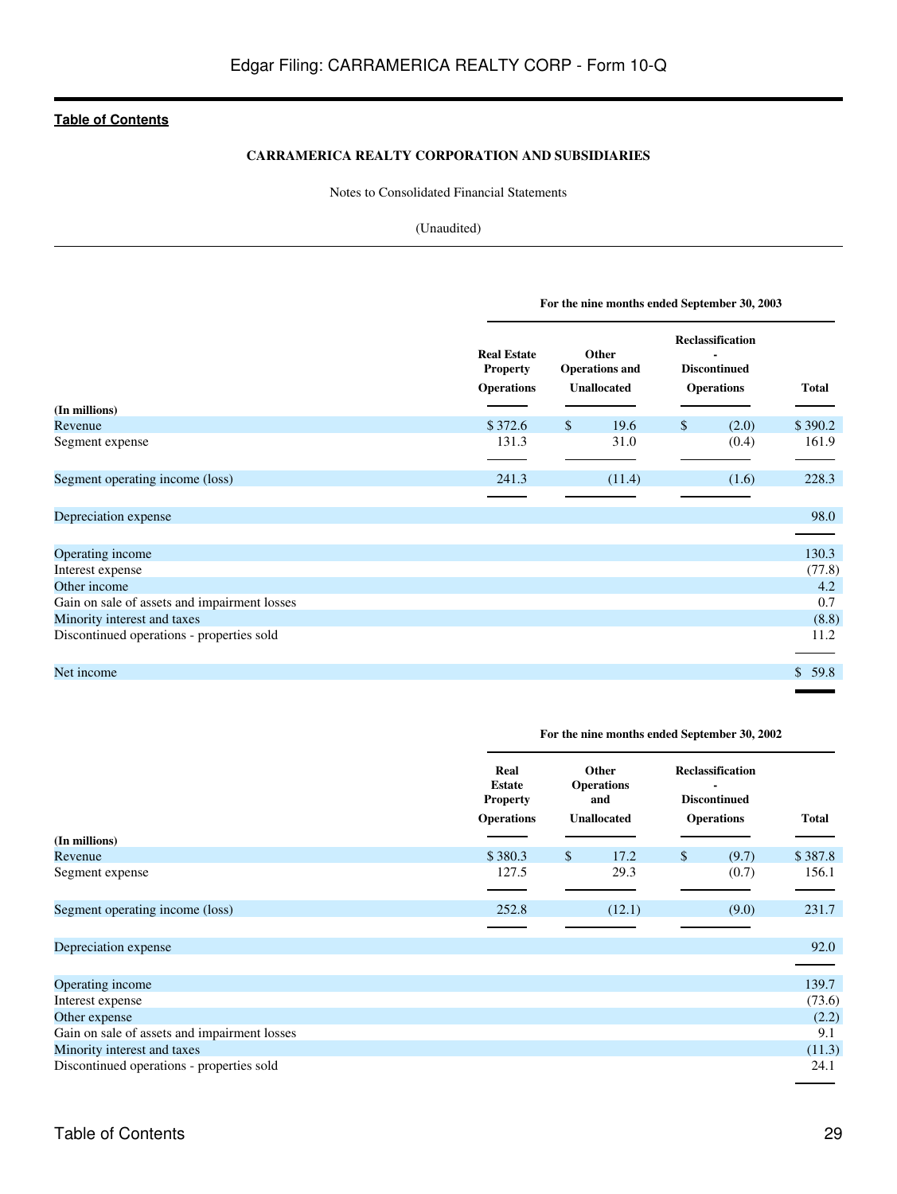**CARRAMERICA REALTY CORPORATION AND SUBSIDIARIES**

Notes to Consolidated Financial Statements

(Unaudited)

| (In millions) | For the nine months ended September 30, 2003 | | | |
|---|---|---|---|---|
| | Real Estate Property Operations | Other Operations and Unallocated | Reclassification - Discontinued Operations | Total |
| Revenue | $ 372.6 | $ 19.6 | $ (2.0) | $ 390.2 |
| Segment expense | 131.3 | 31.0 | (0.4) | 161.9 |
| Segment operating income (loss) | 241.3 | (11.4) | (1.6) | 228.3 |
| Depreciation expense | | | | 98.0 |
| Operating income | | | | 130.3 |
| Interest expense | | | | (77.8) |
| Other income | | | | 4.2 |
| Gain on sale of assets and impairment losses | | | | 0.7 |
| Minority interest and taxes | | | | (8.8) |
| Discontinued operations - properties sold | | | | 11.2 |
| Net income | | | | $ 59.8 |

| (In millions) | For the nine months ended September 30, 2002 | | | |
|---|---|---|---|---|
| | Real Estate Property Operations | Other Operations and Unallocated | Reclassification - Discontinued Operations | Total |
| Revenue | $ 380.3 | $ 17.2 | $ (9.7) | $ 387.8 |
| Segment expense | 127.5 | 29.3 | (0.7) | 156.1 |
| Segment operating income (loss) | 252.8 | (12.1) | (9.0) | 231.7 |
| Depreciation expense | | | | 92.0 |
| Operating income | | | | 139.7 |
| Interest expense | | | | (73.6) |
| Other expense | | | | (2.2) |
| Gain on sale of assets and impairment losses | | | | 9.1 |
| Minority interest and taxes | | | | (11.3) |
| Discontinued operations - properties sold | | | | 24.1 |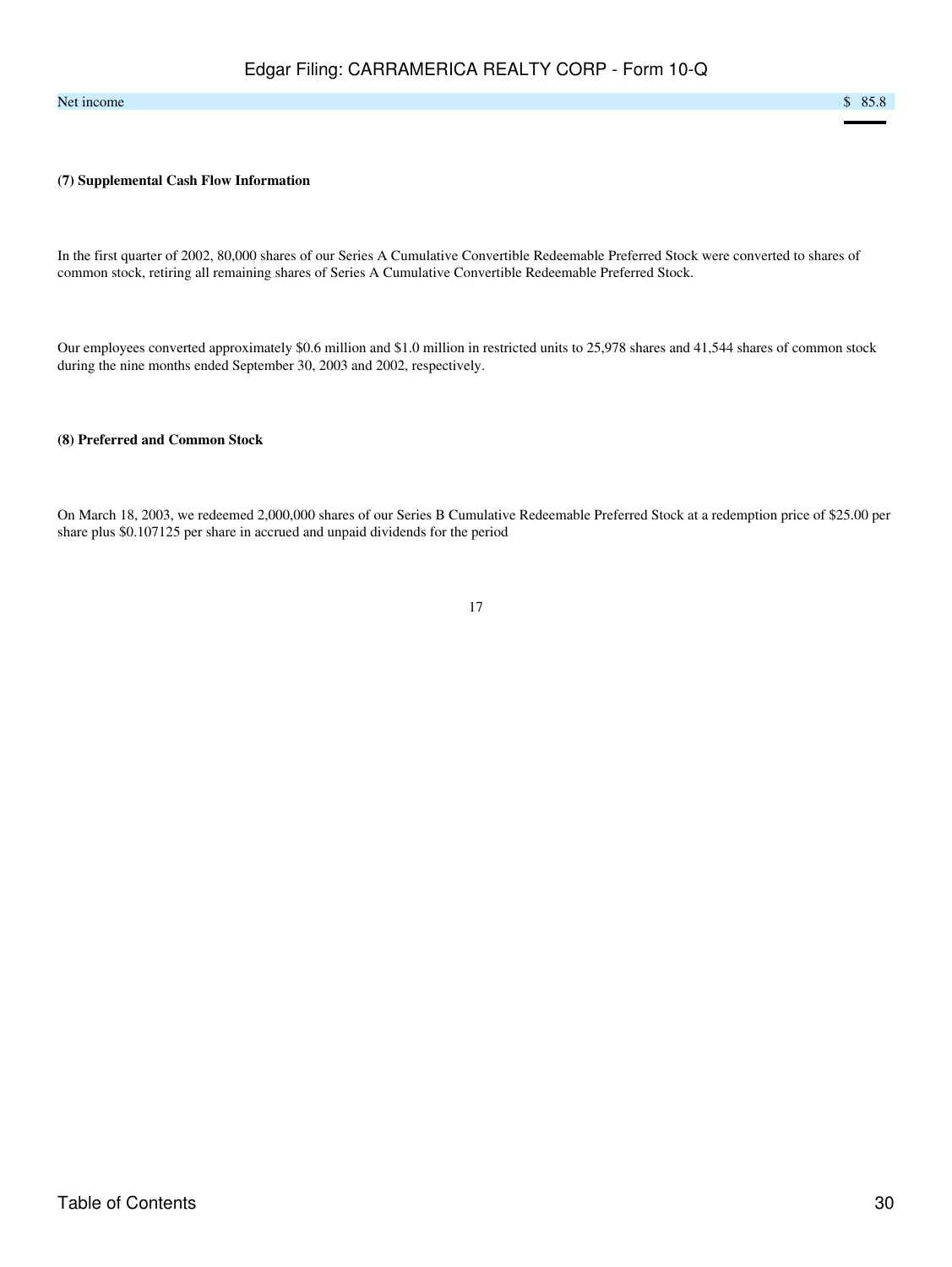| Net income | $ 85.8 |
| --- | --- |

**(7) Supplemental Cash Flow Information**

In the first quarter of 2002, 80,000 shares of our Series A Cumulative Convertible Redeemable Preferred Stock were converted to shares of common stock, retiring all remaining shares of Series A Cumulative Convertible Redeemable Preferred Stock.

Our employees converted approximately $0.6 million and $1.0 million in restricted units to 25,978 shares and 41,544 shares of common stock during the nine months ended September 30, 2003 and 2002, respectively.

**(8) Preferred and Common Stock**

On March 18, 2003, we redeemed 2,000,000 shares of our Series B Cumulative Redeemable Preferred Stock at a redemption price of $25.00 per share plus $0.107125 per share in accrued and unpaid dividends for the period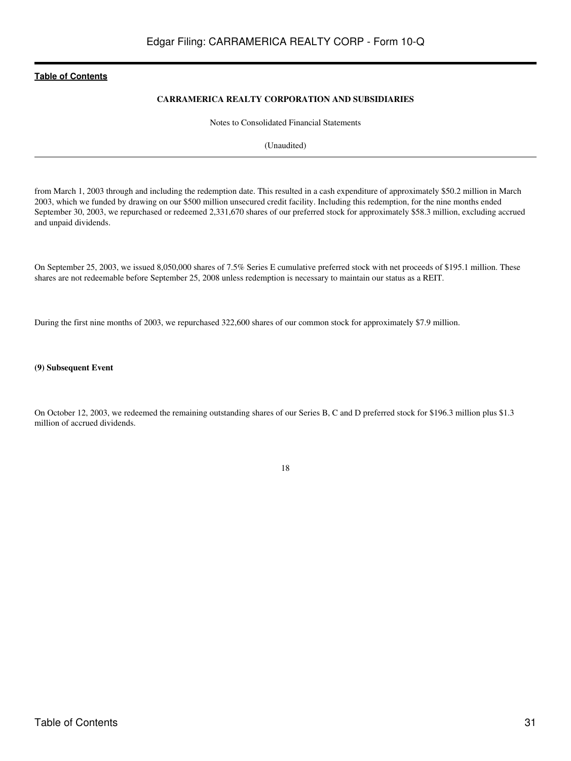from March 1, 2003 through and including the redemption date. This resulted in a cash expenditure of approximately $50.2 million in March 2003, which we funded by drawing on our $500 million unsecured credit facility. Including this redemption, for the nine months ended September 30, 2003, we repurchased or redeemed 2,331,670 shares of our preferred stock for approximately $58.3 million, excluding accrued and unpaid dividends.

On September 25, 2003, we issued 8,050,000 shares of 7.5% Series E cumulative preferred stock with net proceeds of $195.1 million. These shares are not redeemable before September 25, 2008 unless redemption is necessary to maintain our status as a REIT.

During the first nine months of 2003, we repurchased 322,600 shares of our common stock for approximately $7.9 million.

**(9) Subsequent Event**

On October 12, 2003, we redeemed the remaining outstanding shares of our Series B, C and D preferred stock for $196.3 million plus $1.3 million of accrued dividends.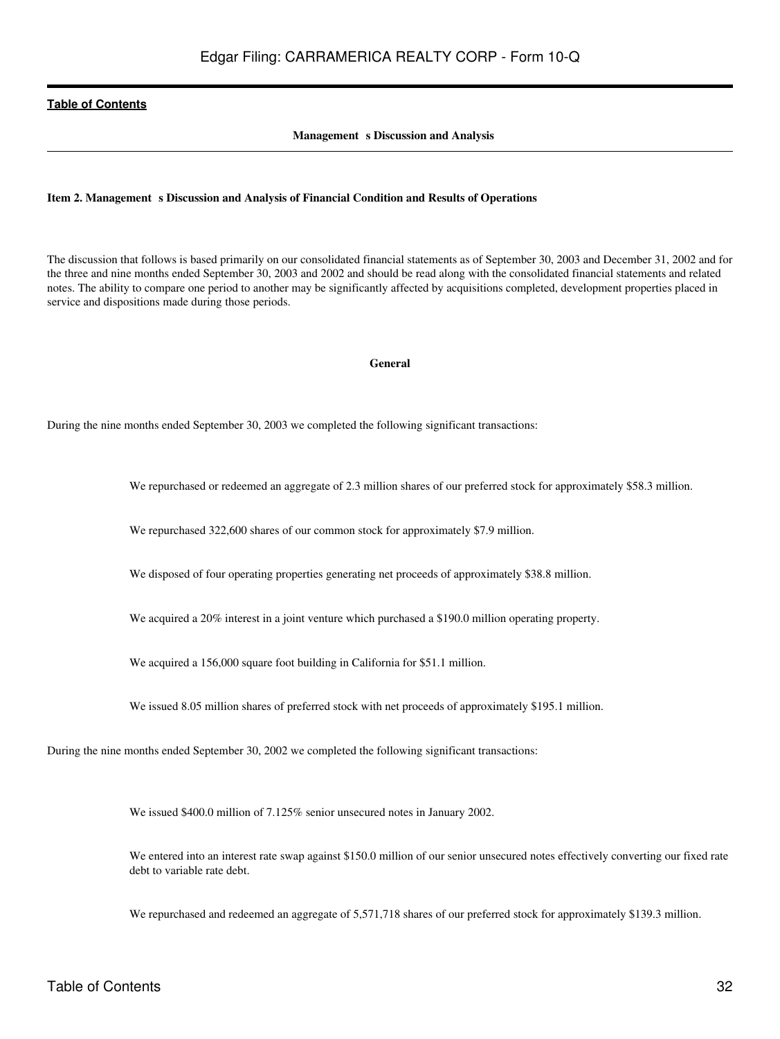## Item 2. Management s Discussion and Analysis of Financial Condition and Results of Operations

The discussion that follows is based primarily on our consolidated financial statements as of September 30, 2003 and December 31, 2002 and for the three and nine months ended September 30, 2003 and 2002 and should be read along with the consolidated financial statements and related notes. The ability to compare one period to another may be significantly affected by acquisitions completed, development properties placed in service and dispositions made during those periods.

### General

During the nine months ended September 30, 2003 we completed the following significant transactions:

- We repurchased or redeemed an aggregate of 2.3 million shares of our preferred stock for approximately $58.3 million.
- We repurchased 322,600 shares of our common stock for approximately $7.9 million.
- We disposed of four operating properties generating net proceeds of approximately $38.8 million.
- We acquired a 20% interest in a joint venture which purchased a $190.0 million operating property.
- We acquired a 156,000 square foot building in California for $51.1 million.
- We issued 8.05 million shares of preferred stock with net proceeds of approximately $195.1 million.

During the nine months ended September 30, 2002 we completed the following significant transactions:

- We issued $400.0 million of 7.125% senior unsecured notes in January 2002.
- We entered into an interest rate swap against $150.0 million of our senior unsecured notes effectively converting our fixed rate debt to variable rate debt.
- We repurchased and redeemed an aggregate of 5,571,718 shares of our preferred stock for approximately $139.3 million.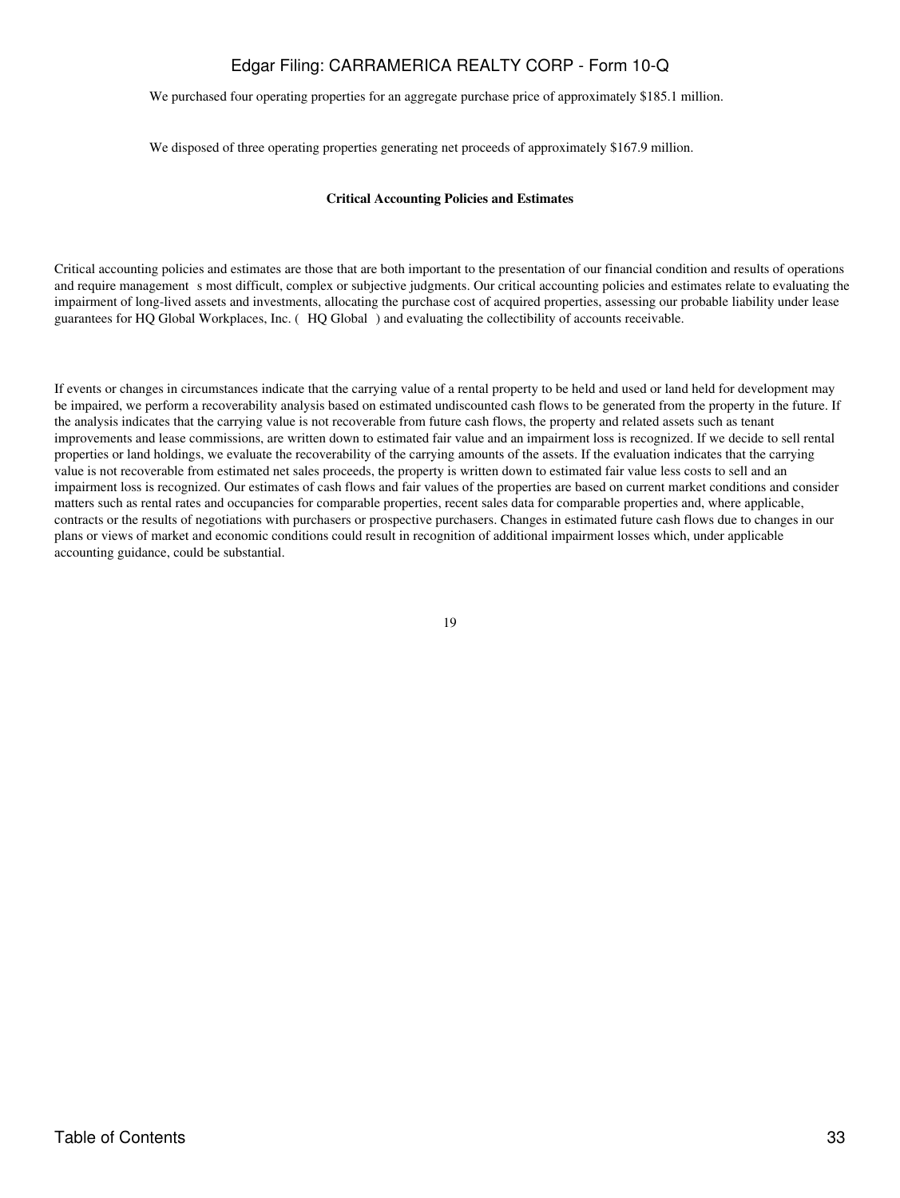We purchased four operating properties for an aggregate purchase price of approximately $185.1 million.

We disposed of three operating properties generating net proceeds of approximately $167.9 million.

### Critical Accounting Policies and Estimates

Critical accounting policies and estimates are those that are both important to the presentation of our financial condition and results of operations and require management s most difficult, complex or subjective judgments. Our critical accounting policies and estimates relate to evaluating the impairment of long-lived assets and investments, allocating the purchase cost of acquired properties, assessing our probable liability under lease guarantees for HQ Global Workplaces, Inc. ( HQ Global ) and evaluating the collectibility of accounts receivable.

If events or changes in circumstances indicate that the carrying value of a rental property to be held and used or land held for development may be impaired, we perform a recoverability analysis based on estimated undiscounted cash flows to be generated from the property in the future. If the analysis indicates that the carrying value is not recoverable from future cash flows, the property and related assets such as tenant improvements and lease commissions, are written down to estimated fair value and an impairment loss is recognized. If we decide to sell rental properties or land holdings, we evaluate the recoverability of the carrying amounts of the assets. If the evaluation indicates that the carrying value is not recoverable from estimated net sales proceeds, the property is written down to estimated fair value less costs to sell and an impairment loss is recognized. Our estimates of cash flows and fair values of the properties are based on current market conditions and consider matters such as rental rates and occupancies for comparable properties, recent sales data for comparable properties and, where applicable, contracts or the results of negotiations with purchasers or prospective purchasers. Changes in estimated future cash flows due to changes in our plans or views of market and economic conditions could result in recognition of additional impairment losses which, under applicable accounting guidance, could be substantial.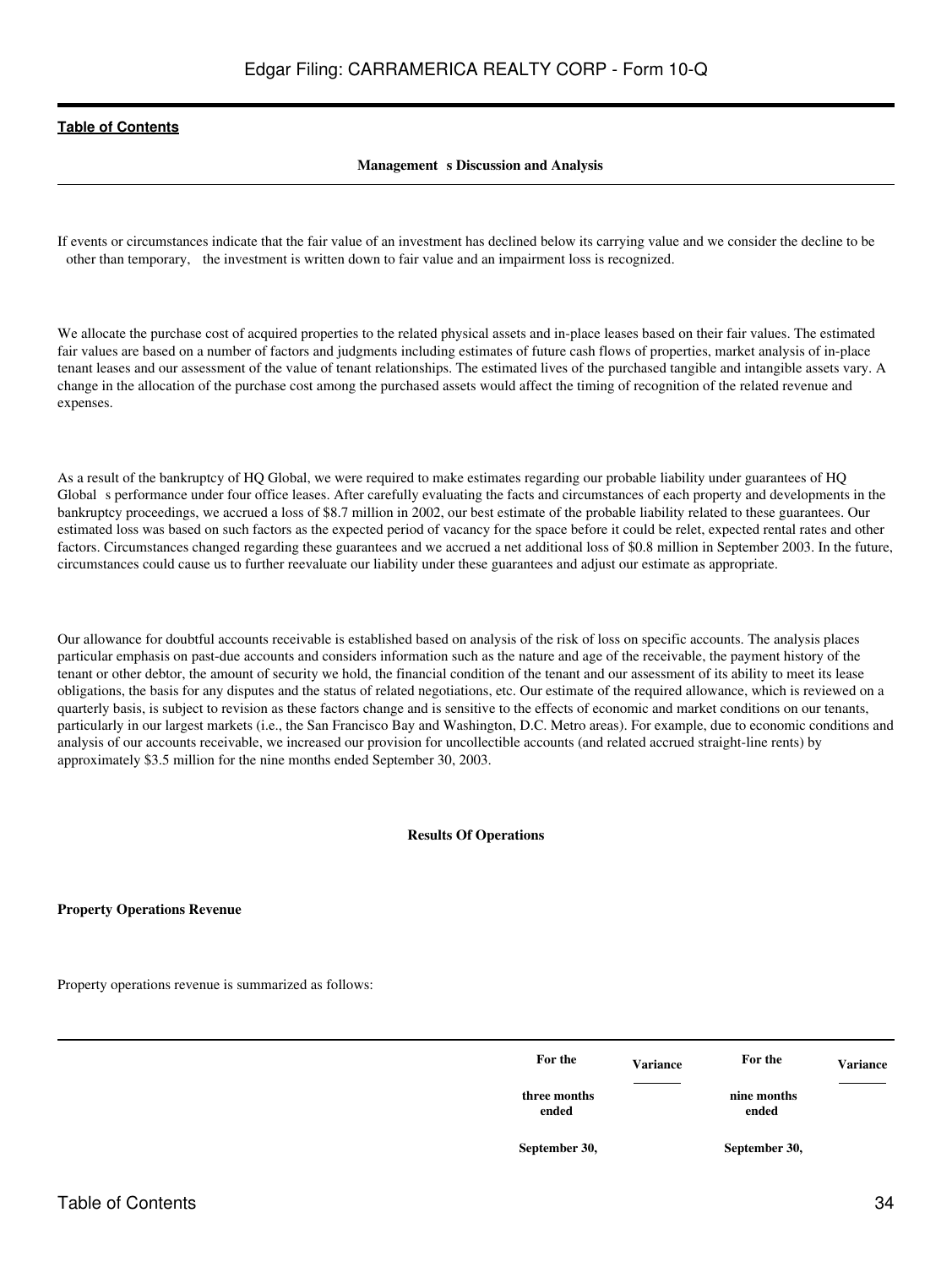**Management s Discussion and Analysis**

If events or circumstances indicate that the fair value of an investment has declined below its carrying value and we consider the decline to be other than temporary, the investment is written down to fair value and an impairment loss is recognized.

We allocate the purchase cost of acquired properties to the related physical assets and in-place leases based on their fair values. The estimated fair values are based on a number of factors and judgments including estimates of future cash flows of properties, market analysis of in-place tenant leases and our assessment of the value of tenant relationships. The estimated lives of the purchased tangible and intangible assets vary. A change in the allocation of the purchase cost among the purchased assets would affect the timing of recognition of the related revenue and expenses.

As a result of the bankruptcy of HQ Global, we were required to make estimates regarding our probable liability under guarantees of HQ Global s performance under four office leases. After carefully evaluating the facts and circumstances of each property and developments in the bankruptcy proceedings, we accrued a loss of $8.7 million in 2002, our best estimate of the probable liability related to these guarantees. Our estimated loss was based on such factors as the expected period of vacancy for the space before it could be relet, expected rental rates and other factors. Circumstances changed regarding these guarantees and we accrued a net additional loss of $0.8 million in September 2003. In the future, circumstances could cause us to further reevaluate our liability under these guarantees and adjust our estimate as appropriate.

Our allowance for doubtful accounts receivable is established based on analysis of the risk of loss on specific accounts. The analysis places particular emphasis on past-due accounts and considers information such as the nature and age of the receivable, the payment history of the tenant or other debtor, the amount of security we hold, the financial condition of the tenant and our assessment of its ability to meet its lease obligations, the basis for any disputes and the status of related negotiations, etc. Our estimate of the required allowance, which is reviewed on a quarterly basis, is subject to revision as these factors change and is sensitive to the effects of economic and market conditions on our tenants, particularly in our largest markets (i.e., the San Francisco Bay and Washington, D.C. Metro areas). For example, due to economic conditions and analysis of our accounts receivable, we increased our provision for uncollectible accounts (and related accrued straight-line rents) by approximately $3.5 million for the nine months ended September 30, 2003.

## Results Of Operations

**Property Operations Revenue**

Property operations revenue is summarized as follows:

| | For the three months ended September 30, | Variance | For the nine months ended September 30, | Variance |
|---|---|---|---|---|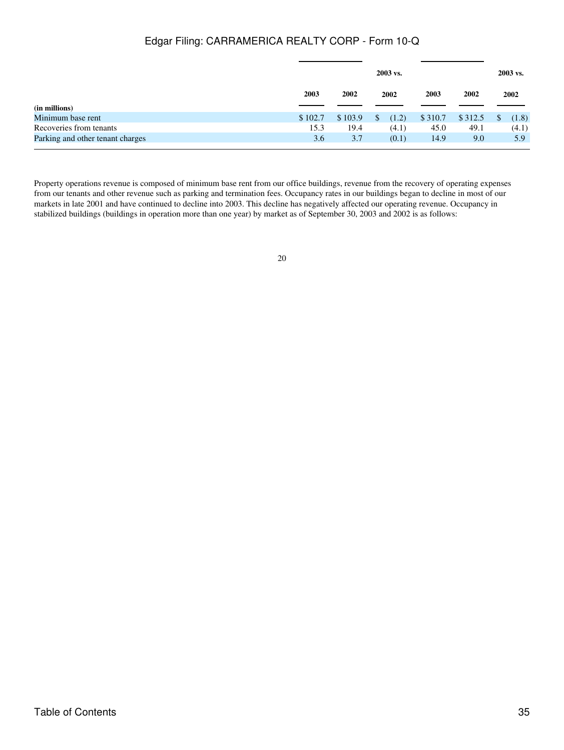| (in millions) | 2003 | 2002 | 2003 vs. 2002 | 2003 | 2002 | 2003 vs. 2002 |
|---|---|---|---|---|---|---|
| Minimum base rent | $ 102.7 | $ 103.9 | $ (1.2) | $ 310.7 | $ 312.5 | $ (1.8) |
| Recoveries from tenants | 15.3 | 19.4 | (4.1) | 45.0 | 49.1 | (4.1) |
| Parking and other tenant charges | 3.6 | 3.7 | (0.1) | 14.9 | 9.0 | 5.9 |

Property operations revenue is composed of minimum base rent from our office buildings, revenue from the recovery of operating expenses from our tenants and other revenue such as parking and termination fees. Occupancy rates in our buildings began to decline in most of our markets in late 2001 and have continued to decline into 2003. This decline has negatively affected our operating revenue. Occupancy in stabilized buildings (buildings in operation more than one year) by market as of September 30, 2003 and 2002 is as follows: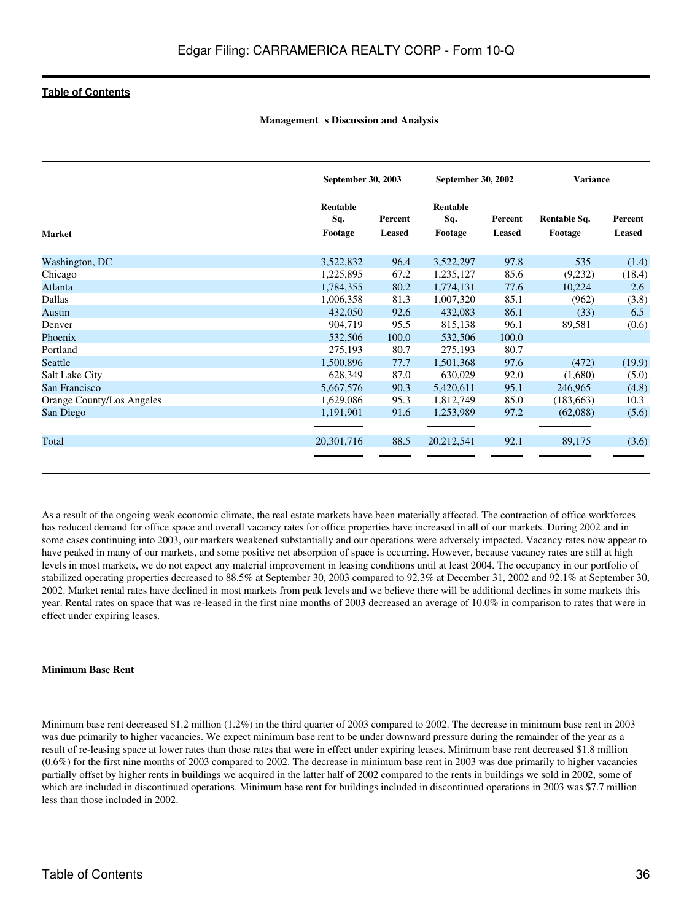Management s Discussion and Analysis

| Market | September 30, 2003 | | September 30, 2002 | | Variance | |
|---|---|---|---|---|---|---|
| | Rentable Sq. Footage | Percent Leased | Rentable Sq. Footage | Percent Leased | Rentable Sq. Footage | Percent Leased |
| Washington, DC | 3,522,832 | 96.4 | 3,522,297 | 97.8 | 535 | (1.4) |
| Chicago | 1,225,895 | 67.2 | 1,235,127 | 85.6 | (9,232) | (18.4) |
| Atlanta | 1,784,355 | 80.2 | 1,774,131 | 77.6 | 10,224 | 2.6 |
| Dallas | 1,006,358 | 81.3 | 1,007,320 | 85.1 | (962) | (3.8) |
| Austin | 432,050 | 92.6 | 432,083 | 86.1 | (33) | 6.5 |
| Denver | 904,719 | 95.5 | 815,138 | 96.1 | 89,581 | (0.6) |
| Phoenix | 532,506 | 100.0 | 532,506 | 100.0 | | |
| Portland | 275,193 | 80.7 | 275,193 | 80.7 | | |
| Seattle | 1,500,896 | 77.7 | 1,501,368 | 97.6 | (472) | (19.9) |
| Salt Lake City | 628,349 | 87.0 | 630,029 | 92.0 | (1,680) | (5.0) |
| San Francisco | 5,667,576 | 90.3 | 5,420,611 | 95.1 | 246,965 | (4.8) |
| Orange County/Los Angeles | 1,629,086 | 95.3 | 1,812,749 | 85.0 | (183,663) | 10.3 |
| San Diego | 1,191,901 | 91.6 | 1,253,989 | 97.2 | (62,088) | (5.6) |
| Total | 20,301,716 | 88.5 | 20,212,541 | 92.1 | 89,175 | (3.6) |

As a result of the ongoing weak economic climate, the real estate markets have been materially affected. The contraction of office workforces has reduced demand for office space and overall vacancy rates for office properties have increased in all of our markets. During 2002 and in some cases continuing into 2003, our markets weakened substantially and our operations were adversely impacted. Vacancy rates now appear to have peaked in many of our markets, and some positive net absorption of space is occurring. However, because vacancy rates are still at high levels in most markets, we do not expect any material improvement in leasing conditions until at least 2004. The occupancy in our portfolio of stabilized operating properties decreased to 88.5% at September 30, 2003 compared to 92.3% at December 31, 2002 and 92.1% at September 30, 2002. Market rental rates have declined in most markets from peak levels and we believe there will be additional declines in some markets this year. Rental rates on space that was re-leased in the first nine months of 2003 decreased an average of 10.0% in comparison to rates that were in effect under expiring leases.

**Minimum Base Rent**

Minimum base rent decreased $1.2 million (1.2%) in the third quarter of 2003 compared to 2002. The decrease in minimum base rent in 2003 was due primarily to higher vacancies. We expect minimum base rent to be under downward pressure during the remainder of the year as a result of re-leasing space at lower rates than those rates that were in effect under expiring leases. Minimum base rent decreased $1.8 million (0.6%) for the first nine months of 2003 compared to 2002. The decrease in minimum base rent in 2003 was due primarily to higher vacancies partially offset by higher rents in buildings we acquired in the latter half of 2002 compared to the rents in buildings we sold in 2002, some of which are included in discontinued operations. Minimum base rent for buildings included in discontinued operations in 2003 was $7.7 million less than those included in 2002.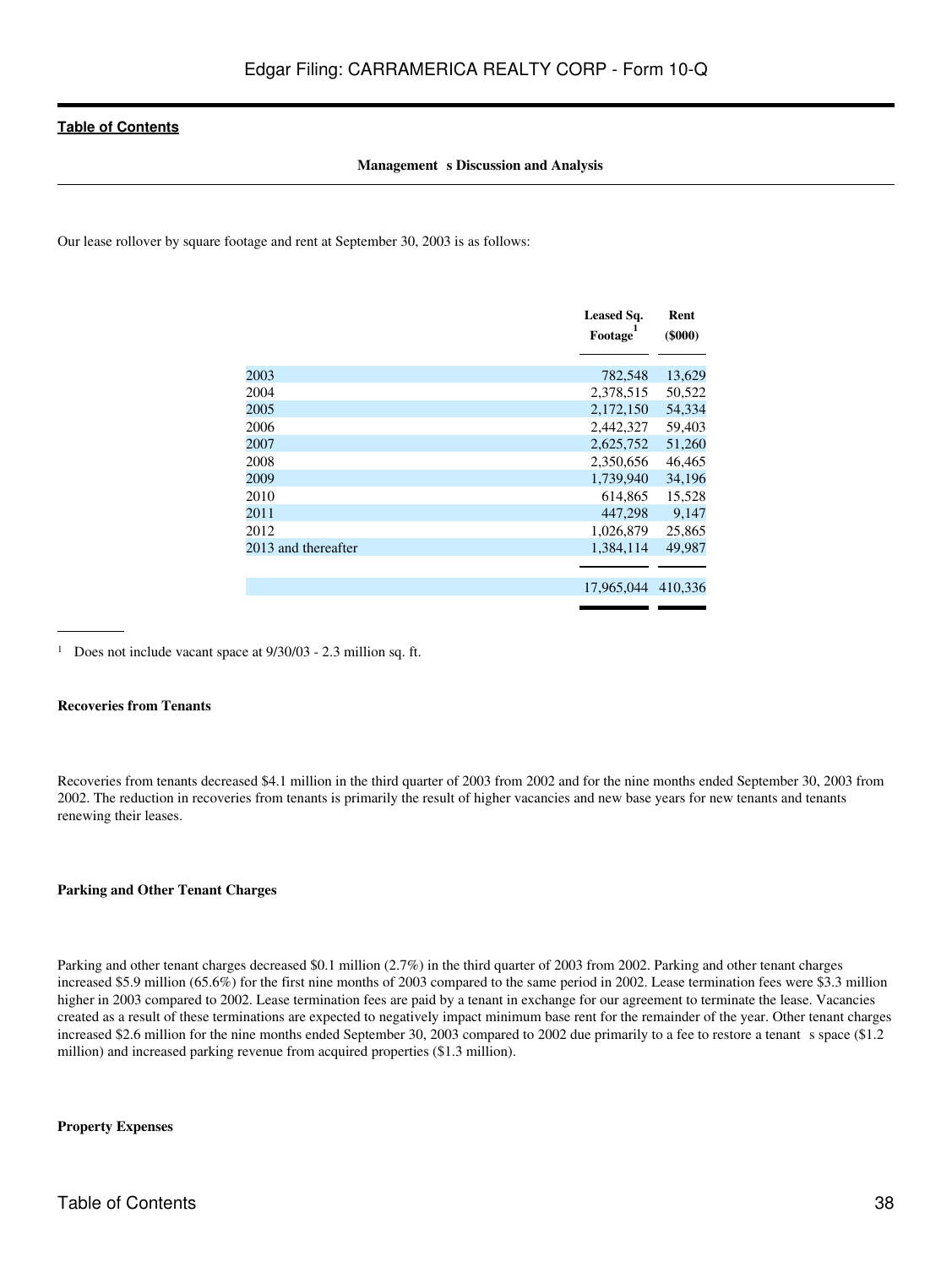Our lease rollover by square footage and rent at September 30, 2003 is as follows:

| | Leased Sq. Footage[1] | Rent ($000) |
|---|---|---|
| 2003 | 782,548 | 13,629 |
| 2004 | 2,378,515 | 50,522 |
| 2005 | 2,172,150 | 54,334 |
| 2006 | 2,442,327 | 59,403 |
| 2007 | 2,625,752 | 51,260 |
| 2008 | 2,350,656 | 46,465 |
| 2009 | 1,739,940 | 34,196 |
| 2010 | 614,865 | 15,528 |
| 2011 | 447,298 | 9,147 |
| 2012 | 1,026,879 | 25,865 |
| 2013 and thereafter | 1,384,114 | 49,987 |
| | 17,965,044 | 410,336 |

[1] Does not include vacant space at 9/30/03 - 2.3 million sq. ft.

**Recoveries from Tenants**

Recoveries from tenants decreased $4.1 million in the third quarter of 2003 from 2002 and for the nine months ended September 30, 2003 from 2002. The reduction in recoveries from tenants is primarily the result of higher vacancies and new base years for new tenants and tenants renewing their leases.

**Parking and Other Tenant Charges**

Parking and other tenant charges decreased $0.1 million (2.7%) in the third quarter of 2003 from 2002. Parking and other tenant charges increased $5.9 million (65.6%) for the first nine months of 2003 compared to the same period in 2002. Lease termination fees were $3.3 million higher in 2003 compared to 2002. Lease termination fees are paid by a tenant in exchange for our agreement to terminate the lease. Vacancies created as a result of these terminations are expected to negatively impact minimum base rent for the remainder of the year. Other tenant charges increased $2.6 million for the nine months ended September 30, 2003 compared to 2002 due primarily to a fee to restore a tenant s space ($1.2 million) and increased parking revenue from acquired properties ($1.3 million).

**Property Expenses**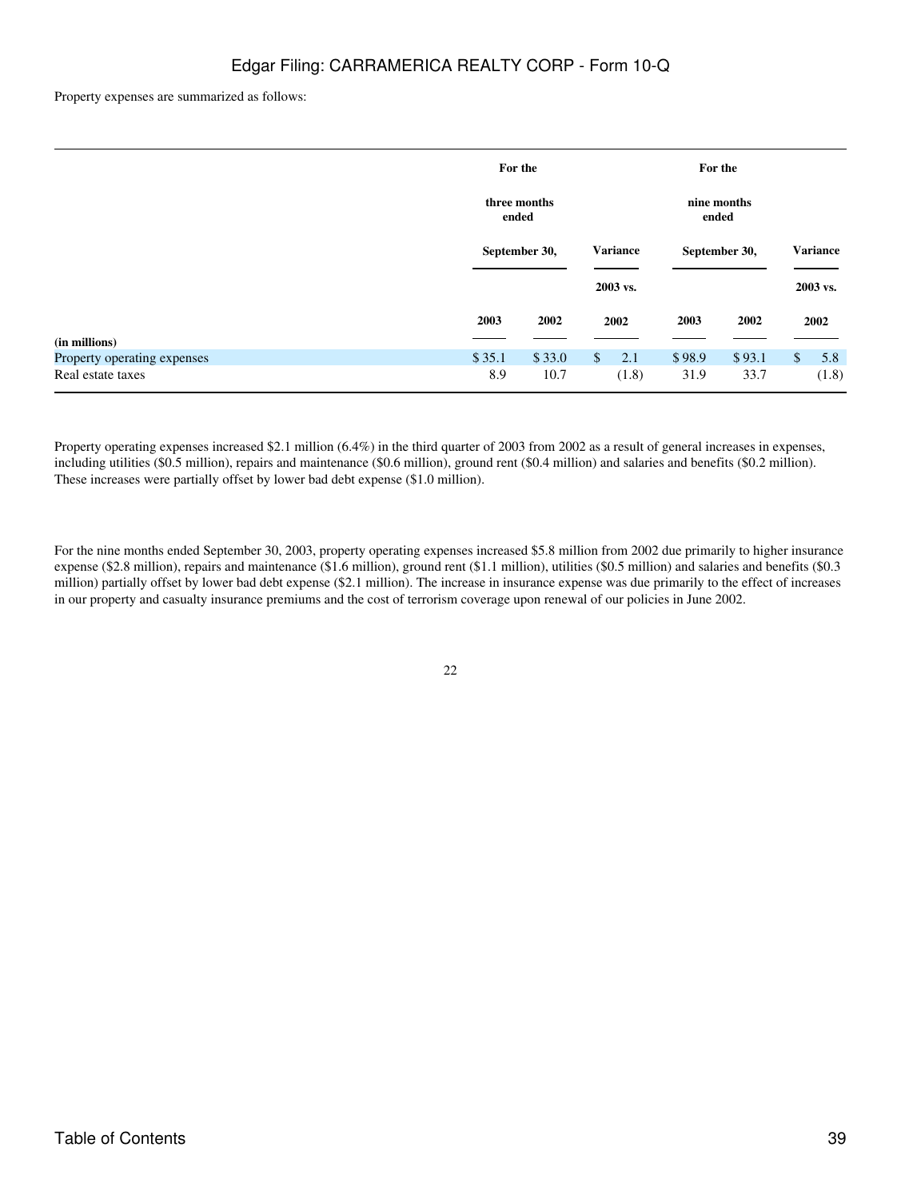Property expenses are summarized as follows:

| (in millions) | For the three months ended September 30, 2003 | For the three months ended September 30, 2002 | Variance 2003 vs. 2002 | For the nine months ended September 30, 2003 | For the nine months ended September 30, 2002 | Variance 2003 vs. 2002 |
|---|---|---|---|---|---|---|
| Property operating expenses | $ 35.1 | $ 33.0 | $ 2.1 | $ 98.9 | $ 93.1 | $ 5.8 |
| Real estate taxes | 8.9 | 10.7 | (1.8) | 31.9 | 33.7 | (1.8) |

Property operating expenses increased $2.1 million (6.4%) in the third quarter of 2003 from 2002 as a result of general increases in expenses, including utilities ($0.5 million), repairs and maintenance ($0.6 million), ground rent ($0.4 million) and salaries and benefits ($0.2 million). These increases were partially offset by lower bad debt expense ($1.0 million).

For the nine months ended September 30, 2003, property operating expenses increased $5.8 million from 2002 due primarily to higher insurance expense ($2.8 million), repairs and maintenance ($1.6 million), ground rent ($1.1 million), utilities ($0.5 million) and salaries and benefits ($0.3 million) partially offset by lower bad debt expense ($2.1 million). The increase in insurance expense was due primarily to the effect of increases in our property and casualty insurance premiums and the cost of terrorism coverage upon renewal of our policies in June 2002.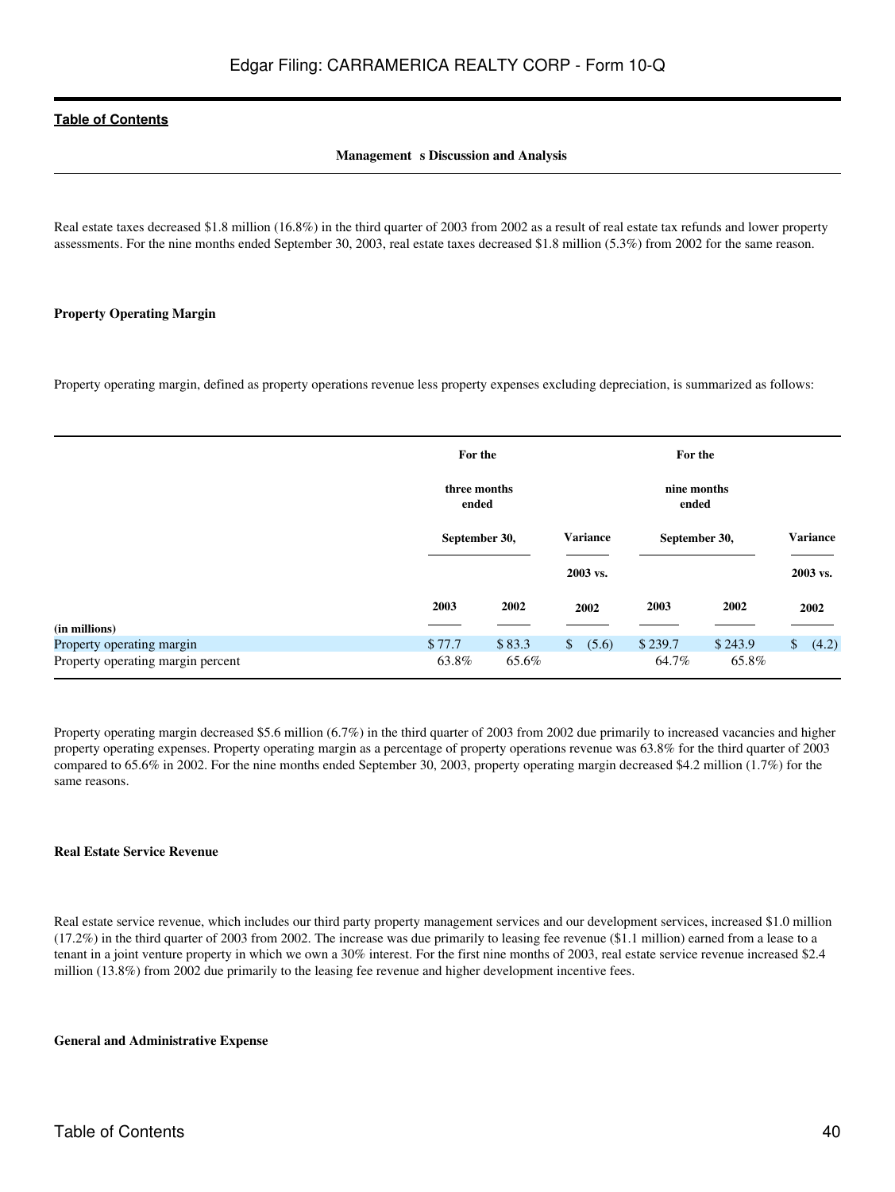**Management s Discussion and Analysis**

Real estate taxes decreased $1.8 million (16.8%) in the third quarter of 2003 from 2002 as a result of real estate tax refunds and lower property assessments. For the nine months ended September 30, 2003, real estate taxes decreased $1.8 million (5.3%) from 2002 for the same reason.

**Property Operating Margin**

Property operating margin, defined as property operations revenue less property expenses excluding depreciation, is summarized as follows:

| (in millions) | For the three months ended September 30, 2003 | 2002 | Variance 2003 vs. 2002 | For the nine months ended September 30, 2003 | 2002 | Variance 2003 vs. 2002 |
|---|---|---|---|---|---|---|
| Property operating margin | $ 77.7 | $ 83.3 | $ (5.6) | $ 239.7 | $ 243.9 | $ (4.2) |
| Property operating margin percent | 63.8% | 65.6% | | 64.7% | 65.8% | |

Property operating margin decreased $5.6 million (6.7%) in the third quarter of 2003 from 2002 due primarily to increased vacancies and higher property operating expenses. Property operating margin as a percentage of property operations revenue was 63.8% for the third quarter of 2003 compared to 65.6% in 2002. For the nine months ended September 30, 2003, property operating margin decreased $4.2 million (1.7%) for the same reasons.

**Real Estate Service Revenue**

Real estate service revenue, which includes our third party property management services and our development services, increased $1.0 million (17.2%) in the third quarter of 2003 from 2002. The increase was due primarily to leasing fee revenue ($1.1 million) earned from a lease to a tenant in a joint venture property in which we own a 30% interest. For the first nine months of 2003, real estate service revenue increased $2.4 million (13.8%) from 2002 due primarily to the leasing fee revenue and higher development incentive fees.

**General and Administrative Expense**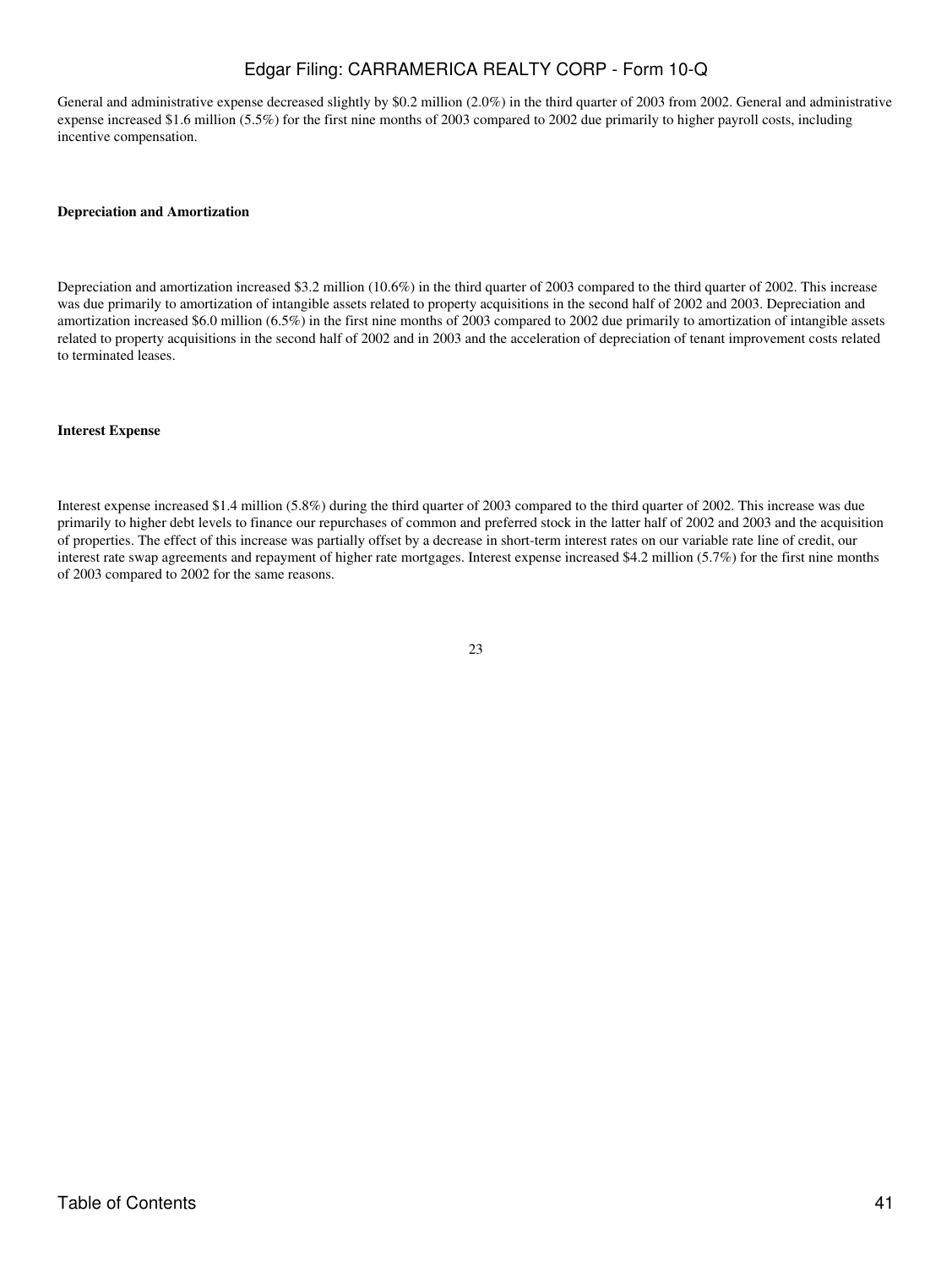General and administrative expense decreased slightly by $0.2 million (2.0%) in the third quarter of 2003 from 2002. General and administrative expense increased $1.6 million (5.5%) for the first nine months of 2003 compared to 2002 due primarily to higher payroll costs, including incentive compensation.

**Depreciation and Amortization**

Depreciation and amortization increased $3.2 million (10.6%) in the third quarter of 2003 compared to the third quarter of 2002. This increase was due primarily to amortization of intangible assets related to property acquisitions in the second half of 2002 and 2003. Depreciation and amortization increased $6.0 million (6.5%) in the first nine months of 2003 compared to 2002 due primarily to amortization of intangible assets related to property acquisitions in the second half of 2002 and in 2003 and the acceleration of depreciation of tenant improvement costs related to terminated leases.

**Interest Expense**

Interest expense increased $1.4 million (5.8%) during the third quarter of 2003 compared to the third quarter of 2002. This increase was due primarily to higher debt levels to finance our repurchases of common and preferred stock in the latter half of 2002 and 2003 and the acquisition of properties. The effect of this increase was partially offset by a decrease in short-term interest rates on our variable rate line of credit, our interest rate swap agreements and repayment of higher rate mortgages. Interest expense increased $4.2 million (5.7%) for the first nine months of 2003 compared to 2002 for the same reasons.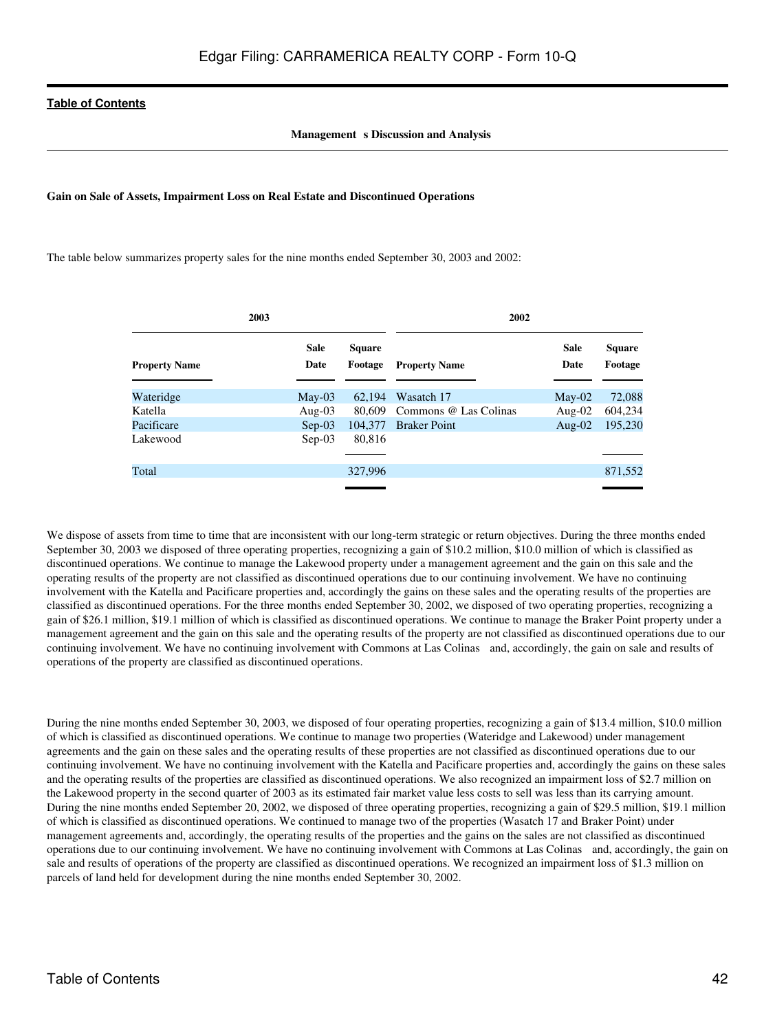**Management s Discussion and Analysis**

**Gain on Sale of Assets, Impairment Loss on Real Estate and Discontinued Operations**

The table below summarizes property sales for the nine months ended September 30, 2003 and 2002:

| 2003 | | | 2002 | | |
|---|---|---|---|---|---|
| **Property Name** | **Sale Date** | **Square Footage** | **Property Name** | **Sale Date** | **Square Footage** |
| Wateridge | May-03 | 62,194 | Wasatch 17 | May-02 | 72,088 |
| Katella | Aug-03 | 80,609 | Commons @ Las Colinas | Aug-02 | 604,234 |
| Pacificare | Sep-03 | 104,377 | Braker Point | Aug-02 | 195,230 |
| Lakewood | Sep-03 | 80,816 | | | |
| Total | | 327,996 | | | 871,552 |

We dispose of assets from time to time that are inconsistent with our long-term strategic or return objectives. During the three months ended September 30, 2003 we disposed of three operating properties, recognizing a gain of $10.2 million, $10.0 million of which is classified as discontinued operations. We continue to manage the Lakewood property under a management agreement and the gain on this sale and the operating results of the property are not classified as discontinued operations due to our continuing involvement. We have no continuing involvement with the Katella and Pacificare properties and, accordingly the gains on these sales and the operating results of the properties are classified as discontinued operations. For the three months ended September 30, 2002, we disposed of two operating properties, recognizing a gain of $26.1 million, $19.1 million of which is classified as discontinued operations. We continue to manage the Braker Point property under a management agreement and the gain on this sale and the operating results of the property are not classified as discontinued operations due to our continuing involvement. We have no continuing involvement with Commons at Las Colinas and, accordingly, the gain on sale and results of operations of the property are classified as discontinued operations.

During the nine months ended September 30, 2003, we disposed of four operating properties, recognizing a gain of $13.4 million, $10.0 million of which is classified as discontinued operations. We continue to manage two properties (Wateridge and Lakewood) under management agreements and the gain on these sales and the operating results of these properties are not classified as discontinued operations due to our continuing involvement. We have no continuing involvement with the Katella and Pacificare properties and, accordingly the gains on these sales and the operating results of the properties are classified as discontinued operations. We also recognized an impairment loss of $2.7 million on the Lakewood property in the second quarter of 2003 as its estimated fair market value less costs to sell was less than its carrying amount. During the nine months ended September 20, 2002, we disposed of three operating properties, recognizing a gain of $29.5 million, $19.1 million of which is classified as discontinued operations. We continued to manage two of the properties (Wasatch 17 and Braker Point) under management agreements and, accordingly, the operating results of the properties and the gains on the sales are not classified as discontinued operations due to our continuing involvement. We have no continuing involvement with Commons at Las Colinas and, accordingly, the gain on sale and results of operations of the property are classified as discontinued operations. We recognized an impairment loss of $1.3 million on parcels of land held for development during the nine months ended September 30, 2002.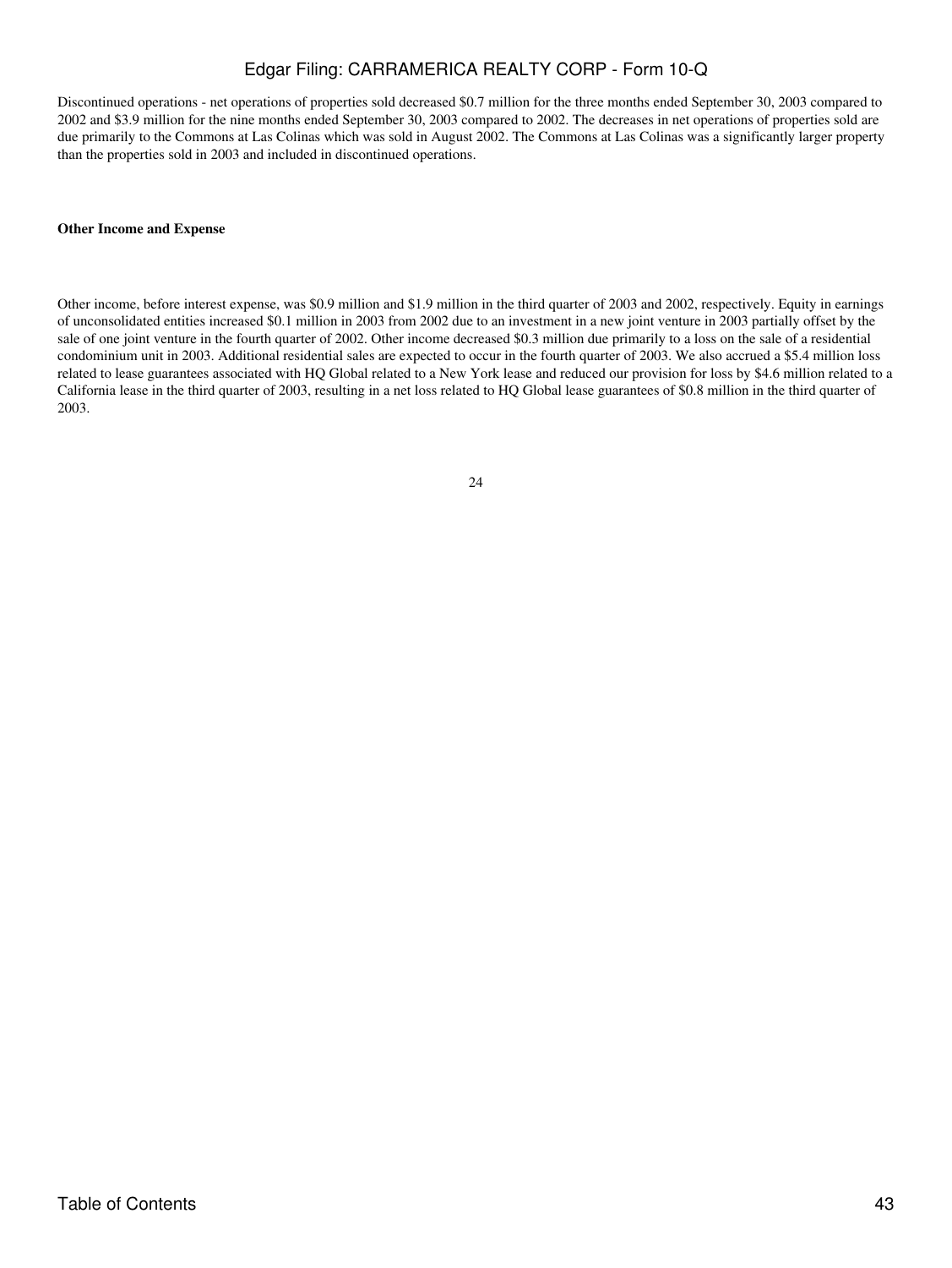Discontinued operations - net operations of properties sold decreased $0.7 million for the three months ended September 30, 2003 compared to 2002 and $3.9 million for the nine months ended September 30, 2003 compared to 2002. The decreases in net operations of properties sold are due primarily to the Commons at Las Colinas which was sold in August 2002. The Commons at Las Colinas was a significantly larger property than the properties sold in 2003 and included in discontinued operations.

**Other Income and Expense**

Other income, before interest expense, was $0.9 million and $1.9 million in the third quarter of 2003 and 2002, respectively. Equity in earnings of unconsolidated entities increased $0.1 million in 2003 from 2002 due to an investment in a new joint venture in 2003 partially offset by the sale of one joint venture in the fourth quarter of 2002. Other income decreased $0.3 million due primarily to a loss on the sale of a residential condominium unit in 2003. Additional residential sales are expected to occur in the fourth quarter of 2003. We also accrued a $5.4 million loss related to lease guarantees associated with HQ Global related to a New York lease and reduced our provision for loss by $4.6 million related to a California lease in the third quarter of 2003, resulting in a net loss related to HQ Global lease guarantees of $0.8 million in the third quarter of 2003.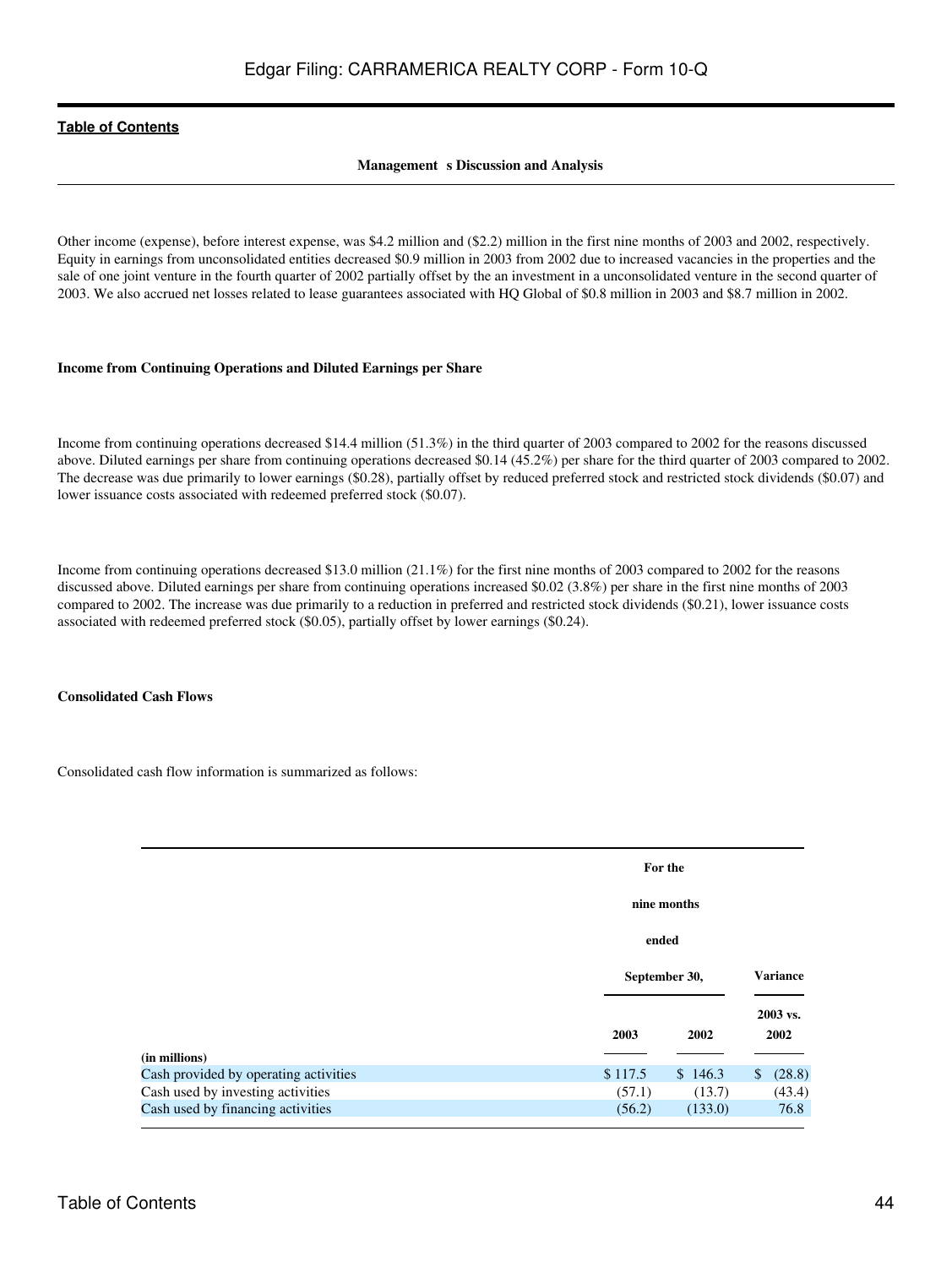## Management s Discussion and Analysis

Other income (expense), before interest expense, was $4.2 million and ($2.2) million in the first nine months of 2003 and 2002, respectively. Equity in earnings from unconsolidated entities decreased $0.9 million in 2003 from 2002 due to increased vacancies in the properties and the sale of one joint venture in the fourth quarter of 2002 partially offset by the an investment in a unconsolidated venture in the second quarter of 2003. We also accrued net losses related to lease guarantees associated with HQ Global of $0.8 million in 2003 and $8.7 million in 2002.

### Income from Continuing Operations and Diluted Earnings per Share

Income from continuing operations decreased $14.4 million (51.3%) in the third quarter of 2003 compared to 2002 for the reasons discussed above. Diluted earnings per share from continuing operations decreased $0.14 (45.2%) per share for the third quarter of 2003 compared to 2002. The decrease was due primarily to lower earnings ($0.28), partially offset by reduced preferred stock and restricted stock dividends ($0.07) and lower issuance costs associated with redeemed preferred stock ($0.07).

Income from continuing operations decreased $13.0 million (21.1%) for the first nine months of 2003 compared to 2002 for the reasons discussed above. Diluted earnings per share from continuing operations increased $0.02 (3.8%) per share in the first nine months of 2003 compared to 2002. The increase was due primarily to a reduction in preferred and restricted stock dividends ($0.21), lower issuance costs associated with redeemed preferred stock ($0.05), partially offset by lower earnings ($0.24).

### Consolidated Cash Flows

Consolidated cash flow information is summarized as follows:

| | For the nine months ended September 30, | | Variance |
|---|---|---|---|
| (in millions) | 2003 | 2002 | 2003 vs. 2002 |
| Cash provided by operating activities | $ 117.5 | $ 146.3 | $ (28.8) |
| Cash used by investing activities | (57.1) | (13.7) | (43.4) |
| Cash used by financing activities | (56.2) | (133.0) | 76.8 |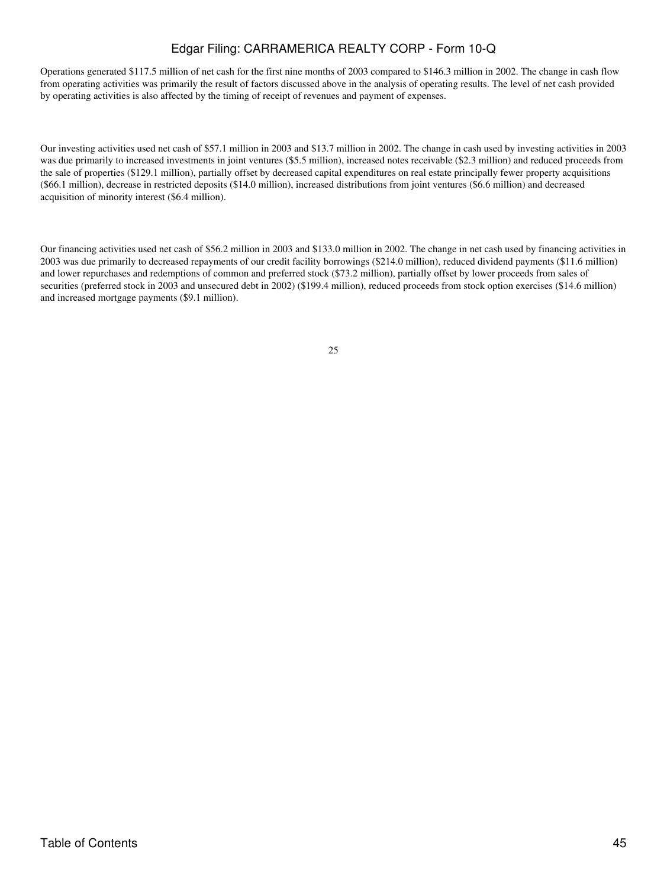Operations generated $117.5 million of net cash for the first nine months of 2003 compared to $146.3 million in 2002. The change in cash flow from operating activities was primarily the result of factors discussed above in the analysis of operating results. The level of net cash provided by operating activities is also affected by the timing of receipt of revenues and payment of expenses.

Our investing activities used net cash of $57.1 million in 2003 and $13.7 million in 2002. The change in cash used by investing activities in 2003 was due primarily to increased investments in joint ventures ($5.5 million), increased notes receivable ($2.3 million) and reduced proceeds from the sale of properties ($129.1 million), partially offset by decreased capital expenditures on real estate principally fewer property acquisitions ($66.1 million), decrease in restricted deposits ($14.0 million), increased distributions from joint ventures ($6.6 million) and decreased acquisition of minority interest ($6.4 million).

Our financing activities used net cash of $56.2 million in 2003 and $133.0 million in 2002. The change in net cash used by financing activities in 2003 was due primarily to decreased repayments of our credit facility borrowings ($214.0 million), reduced dividend payments ($11.6 million) and lower repurchases and redemptions of common and preferred stock ($73.2 million), partially offset by lower proceeds from sales of securities (preferred stock in 2003 and unsecured debt in 2002) ($199.4 million), reduced proceeds from stock option exercises ($14.6 million) and increased mortgage payments ($9.1 million).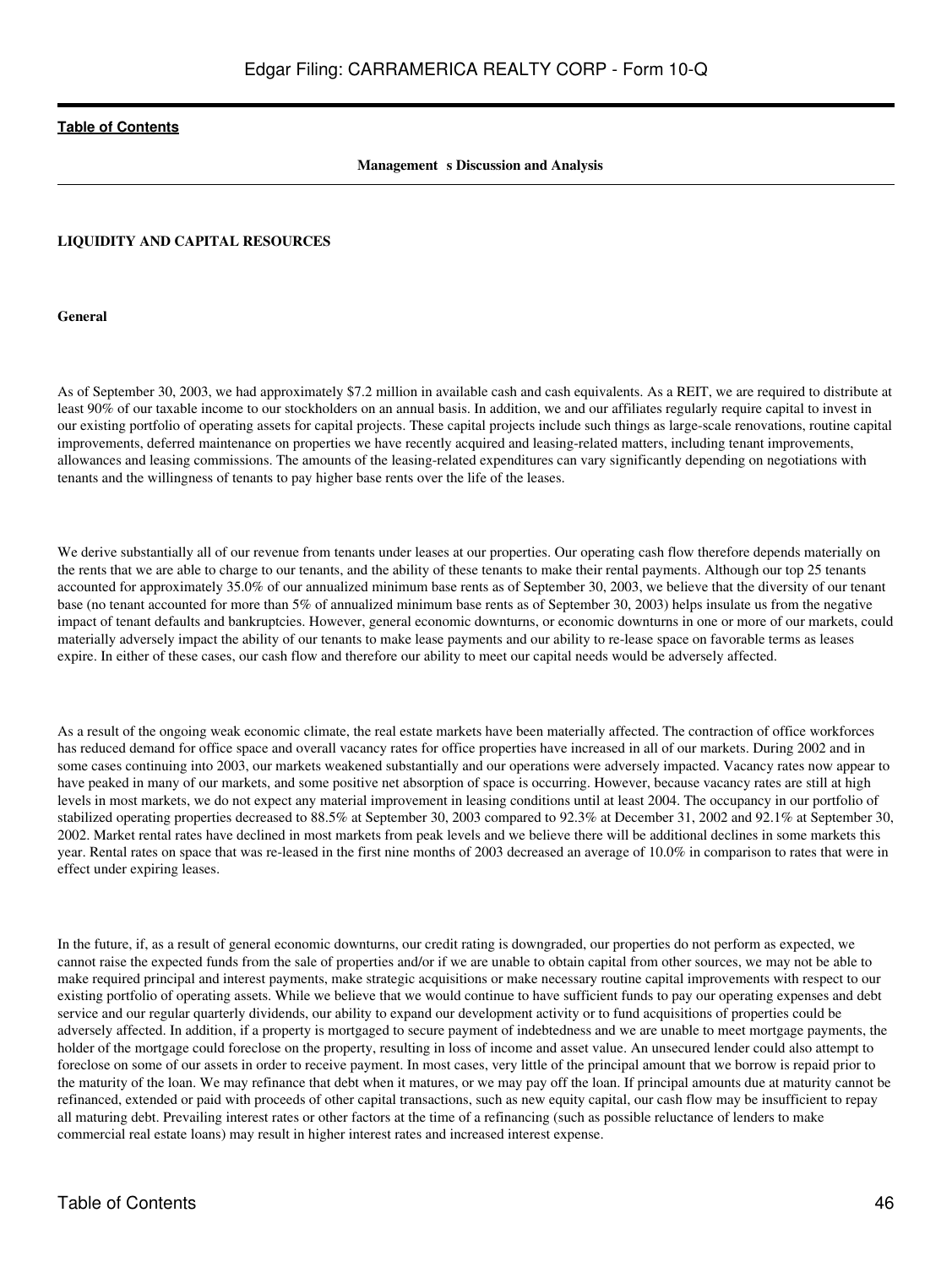**Management s Discussion and Analysis**

## LIQUIDITY AND CAPITAL RESOURCES

### General

As of September 30, 2003, we had approximately $7.2 million in available cash and cash equivalents. As a REIT, we are required to distribute at least 90% of our taxable income to our stockholders on an annual basis. In addition, we and our affiliates regularly require capital to invest in our existing portfolio of operating assets for capital projects. These capital projects include such things as large-scale renovations, routine capital improvements, deferred maintenance on properties we have recently acquired and leasing-related matters, including tenant improvements, allowances and leasing commissions. The amounts of the leasing-related expenditures can vary significantly depending on negotiations with tenants and the willingness of tenants to pay higher base rents over the life of the leases.

We derive substantially all of our revenue from tenants under leases at our properties. Our operating cash flow therefore depends materially on the rents that we are able to charge to our tenants, and the ability of these tenants to make their rental payments. Although our top 25 tenants accounted for approximately 35.0% of our annualized minimum base rents as of September 30, 2003, we believe that the diversity of our tenant base (no tenant accounted for more than 5% of annualized minimum base rents as of September 30, 2003) helps insulate us from the negative impact of tenant defaults and bankruptcies. However, general economic downturns, or economic downturns in one or more of our markets, could materially adversely impact the ability of our tenants to make lease payments and our ability to re-lease space on favorable terms as leases expire. In either of these cases, our cash flow and therefore our ability to meet our capital needs would be adversely affected.

As a result of the ongoing weak economic climate, the real estate markets have been materially affected. The contraction of office workforces has reduced demand for office space and overall vacancy rates for office properties have increased in all of our markets. During 2002 and in some cases continuing into 2003, our markets weakened substantially and our operations were adversely impacted. Vacancy rates now appear to have peaked in many of our markets, and some positive net absorption of space is occurring. However, because vacancy rates are still at high levels in most markets, we do not expect any material improvement in leasing conditions until at least 2004. The occupancy in our portfolio of stabilized operating properties decreased to 88.5% at September 30, 2003 compared to 92.3% at December 31, 2002 and 92.1% at September 30, 2002. Market rental rates have declined in most markets from peak levels and we believe there will be additional declines in some markets this year. Rental rates on space that was re-leased in the first nine months of 2003 decreased an average of 10.0% in comparison to rates that were in effect under expiring leases.

In the future, if, as a result of general economic downturns, our credit rating is downgraded, our properties do not perform as expected, we cannot raise the expected funds from the sale of properties and/or if we are unable to obtain capital from other sources, we may not be able to make required principal and interest payments, make strategic acquisitions or make necessary routine capital improvements with respect to our existing portfolio of operating assets. While we believe that we would continue to have sufficient funds to pay our operating expenses and debt service and our regular quarterly dividends, our ability to expand our development activity or to fund acquisitions of properties could be adversely affected. In addition, if a property is mortgaged to secure payment of indebtedness and we are unable to meet mortgage payments, the holder of the mortgage could foreclose on the property, resulting in loss of income and asset value. An unsecured lender could also attempt to foreclose on some of our assets in order to receive payment. In most cases, very little of the principal amount that we borrow is repaid prior to the maturity of the loan. We may refinance that debt when it matures, or we may pay off the loan. If principal amounts due at maturity cannot be refinanced, extended or paid with proceeds of other capital transactions, such as new equity capital, our cash flow may be insufficient to repay all maturing debt. Prevailing interest rates or other factors at the time of a refinancing (such as possible reluctance of lenders to make commercial real estate loans) may result in higher interest rates and increased interest expense.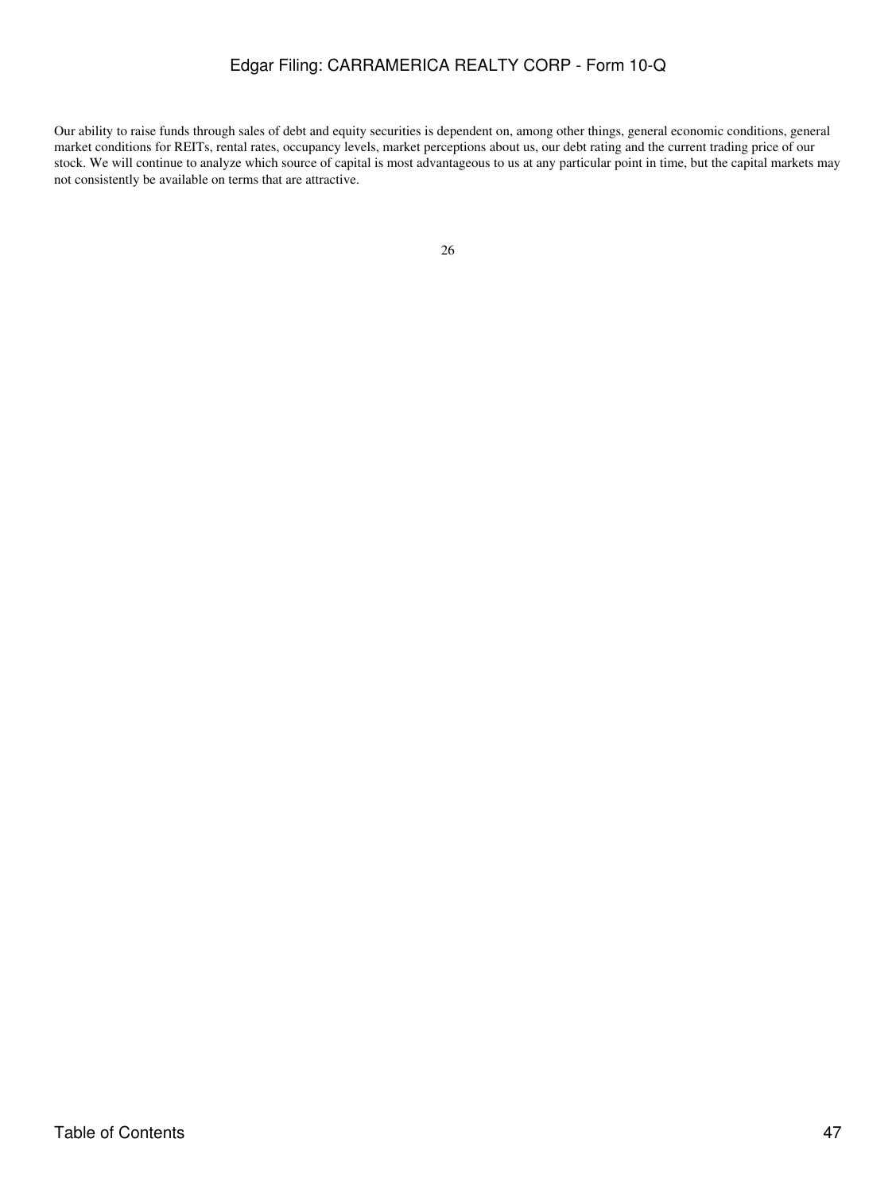Our ability to raise funds through sales of debt and equity securities is dependent on, among other things, general economic conditions, general market conditions for REITs, rental rates, occupancy levels, market perceptions about us, our debt rating and the current trading price of our stock. We will continue to analyze which source of capital is most advantageous to us at any particular point in time, but the capital markets may not consistently be available on terms that are attractive.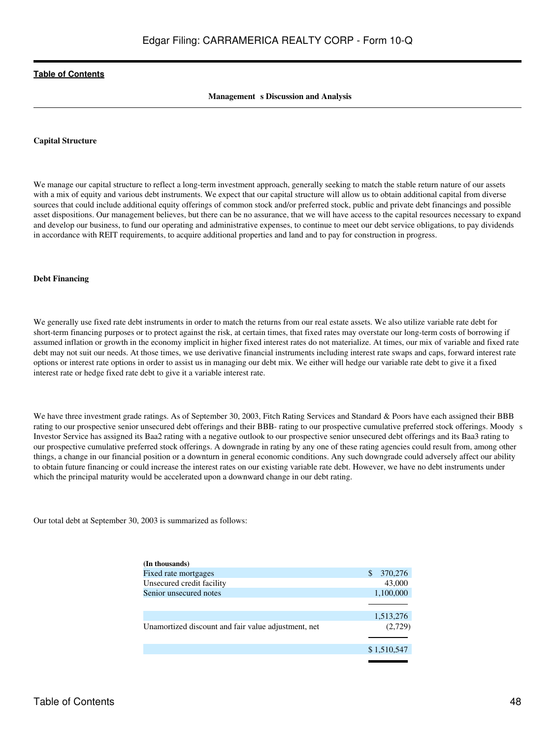**Management s Discussion and Analysis**

**Capital Structure**

We manage our capital structure to reflect a long-term investment approach, generally seeking to match the stable return nature of our assets with a mix of equity and various debt instruments. We expect that our capital structure will allow us to obtain additional capital from diverse sources that could include additional equity offerings of common stock and/or preferred stock, public and private debt financings and possible asset dispositions. Our management believes, but there can be no assurance, that we will have access to the capital resources necessary to expand and develop our business, to fund our operating and administrative expenses, to continue to meet our debt service obligations, to pay dividends in accordance with REIT requirements, to acquire additional properties and land and to pay for construction in progress.

**Debt Financing**

We generally use fixed rate debt instruments in order to match the returns from our real estate assets. We also utilize variable rate debt for short-term financing purposes or to protect against the risk, at certain times, that fixed rates may overstate our long-term costs of borrowing if assumed inflation or growth in the economy implicit in higher fixed interest rates do not materialize. At times, our mix of variable and fixed rate debt may not suit our needs. At those times, we use derivative financial instruments including interest rate swaps and caps, forward interest rate options or interest rate options in order to assist us in managing our debt mix. We either will hedge our variable rate debt to give it a fixed interest rate or hedge fixed rate debt to give it a variable interest rate.

We have three investment grade ratings. As of September 30, 2003, Fitch Rating Services and Standard & Poors have each assigned their BBB rating to our prospective senior unsecured debt offerings and their BBB- rating to our prospective cumulative preferred stock offerings. Moody s Investor Service has assigned its Baa2 rating with a negative outlook to our prospective senior unsecured debt offerings and its Baa3 rating to our prospective cumulative preferred stock offerings. A downgrade in rating by any one of these rating agencies could result from, among other things, a change in our financial position or a downturn in general economic conditions. Any such downgrade could adversely affect our ability to obtain future financing or could increase the interest rates on our existing variable rate debt. However, we have no debt instruments under which the principal maturity would be accelerated upon a downward change in our debt rating.

Our total debt at September 30, 2003 is summarized as follows:

| (In thousands) | |
|---|---|
| Fixed rate mortgages | $ 370,276 |
| Unsecured credit facility | 43,000 |
| Senior unsecured notes | 1,100,000 |
| | 1,513,276 |
| Unamortized discount and fair value adjustment, net | (2,729) |
| | $ 1,510,547 |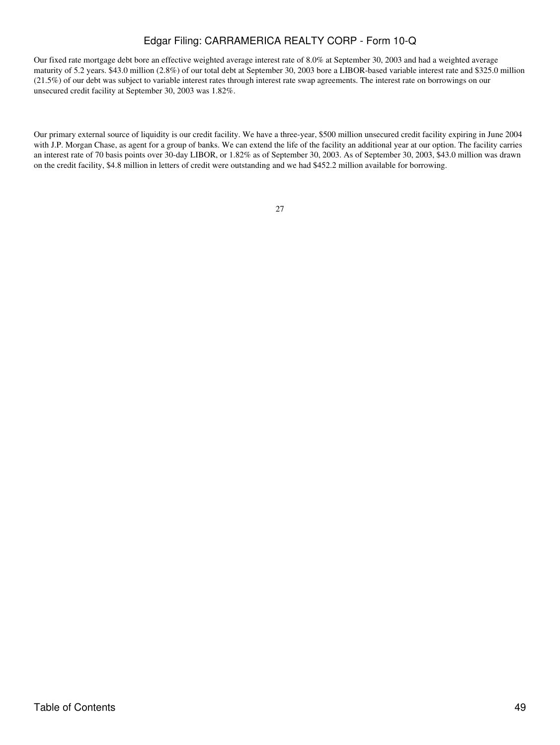Our fixed rate mortgage debt bore an effective weighted average interest rate of 8.0% at September 30, 2003 and had a weighted average maturity of 5.2 years. $43.0 million (2.8%) of our total debt at September 30, 2003 bore a LIBOR-based variable interest rate and $325.0 million (21.5%) of our debt was subject to variable interest rates through interest rate swap agreements. The interest rate on borrowings on our unsecured credit facility at September 30, 2003 was 1.82%.

Our primary external source of liquidity is our credit facility. We have a three-year, $500 million unsecured credit facility expiring in June 2004 with J.P. Morgan Chase, as agent for a group of banks. We can extend the life of the facility an additional year at our option. The facility carries an interest rate of 70 basis points over 30-day LIBOR, or 1.82% as of September 30, 2003. As of September 30, 2003, $43.0 million was drawn on the credit facility, $4.8 million in letters of credit were outstanding and we had $452.2 million available for borrowing.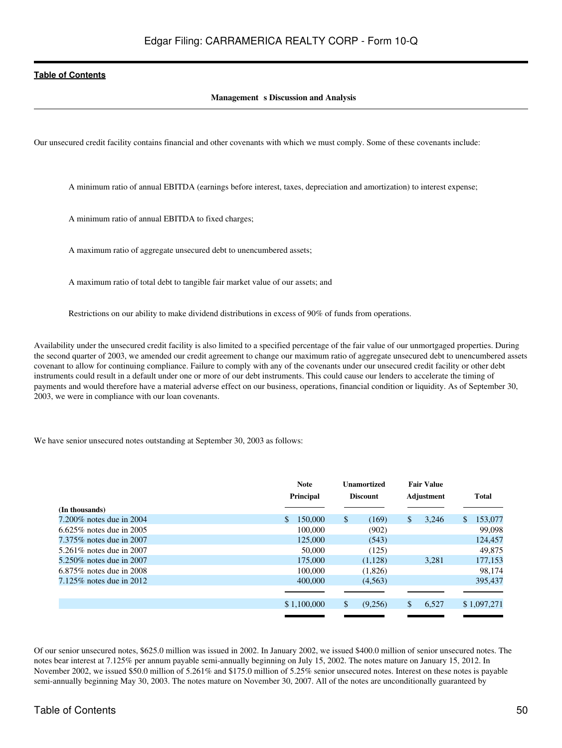Our unsecured credit facility contains financial and other covenants with which we must comply. Some of these covenants include:

- A minimum ratio of annual EBITDA (earnings before interest, taxes, depreciation and amortization) to interest expense;
- A minimum ratio of annual EBITDA to fixed charges;
- A maximum ratio of aggregate unsecured debt to unencumbered assets;
- A maximum ratio of total debt to tangible fair market value of our assets; and
- Restrictions on our ability to make dividend distributions in excess of 90% of funds from operations.

Availability under the unsecured credit facility is also limited to a specified percentage of the fair value of our unmortgaged properties. During the second quarter of 2003, we amended our credit agreement to change our maximum ratio of aggregate unsecured debt to unencumbered assets covenant to allow for continuing compliance. Failure to comply with any of the covenants under our unsecured credit facility or other debt instruments could result in a default under one or more of our debt instruments. This could cause our lenders to accelerate the timing of payments and would therefore have a material adverse effect on our business, operations, financial condition or liquidity. As of September 30, 2003, we were in compliance with our loan covenants.

We have senior unsecured notes outstanding at September 30, 2003 as follows:

| (In thousands) | Note Principal | Unamortized Discount | Fair Value Adjustment | Total |
|---|---|---|---|---|
| 7.200% notes due in 2004 | $ 150,000 | $ (169) | $ 3,246 | $ 153,077 |
| 6.625% notes due in 2005 | 100,000 | (902) | | 99,098 |
| 7.375% notes due in 2007 | 125,000 | (543) | | 124,457 |
| 5.261% notes due in 2007 | 50,000 | (125) | | 49,875 |
| 5.250% notes due in 2007 | 175,000 | (1,128) | 3,281 | 177,153 |
| 6.875% notes due in 2008 | 100,000 | (1,826) | | 98,174 |
| 7.125% notes due in 2012 | 400,000 | (4,563) | | 395,437 |
| | $ 1,100,000 | $ (9,256) | $ 6,527 | $ 1,097,271 |

Of our senior unsecured notes, $625.0 million was issued in 2002. In January 2002, we issued $400.0 million of senior unsecured notes. The notes bear interest at 7.125% per annum payable semi-annually beginning on July 15, 2002. The notes mature on January 15, 2012. In November 2002, we issued $50.0 million of 5.261% and $175.0 million of 5.25% senior unsecured notes. Interest on these notes is payable semi-annually beginning May 30, 2003. The notes mature on November 30, 2007. All of the notes are unconditionally guaranteed by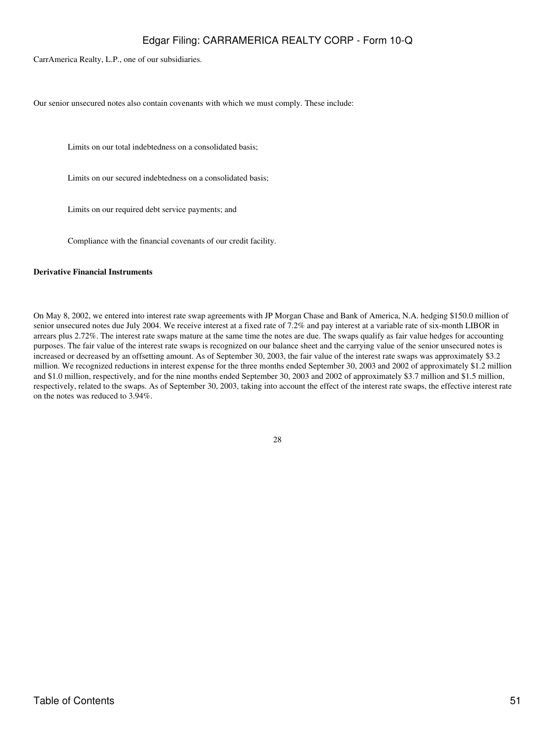CarrAmerica Realty, L.P., one of our subsidiaries.

Our senior unsecured notes also contain covenants with which we must comply. These include:

- Limits on our total indebtedness on a consolidated basis;
- Limits on our secured indebtedness on a consolidated basis;
- Limits on our required debt service payments; and
- Compliance with the financial covenants of our credit facility.

**Derivative Financial Instruments**

On May 8, 2002, we entered into interest rate swap agreements with JP Morgan Chase and Bank of America, N.A. hedging $150.0 million of senior unsecured notes due July 2004. We receive interest at a fixed rate of 7.2% and pay interest at a variable rate of six-month LIBOR in arrears plus 2.72%. The interest rate swaps mature at the same time the notes are due. The swaps qualify as fair value hedges for accounting purposes. The fair value of the interest rate swaps is recognized on our balance sheet and the carrying value of the senior unsecured notes is increased or decreased by an offsetting amount. As of September 30, 2003, the fair value of the interest rate swaps was approximately $3.2 million. We recognized reductions in interest expense for the three months ended September 30, 2003 and 2002 of approximately $1.2 million and $1.0 million, respectively, and for the nine months ended September 30, 2003 and 2002 of approximately $3.7 million and $1.5 million, respectively, related to the swaps. As of September 30, 2003, taking into account the effect of the interest rate swaps, the effective interest rate on the notes was reduced to 3.94%.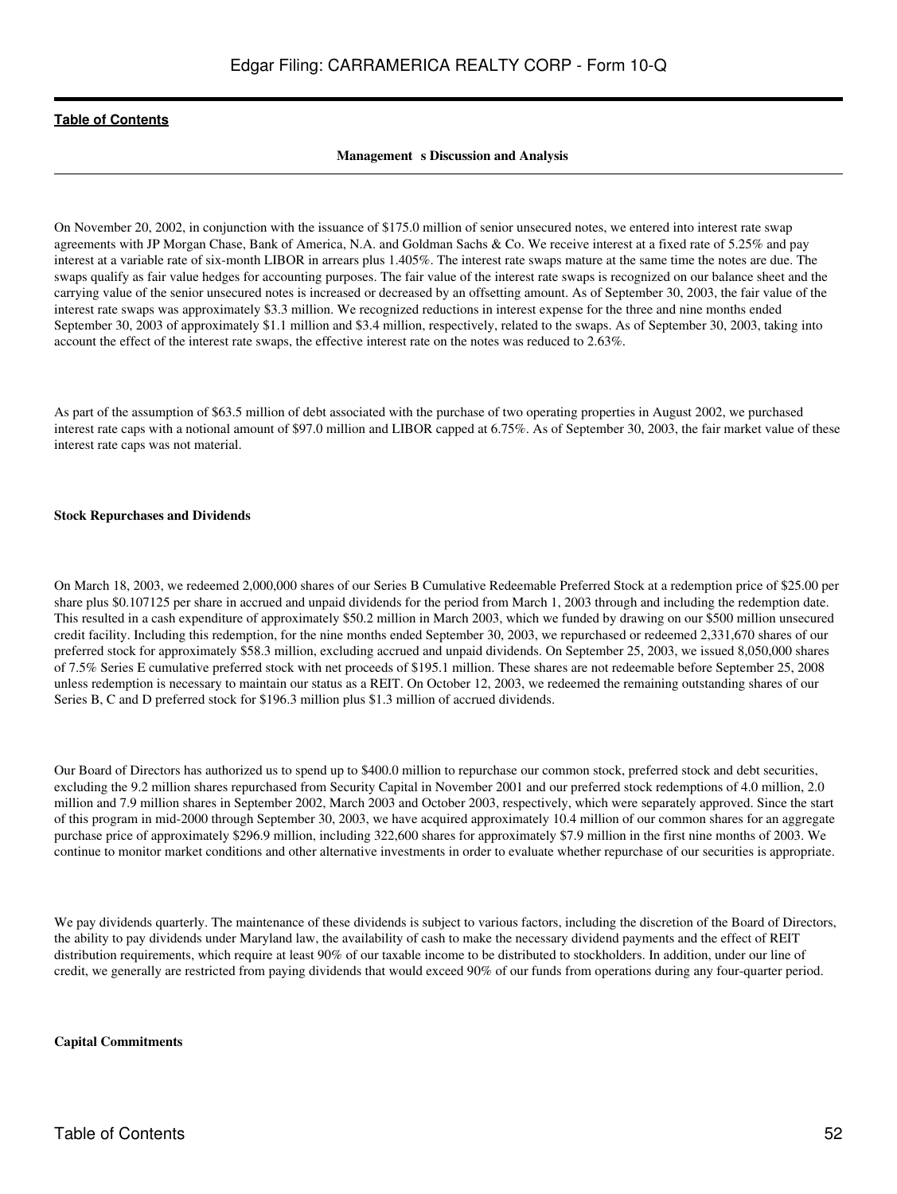On November 20, 2002, in conjunction with the issuance of $175.0 million of senior unsecured notes, we entered into interest rate swap agreements with JP Morgan Chase, Bank of America, N.A. and Goldman Sachs & Co. We receive interest at a fixed rate of 5.25% and pay interest at a variable rate of six-month LIBOR in arrears plus 1.405%. The interest rate swaps mature at the same time the notes are due. The swaps qualify as fair value hedges for accounting purposes. The fair value of the interest rate swaps is recognized on our balance sheet and the carrying value of the senior unsecured notes is increased or decreased by an offsetting amount. As of September 30, 2003, the fair value of the interest rate swaps was approximately $3.3 million. We recognized reductions in interest expense for the three and nine months ended September 30, 2003 of approximately $1.1 million and $3.4 million, respectively, related to the swaps. As of September 30, 2003, taking into account the effect of the interest rate swaps, the effective interest rate on the notes was reduced to 2.63%.

As part of the assumption of $63.5 million of debt associated with the purchase of two operating properties in August 2002, we purchased interest rate caps with a notional amount of $97.0 million and LIBOR capped at 6.75%. As of September 30, 2003, the fair market value of these interest rate caps was not material.

**Stock Repurchases and Dividends**

On March 18, 2003, we redeemed 2,000,000 shares of our Series B Cumulative Redeemable Preferred Stock at a redemption price of $25.00 per share plus $0.107125 per share in accrued and unpaid dividends for the period from March 1, 2003 through and including the redemption date. This resulted in a cash expenditure of approximately $50.2 million in March 2003, which we funded by drawing on our $500 million unsecured credit facility. Including this redemption, for the nine months ended September 30, 2003, we repurchased or redeemed 2,331,670 shares of our preferred stock for approximately $58.3 million, excluding accrued and unpaid dividends. On September 25, 2003, we issued 8,050,000 shares of 7.5% Series E cumulative preferred stock with net proceeds of $195.1 million. These shares are not redeemable before September 25, 2008 unless redemption is necessary to maintain our status as a REIT. On October 12, 2003, we redeemed the remaining outstanding shares of our Series B, C and D preferred stock for $196.3 million plus $1.3 million of accrued dividends.

Our Board of Directors has authorized us to spend up to $400.0 million to repurchase our common stock, preferred stock and debt securities, excluding the 9.2 million shares repurchased from Security Capital in November 2001 and our preferred stock redemptions of 4.0 million, 2.0 million and 7.9 million shares in September 2002, March 2003 and October 2003, respectively, which were separately approved. Since the start of this program in mid-2000 through September 30, 2003, we have acquired approximately 10.4 million of our common shares for an aggregate purchase price of approximately $296.9 million, including 322,600 shares for approximately $7.9 million in the first nine months of 2003. We continue to monitor market conditions and other alternative investments in order to evaluate whether repurchase of our securities is appropriate.

We pay dividends quarterly. The maintenance of these dividends is subject to various factors, including the discretion of the Board of Directors, the ability to pay dividends under Maryland law, the availability of cash to make the necessary dividend payments and the effect of REIT distribution requirements, which require at least 90% of our taxable income to be distributed to stockholders. In addition, under our line of credit, we generally are restricted from paying dividends that would exceed 90% of our funds from operations during any four-quarter period.

**Capital Commitments**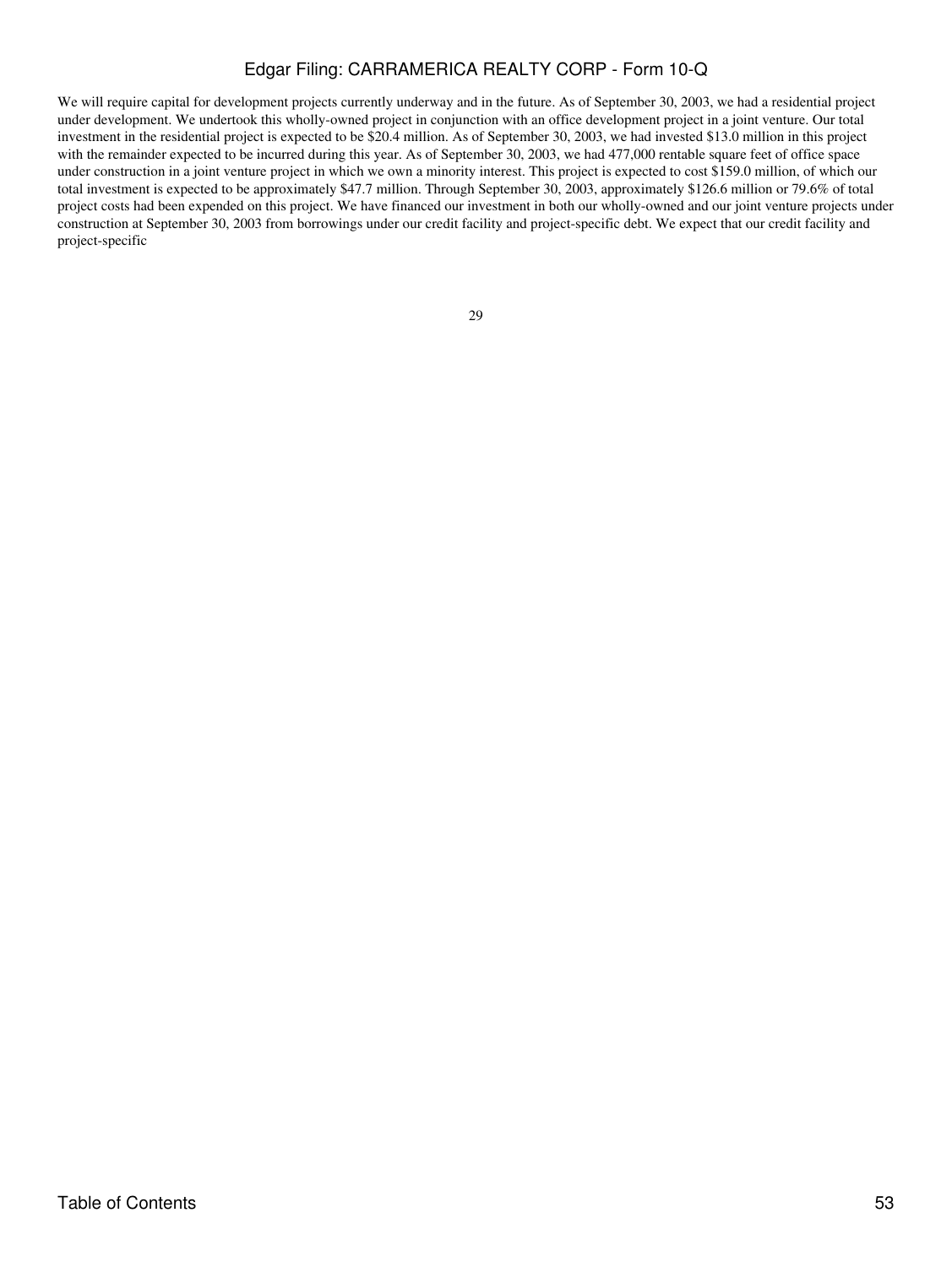We will require capital for development projects currently underway and in the future. As of September 30, 2003, we had a residential project under development. We undertook this wholly-owned project in conjunction with an office development project in a joint venture. Our total investment in the residential project is expected to be $20.4 million. As of September 30, 2003, we had invested $13.0 million in this project with the remainder expected to be incurred during this year. As of September 30, 2003, we had 477,000 rentable square feet of office space under construction in a joint venture project in which we own a minority interest. This project is expected to cost $159.0 million, of which our total investment is expected to be approximately $47.7 million. Through September 30, 2003, approximately $126.6 million or 79.6% of total project costs had been expended on this project. We have financed our investment in both our wholly-owned and our joint venture projects under construction at September 30, 2003 from borrowings under our credit facility and project-specific debt. We expect that our credit facility and project-specific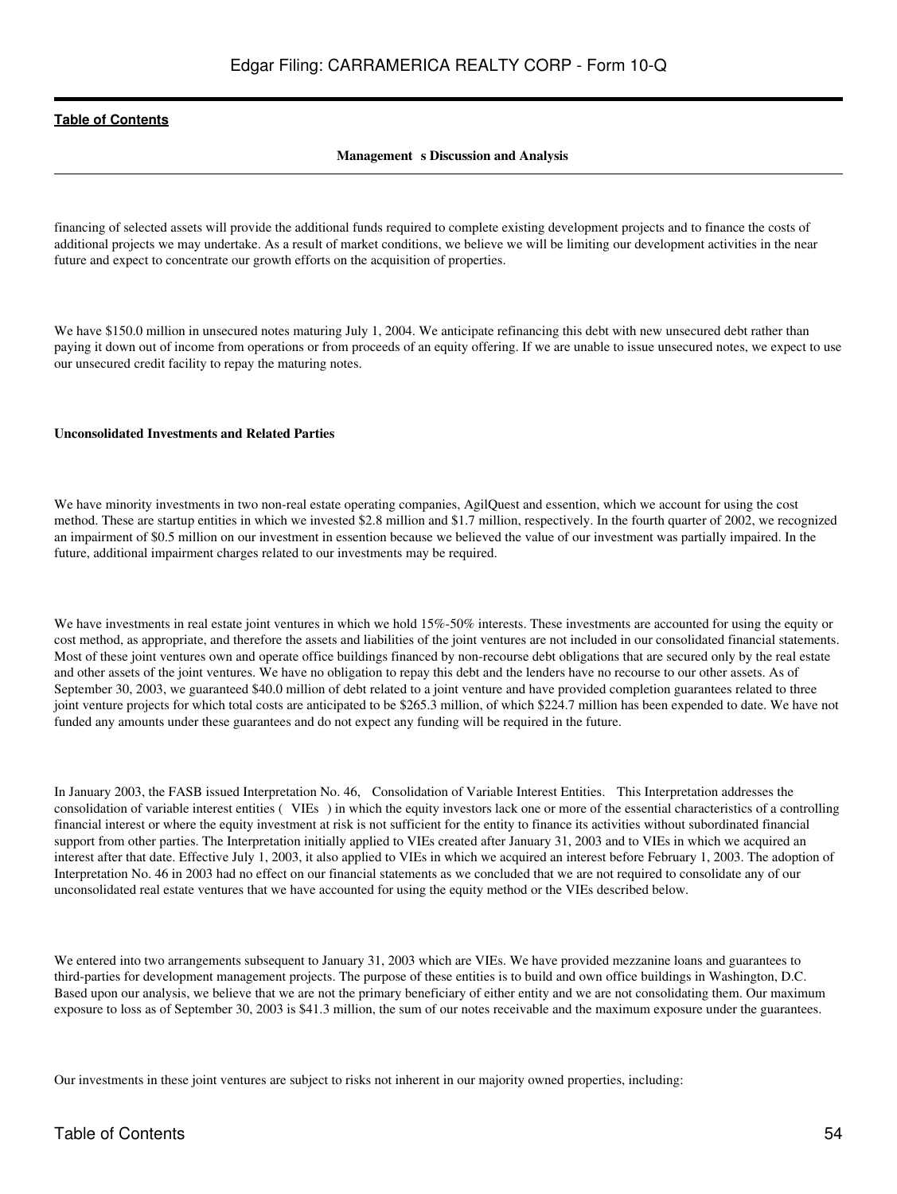financing of selected assets will provide the additional funds required to complete existing development projects and to finance the costs of additional projects we may undertake. As a result of market conditions, we believe we will be limiting our development activities in the near future and expect to concentrate our growth efforts on the acquisition of properties.

We have $150.0 million in unsecured notes maturing July 1, 2004. We anticipate refinancing this debt with new unsecured debt rather than paying it down out of income from operations or from proceeds of an equity offering. If we are unable to issue unsecured notes, we expect to use our unsecured credit facility to repay the maturing notes.

**Unconsolidated Investments and Related Parties**

We have minority investments in two non-real estate operating companies, AgilQuest and essention, which we account for using the cost method. These are startup entities in which we invested $2.8 million and $1.7 million, respectively. In the fourth quarter of 2002, we recognized an impairment of $0.5 million on our investment in essention because we believed the value of our investment was partially impaired. In the future, additional impairment charges related to our investments may be required.

We have investments in real estate joint ventures in which we hold 15%-50% interests. These investments are accounted for using the equity or cost method, as appropriate, and therefore the assets and liabilities of the joint ventures are not included in our consolidated financial statements. Most of these joint ventures own and operate office buildings financed by non-recourse debt obligations that are secured only by the real estate and other assets of the joint ventures. We have no obligation to repay this debt and the lenders have no recourse to our other assets. As of September 30, 2003, we guaranteed $40.0 million of debt related to a joint venture and have provided completion guarantees related to three joint venture projects for which total costs are anticipated to be $265.3 million, of which $224.7 million has been expended to date. We have not funded any amounts under these guarantees and do not expect any funding will be required in the future.

In January 2003, the FASB issued Interpretation No. 46, Consolidation of Variable Interest Entities. This Interpretation addresses the consolidation of variable interest entities ( VIEs ) in which the equity investors lack one or more of the essential characteristics of a controlling financial interest or where the equity investment at risk is not sufficient for the entity to finance its activities without subordinated financial support from other parties. The Interpretation initially applied to VIEs created after January 31, 2003 and to VIEs in which we acquired an interest after that date. Effective July 1, 2003, it also applied to VIEs in which we acquired an interest before February 1, 2003. The adoption of Interpretation No. 46 in 2003 had no effect on our financial statements as we concluded that we are not required to consolidate any of our unconsolidated real estate ventures that we have accounted for using the equity method or the VIEs described below.

We entered into two arrangements subsequent to January 31, 2003 which are VIEs. We have provided mezzanine loans and guarantees to third-parties for development management projects. The purpose of these entities is to build and own office buildings in Washington, D.C. Based upon our analysis, we believe that we are not the primary beneficiary of either entity and we are not consolidating them. Our maximum exposure to loss as of September 30, 2003 is $41.3 million, the sum of our notes receivable and the maximum exposure under the guarantees.

Our investments in these joint ventures are subject to risks not inherent in our majority owned properties, including: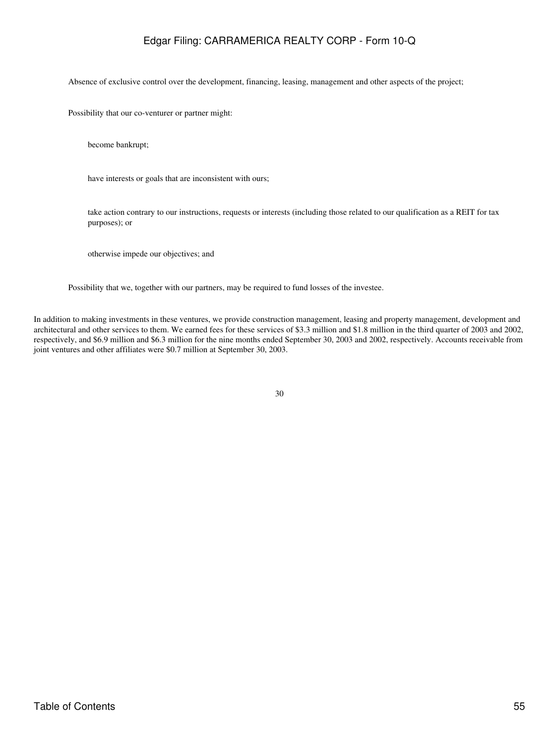- Absence of exclusive control over the development, financing, leasing, management and other aspects of the project;
- Possibility that our co-venturer or partner might:
  - become bankrupt;
  - have interests or goals that are inconsistent with ours;
  - take action contrary to our instructions, requests or interests (including those related to our qualification as a REIT for tax purposes); or
  - otherwise impede our objectives; and
- Possibility that we, together with our partners, may be required to fund losses of the investee.

In addition to making investments in these ventures, we provide construction management, leasing and property management, development and architectural and other services to them. We earned fees for these services of $3.3 million and $1.8 million in the third quarter of 2003 and 2002, respectively, and $6.9 million and $6.3 million for the nine months ended September 30, 2003 and 2002, respectively. Accounts receivable from joint ventures and other affiliates were $0.7 million at September 30, 2003.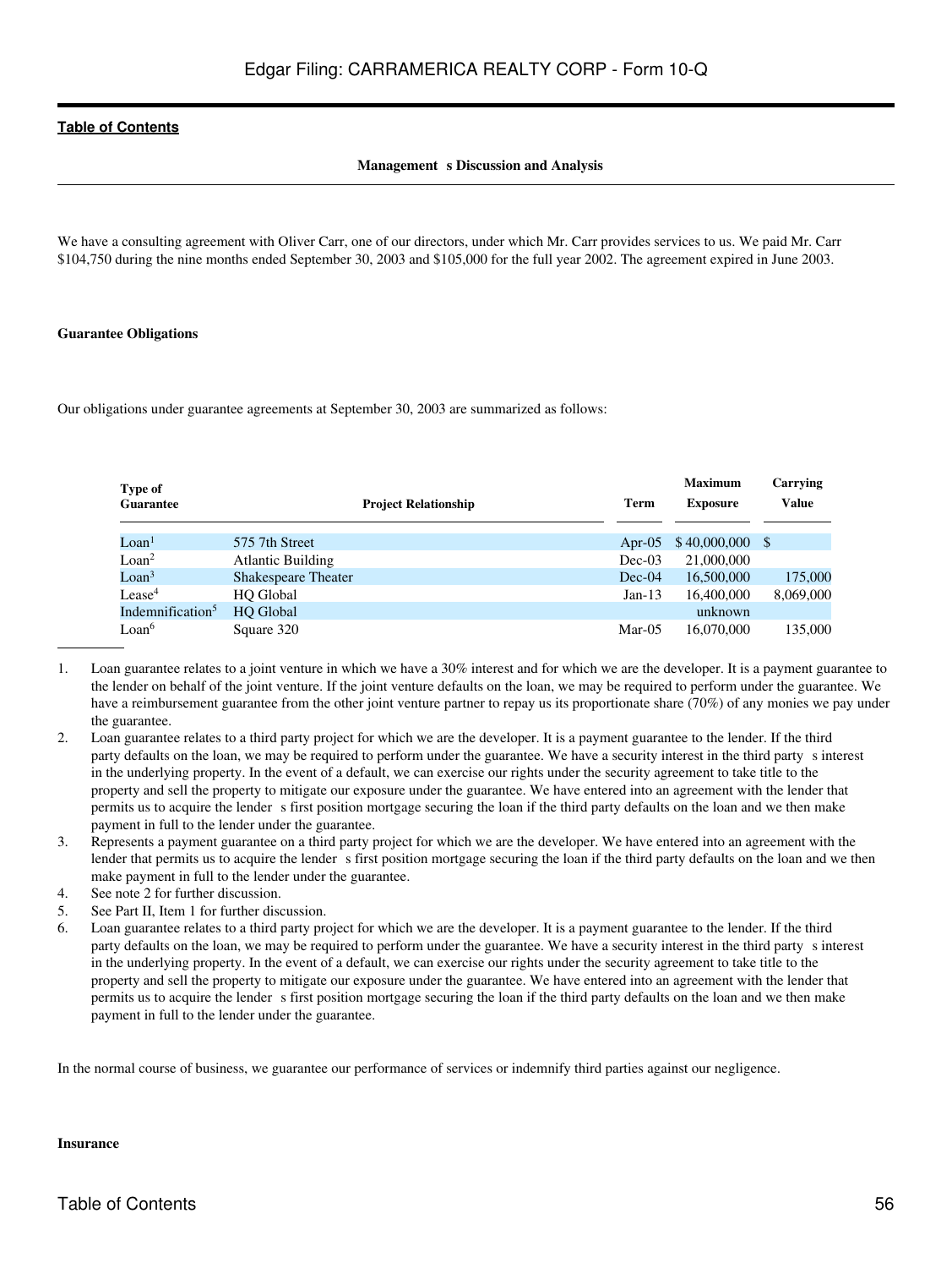**Management s Discussion and Analysis**

We have a consulting agreement with Oliver Carr, one of our directors, under which Mr. Carr provides services to us. We paid Mr. Carr $104,750 during the nine months ended September 30, 2003 and $105,000 for the full year 2002. The agreement expired in June 2003.

**Guarantee Obligations**

Our obligations under guarantee agreements at September 30, 2003 are summarized as follows:

| Type of Guarantee | Project Relationship | Term | Maximum Exposure | Carrying Value |
|---|---|---|---|---|
| Loan[1] | 575 7th Street | Apr-05 | $ 40,000,000 | $ |
| Loan[2] | Atlantic Building | Dec-03 | 21,000,000 | |
| Loan[3] | Shakespeare Theater | Dec-04 | 16,500,000 | 175,000 |
| Lease[4] | HQ Global | Jan-13 | 16,400,000 | 8,069,000 |
| Indemnification[5] | HQ Global | | unknown | |
| Loan[6] | Square 320 | Mar-05 | 16,070,000 | 135,000 |

1. Loan guarantee relates to a joint venture in which we have a 30% interest and for which we are the developer. It is a payment guarantee to the lender on behalf of the joint venture. If the joint venture defaults on the loan, we may be required to perform under the guarantee. We have a reimbursement guarantee from the other joint venture partner to repay us its proportionate share (70%) of any monies we pay under the guarantee.
2. Loan guarantee relates to a third party project for which we are the developer. It is a payment guarantee to the lender. If the third party defaults on the loan, we may be required to perform under the guarantee. We have a security interest in the third party s interest in the underlying property. In the event of a default, we can exercise our rights under the security agreement to take title to the property and sell the property to mitigate our exposure under the guarantee. We have entered into an agreement with the lender that permits us to acquire the lender s first position mortgage securing the loan if the third party defaults on the loan and we then make payment in full to the lender under the guarantee.
3. Represents a payment guarantee on a third party project for which we are the developer. We have entered into an agreement with the lender that permits us to acquire the lender s first position mortgage securing the loan if the third party defaults on the loan and we then make payment in full to the lender under the guarantee.
4. See note 2 for further discussion.
5. See Part II, Item 1 for further discussion.
6. Loan guarantee relates to a third party project for which we are the developer. It is a payment guarantee to the lender. If the third party defaults on the loan, we may be required to perform under the guarantee. We have a security interest in the third party s interest in the underlying property. In the event of a default, we can exercise our rights under the security agreement to take title to the property and sell the property to mitigate our exposure under the guarantee. We have entered into an agreement with the lender that permits us to acquire the lender s first position mortgage securing the loan if the third party defaults on the loan and we then make payment in full to the lender under the guarantee.

In the normal course of business, we guarantee our performance of services or indemnify third parties against our negligence.

**Insurance**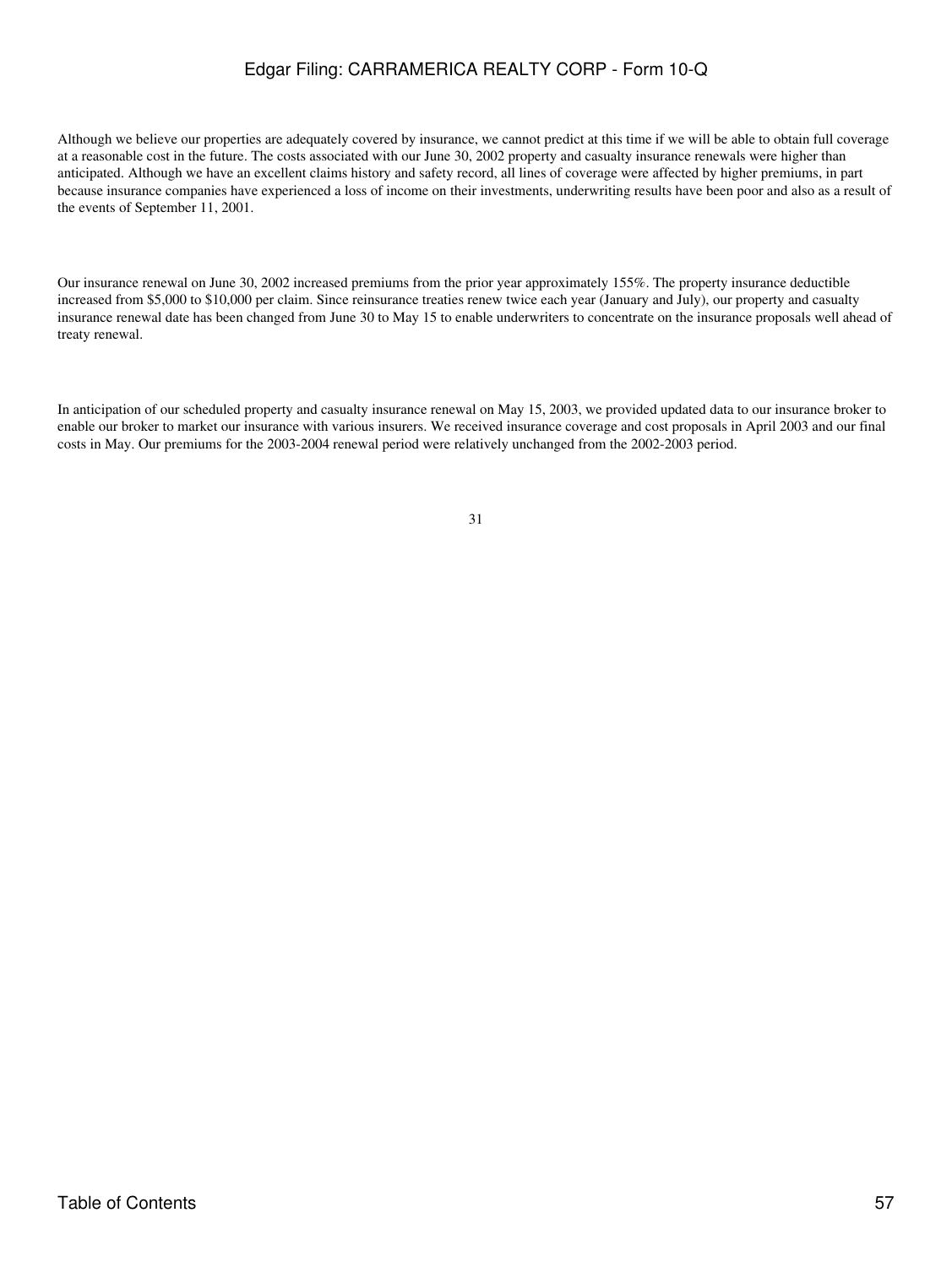Although we believe our properties are adequately covered by insurance, we cannot predict at this time if we will be able to obtain full coverage at a reasonable cost in the future. The costs associated with our June 30, 2002 property and casualty insurance renewals were higher than anticipated. Although we have an excellent claims history and safety record, all lines of coverage were affected by higher premiums, in part because insurance companies have experienced a loss of income on their investments, underwriting results have been poor and also as a result of the events of September 11, 2001.

Our insurance renewal on June 30, 2002 increased premiums from the prior year approximately 155%. The property insurance deductible increased from $5,000 to $10,000 per claim. Since reinsurance treaties renew twice each year (January and July), our property and casualty insurance renewal date has been changed from June 30 to May 15 to enable underwriters to concentrate on the insurance proposals well ahead of treaty renewal.

In anticipation of our scheduled property and casualty insurance renewal on May 15, 2003, we provided updated data to our insurance broker to enable our broker to market our insurance with various insurers. We received insurance coverage and cost proposals in April 2003 and our final costs in May. Our premiums for the 2003-2004 renewal period were relatively unchanged from the 2002-2003 period.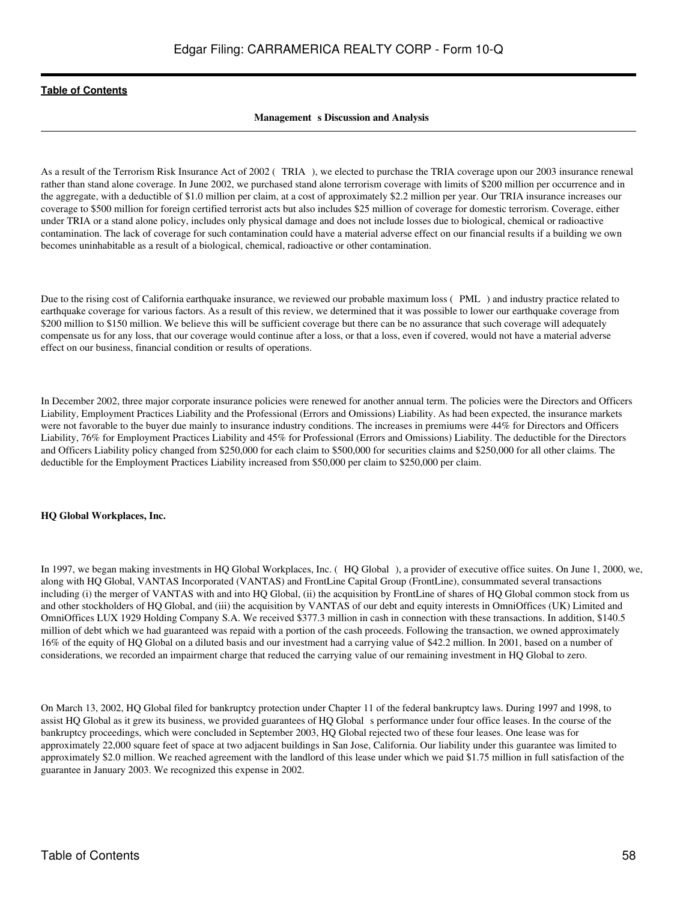As a result of the Terrorism Risk Insurance Act of 2002 ( TRIA ), we elected to purchase the TRIA coverage upon our 2003 insurance renewal rather than stand alone coverage. In June 2002, we purchased stand alone terrorism coverage with limits of $200 million per occurrence and in the aggregate, with a deductible of $1.0 million per claim, at a cost of approximately $2.2 million per year. Our TRIA insurance increases our coverage to $500 million for foreign certified terrorist acts but also includes $25 million of coverage for domestic terrorism. Coverage, either under TRIA or a stand alone policy, includes only physical damage and does not include losses due to biological, chemical or radioactive contamination. The lack of coverage for such contamination could have a material adverse effect on our financial results if a building we own becomes uninhabitable as a result of a biological, chemical, radioactive or other contamination.

Due to the rising cost of California earthquake insurance, we reviewed our probable maximum loss ( PML ) and industry practice related to earthquake coverage for various factors. As a result of this review, we determined that it was possible to lower our earthquake coverage from $200 million to $150 million. We believe this will be sufficient coverage but there can be no assurance that such coverage will adequately compensate us for any loss, that our coverage would continue after a loss, or that a loss, even if covered, would not have a material adverse effect on our business, financial condition or results of operations.

In December 2002, three major corporate insurance policies were renewed for another annual term. The policies were the Directors and Officers Liability, Employment Practices Liability and the Professional (Errors and Omissions) Liability. As had been expected, the insurance markets were not favorable to the buyer due mainly to insurance industry conditions. The increases in premiums were 44% for Directors and Officers Liability, 76% for Employment Practices Liability and 45% for Professional (Errors and Omissions) Liability. The deductible for the Directors and Officers Liability policy changed from $250,000 for each claim to $500,000 for securities claims and $250,000 for all other claims. The deductible for the Employment Practices Liability increased from $50,000 per claim to $250,000 per claim.

**HQ Global Workplaces, Inc.**

In 1997, we began making investments in HQ Global Workplaces, Inc. ( HQ Global ), a provider of executive office suites. On June 1, 2000, we, along with HQ Global, VANTAS Incorporated (VANTAS) and FrontLine Capital Group (FrontLine), consummated several transactions including (i) the merger of VANTAS with and into HQ Global, (ii) the acquisition by FrontLine of shares of HQ Global common stock from us and other stockholders of HQ Global, and (iii) the acquisition by VANTAS of our debt and equity interests in OmniOffices (UK) Limited and OmniOffices LUX 1929 Holding Company S.A. We received $377.3 million in cash in connection with these transactions. In addition, $140.5 million of debt which we had guaranteed was repaid with a portion of the cash proceeds. Following the transaction, we owned approximately 16% of the equity of HQ Global on a diluted basis and our investment had a carrying value of $42.2 million. In 2001, based on a number of considerations, we recorded an impairment charge that reduced the carrying value of our remaining investment in HQ Global to zero.

On March 13, 2002, HQ Global filed for bankruptcy protection under Chapter 11 of the federal bankruptcy laws. During 1997 and 1998, to assist HQ Global as it grew its business, we provided guarantees of HQ Global s performance under four office leases. In the course of the bankruptcy proceedings, which were concluded in September 2003, HQ Global rejected two of these four leases. One lease was for approximately 22,000 square feet of space at two adjacent buildings in San Jose, California. Our liability under this guarantee was limited to approximately $2.0 million. We reached agreement with the landlord of this lease under which we paid $1.75 million in full satisfaction of the guarantee in January 2003. We recognized this expense in 2002.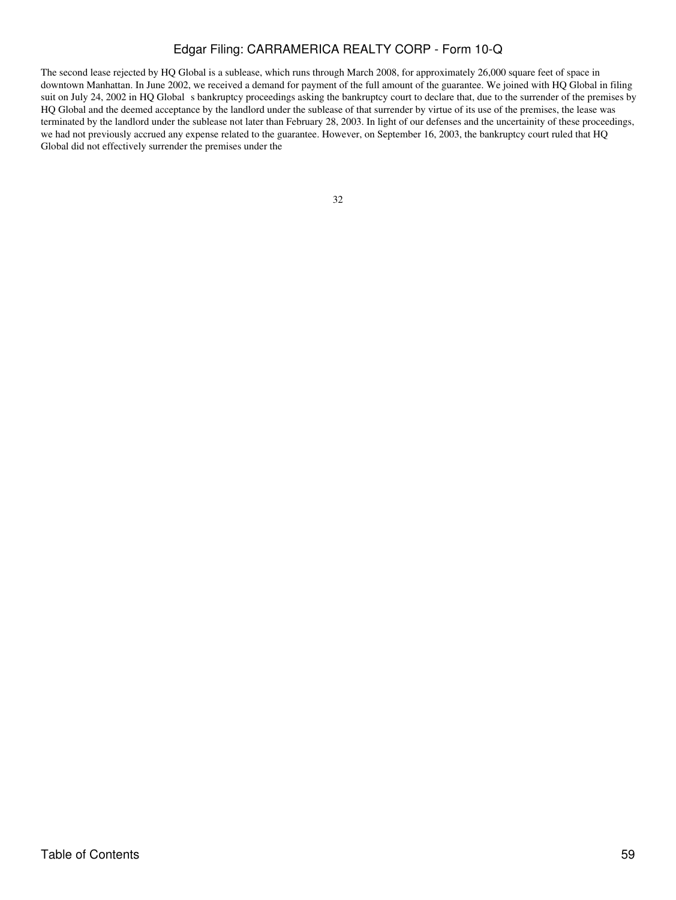The second lease rejected by HQ Global is a sublease, which runs through March 2008, for approximately 26,000 square feet of space in downtown Manhattan. In June 2002, we received a demand for payment of the full amount of the guarantee. We joined with HQ Global in filing suit on July 24, 2002 in HQ Global s bankruptcy proceedings asking the bankruptcy court to declare that, due to the surrender of the premises by HQ Global and the deemed acceptance by the landlord under the sublease of that surrender by virtue of its use of the premises, the lease was terminated by the landlord under the sublease not later than February 28, 2003. In light of our defenses and the uncertainity of these proceedings, we had not previously accrued any expense related to the guarantee. However, on September 16, 2003, the bankruptcy court ruled that HQ Global did not effectively surrender the premises under the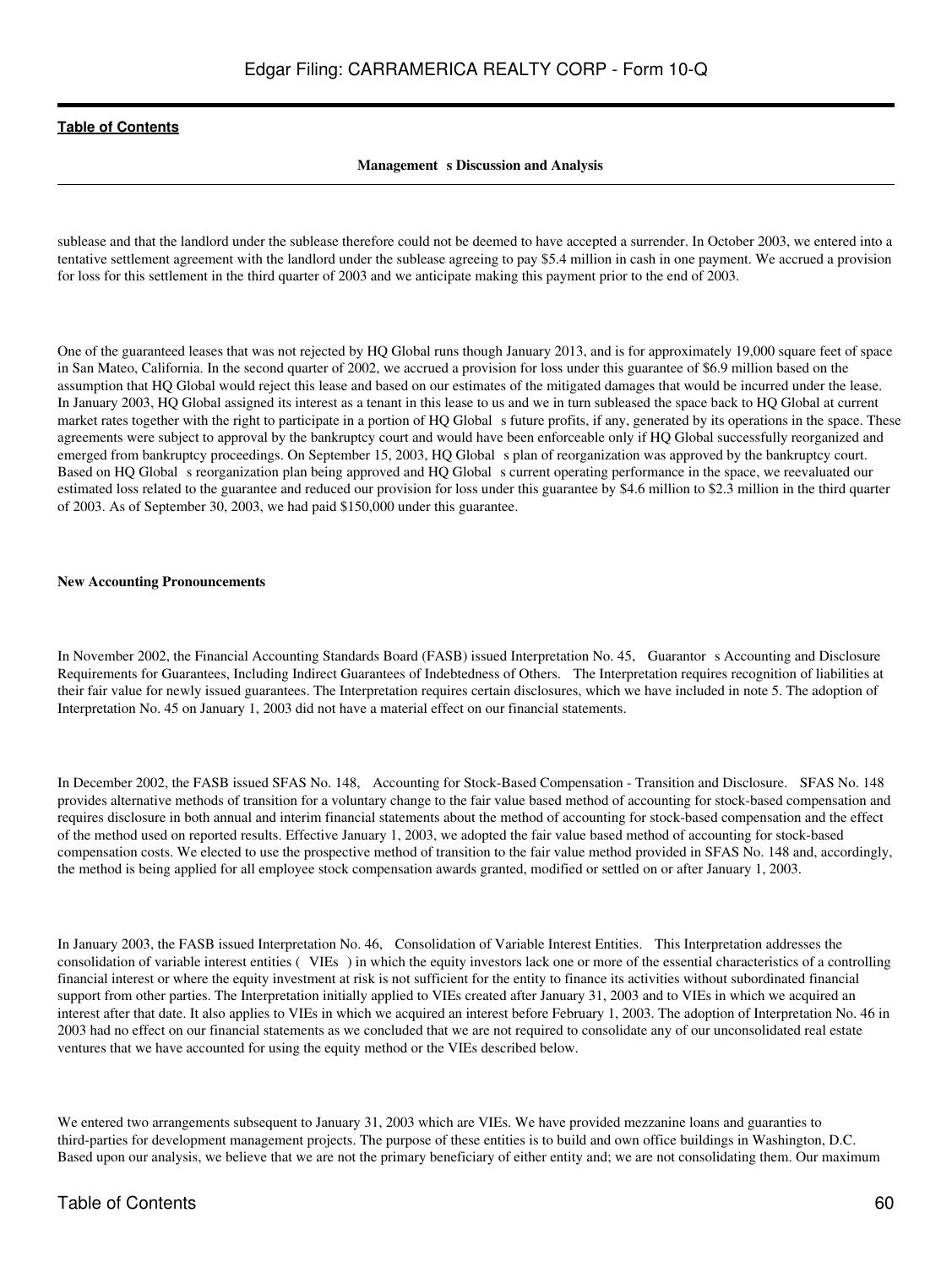sublease and that the landlord under the sublease therefore could not be deemed to have accepted a surrender. In October 2003, we entered into a tentative settlement agreement with the landlord under the sublease agreeing to pay $5.4 million in cash in one payment. We accrued a provision for loss for this settlement in the third quarter of 2003 and we anticipate making this payment prior to the end of 2003.

One of the guaranteed leases that was not rejected by HQ Global runs though January 2013, and is for approximately 19,000 square feet of space in San Mateo, California. In the second quarter of 2002, we accrued a provision for loss under this guarantee of $6.9 million based on the assumption that HQ Global would reject this lease and based on our estimates of the mitigated damages that would be incurred under the lease. In January 2003, HQ Global assigned its interest as a tenant in this lease to us and we in turn subleased the space back to HQ Global at current market rates together with the right to participate in a portion of HQ Global s future profits, if any, generated by its operations in the space. These agreements were subject to approval by the bankruptcy court and would have been enforceable only if HQ Global successfully reorganized and emerged from bankruptcy proceedings. On September 15, 2003, HQ Global s plan of reorganization was approved by the bankruptcy court. Based on HQ Global s reorganization plan being approved and HQ Global s current operating performance in the space, we reevaluated our estimated loss related to the guarantee and reduced our provision for loss under this guarantee by $4.6 million to $2.3 million in the third quarter of 2003. As of September 30, 2003, we had paid $150,000 under this guarantee.

**New Accounting Pronouncements**

In November 2002, the Financial Accounting Standards Board (FASB) issued Interpretation No. 45, Guarantor s Accounting and Disclosure Requirements for Guarantees, Including Indirect Guarantees of Indebtedness of Others. The Interpretation requires recognition of liabilities at their fair value for newly issued guarantees. The Interpretation requires certain disclosures, which we have included in note 5. The adoption of Interpretation No. 45 on January 1, 2003 did not have a material effect on our financial statements.

In December 2002, the FASB issued SFAS No. 148, Accounting for Stock-Based Compensation - Transition and Disclosure. SFAS No. 148 provides alternative methods of transition for a voluntary change to the fair value based method of accounting for stock-based compensation and requires disclosure in both annual and interim financial statements about the method of accounting for stock-based compensation and the effect of the method used on reported results. Effective January 1, 2003, we adopted the fair value based method of accounting for stock-based compensation costs. We elected to use the prospective method of transition to the fair value method provided in SFAS No. 148 and, accordingly, the method is being applied for all employee stock compensation awards granted, modified or settled on or after January 1, 2003.

In January 2003, the FASB issued Interpretation No. 46, Consolidation of Variable Interest Entities. This Interpretation addresses the consolidation of variable interest entities ( VIEs ) in which the equity investors lack one or more of the essential characteristics of a controlling financial interest or where the equity investment at risk is not sufficient for the entity to finance its activities without subordinated financial support from other parties. The Interpretation initially applied to VIEs created after January 31, 2003 and to VIEs in which we acquired an interest after that date. It also applies to VIEs in which we acquired an interest before February 1, 2003. The adoption of Interpretation No. 46 in 2003 had no effect on our financial statements as we concluded that we are not required to consolidate any of our unconsolidated real estate ventures that we have accounted for using the equity method or the VIEs described below.

We entered two arrangements subsequent to January 31, 2003 which are VIEs. We have provided mezzanine loans and guaranties to third-parties for development management projects. The purpose of these entities is to build and own office buildings in Washington, D.C. Based upon our analysis, we believe that we are not the primary beneficiary of either entity and; we are not consolidating them. Our maximum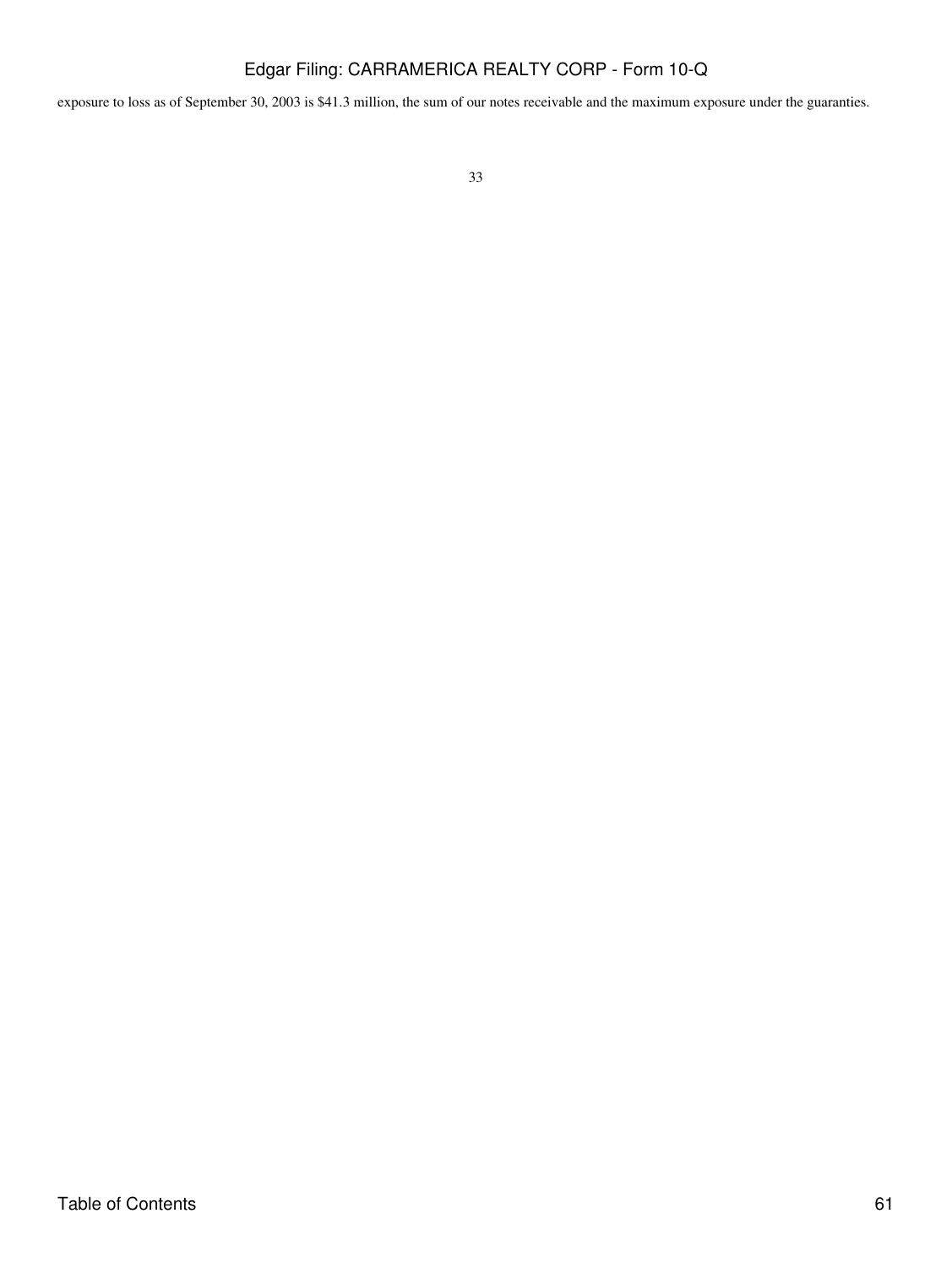exposure to loss as of September 30, 2003 is $41.3 million, the sum of our notes receivable and the maximum exposure under the guaranties.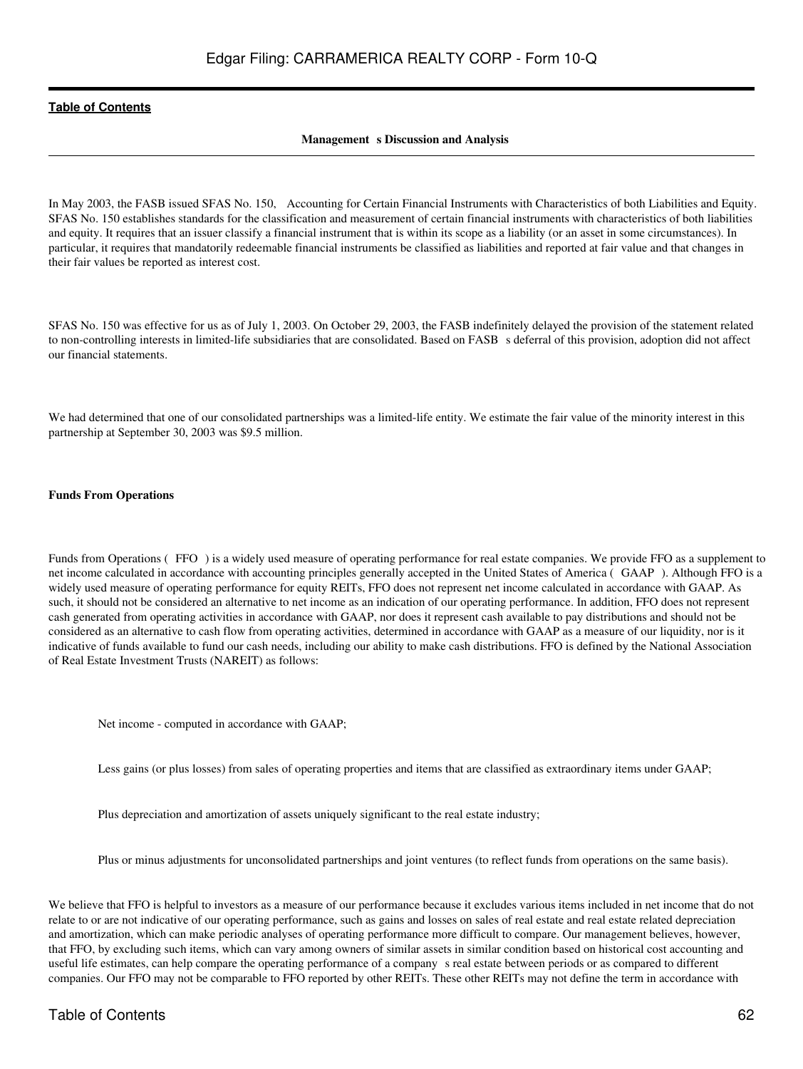**Management s Discussion and Analysis**

In May 2003, the FASB issued SFAS No. 150, Accounting for Certain Financial Instruments with Characteristics of both Liabilities and Equity. SFAS No. 150 establishes standards for the classification and measurement of certain financial instruments with characteristics of both liabilities and equity. It requires that an issuer classify a financial instrument that is within its scope as a liability (or an asset in some circumstances). In particular, it requires that mandatorily redeemable financial instruments be classified as liabilities and reported at fair value and that changes in their fair values be reported as interest cost.

SFAS No. 150 was effective for us as of July 1, 2003. On October 29, 2003, the FASB indefinitely delayed the provision of the statement related to non-controlling interests in limited-life subsidiaries that are consolidated. Based on FASB s deferral of this provision, adoption did not affect our financial statements.

We had determined that one of our consolidated partnerships was a limited-life entity. We estimate the fair value of the minority interest in this partnership at September 30, 2003 was $9.5 million.

**Funds From Operations**

Funds from Operations ( FFO ) is a widely used measure of operating performance for real estate companies. We provide FFO as a supplement to net income calculated in accordance with accounting principles generally accepted in the United States of America ( GAAP ). Although FFO is a widely used measure of operating performance for equity REITs, FFO does not represent net income calculated in accordance with GAAP. As such, it should not be considered an alternative to net income as an indication of our operating performance. In addition, FFO does not represent cash generated from operating activities in accordance with GAAP, nor does it represent cash available to pay distributions and should not be considered as an alternative to cash flow from operating activities, determined in accordance with GAAP as a measure of our liquidity, nor is it indicative of funds available to fund our cash needs, including our ability to make cash distributions. FFO is defined by the National Association of Real Estate Investment Trusts (NAREIT) as follows:

Net income - computed in accordance with GAAP;

Less gains (or plus losses) from sales of operating properties and items that are classified as extraordinary items under GAAP;

Plus depreciation and amortization of assets uniquely significant to the real estate industry;

Plus or minus adjustments for unconsolidated partnerships and joint ventures (to reflect funds from operations on the same basis).

We believe that FFO is helpful to investors as a measure of our performance because it excludes various items included in net income that do not relate to or are not indicative of our operating performance, such as gains and losses on sales of real estate and real estate related depreciation and amortization, which can make periodic analyses of operating performance more difficult to compare. Our management believes, however, that FFO, by excluding such items, which can vary among owners of similar assets in similar condition based on historical cost accounting and useful life estimates, can help compare the operating performance of a company s real estate between periods or as compared to different companies. Our FFO may not be comparable to FFO reported by other REITs. These other REITs may not define the term in accordance with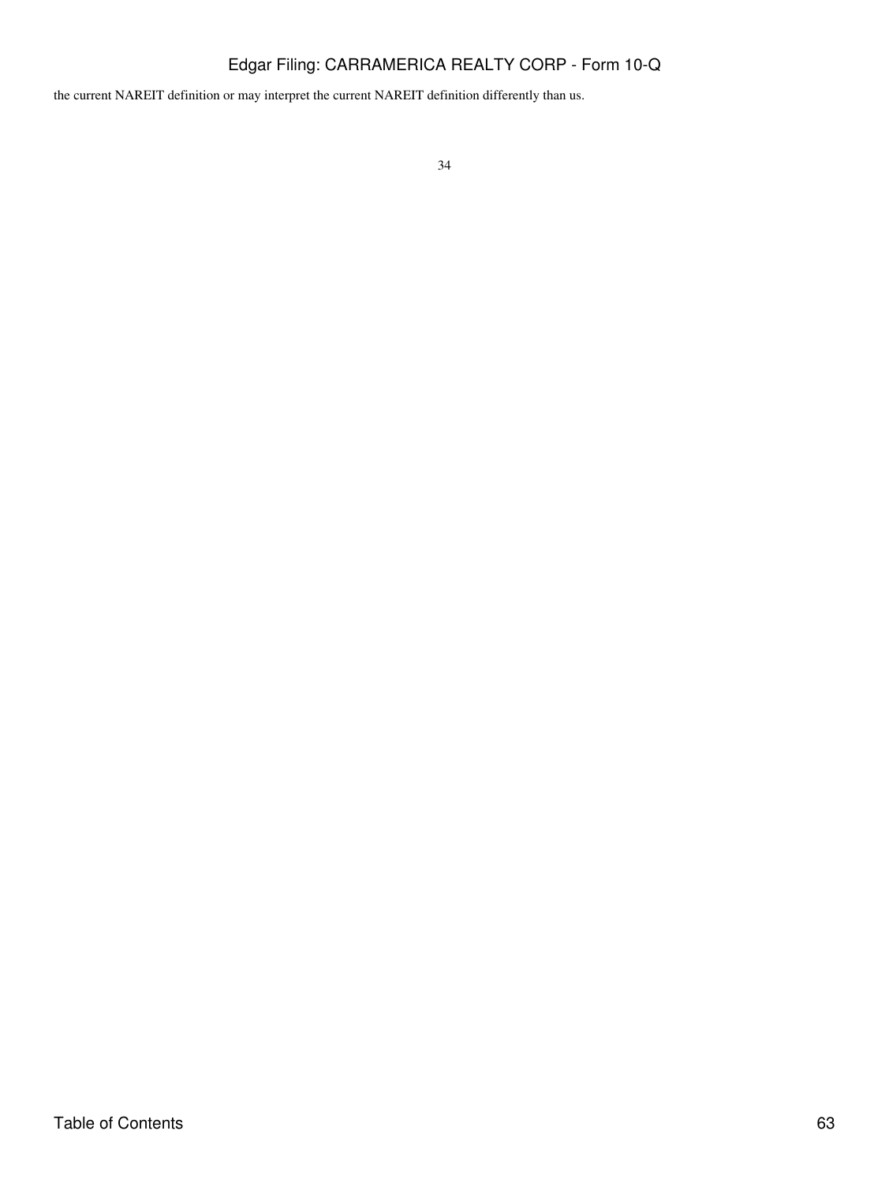the current NAREIT definition or may interpret the current NAREIT definition differently than us.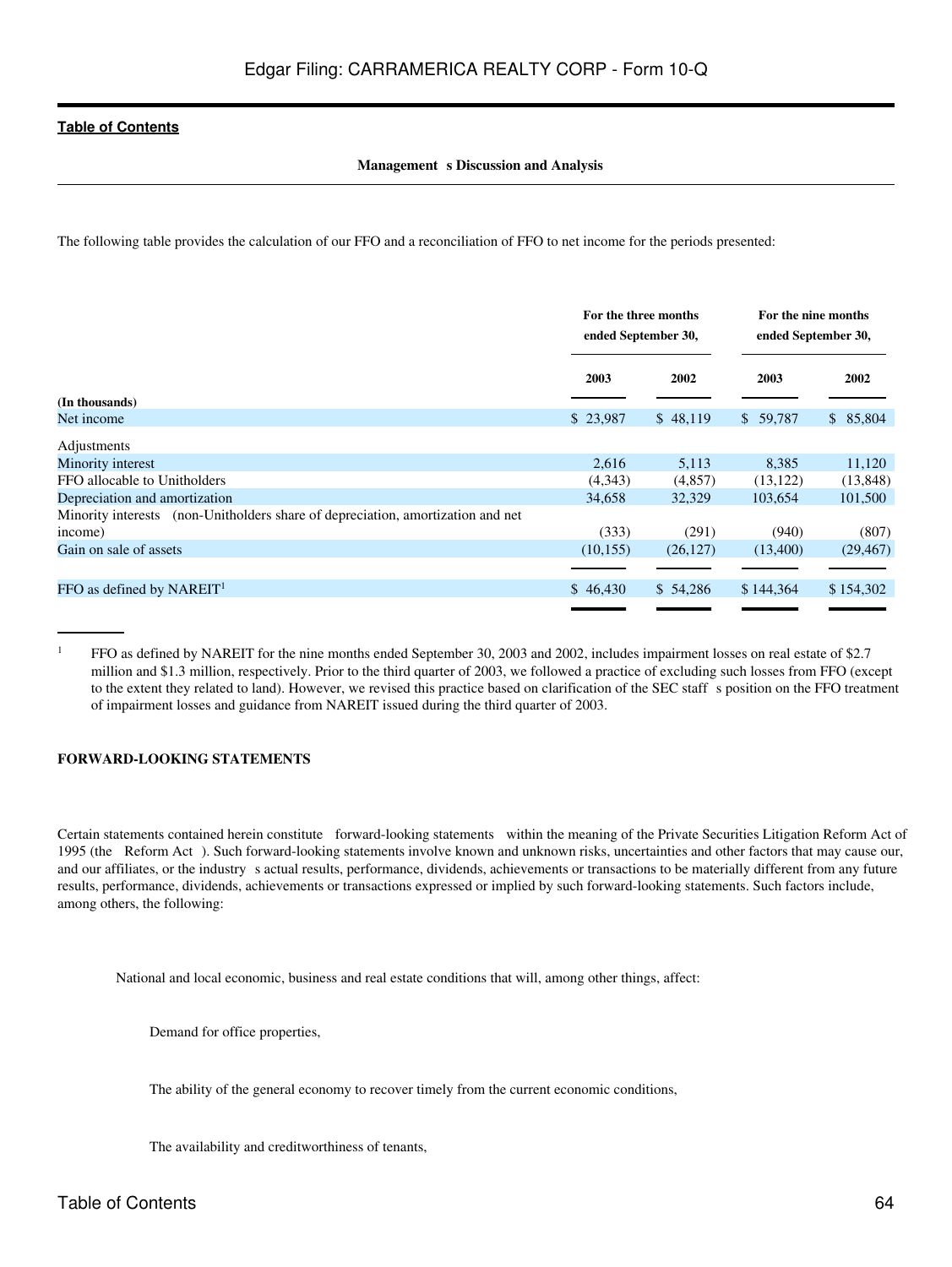**Management's Discussion and Analysis**

The following table provides the calculation of our FFO and a reconciliation of FFO to net income for the periods presented:

| | For the three months ended September 30, | | For the nine months ended September 30, | |
|---|---|---|---|---|
| (In thousands) | 2003 | 2002 | 2003 | 2002 |
| Net income | $ 23,987 | $ 48,119 | $ 59,787 | $ 85,804 |
| Adjustments | | | | |
| Minority interest | 2,616 | 5,113 | 8,385 | 11,120 |
| FFO allocable to Unitholders | (4,343) | (4,857) | (13,122) | (13,848) |
| Depreciation and amortization | 34,658 | 32,329 | 103,654 | 101,500 |
| Minority interests (non-Unitholders share of depreciation, amortization and net income) | (333) | (291) | (940) | (807) |
| Gain on sale of assets | (10,155) | (26,127) | (13,400) | (29,467) |
| FFO as defined by NAREIT[1] | $ 46,430 | $ 54,286 | $ 144,364 | $ 154,302 |

[1] FFO as defined by NAREIT for the nine months ended September 30, 2003 and 2002, includes impairment losses on real estate of $2.7 million and $1.3 million, respectively. Prior to the third quarter of 2003, we followed a practice of excluding such losses from FFO (except to the extent they related to land). However, we revised this practice based on clarification of the SEC staff's position on the FFO treatment of impairment losses and guidance from NAREIT issued during the third quarter of 2003.

**FORWARD-LOOKING STATEMENTS**

Certain statements contained herein constitute "forward-looking statements" within the meaning of the Private Securities Litigation Reform Act of 1995 (the "Reform Act"). Such forward-looking statements involve known and unknown risks, uncertainties and other factors that may cause our, and our affiliates, or the industry's actual results, performance, dividends, achievements or transactions to be materially different from any future results, performance, dividends, achievements or transactions expressed or implied by such forward-looking statements. Such factors include, among others, the following:

- National and local economic, business and real estate conditions that will, among other things, affect:
  - Demand for office properties,
  - The ability of the general economy to recover timely from the current economic conditions,
  - The availability and creditworthiness of tenants,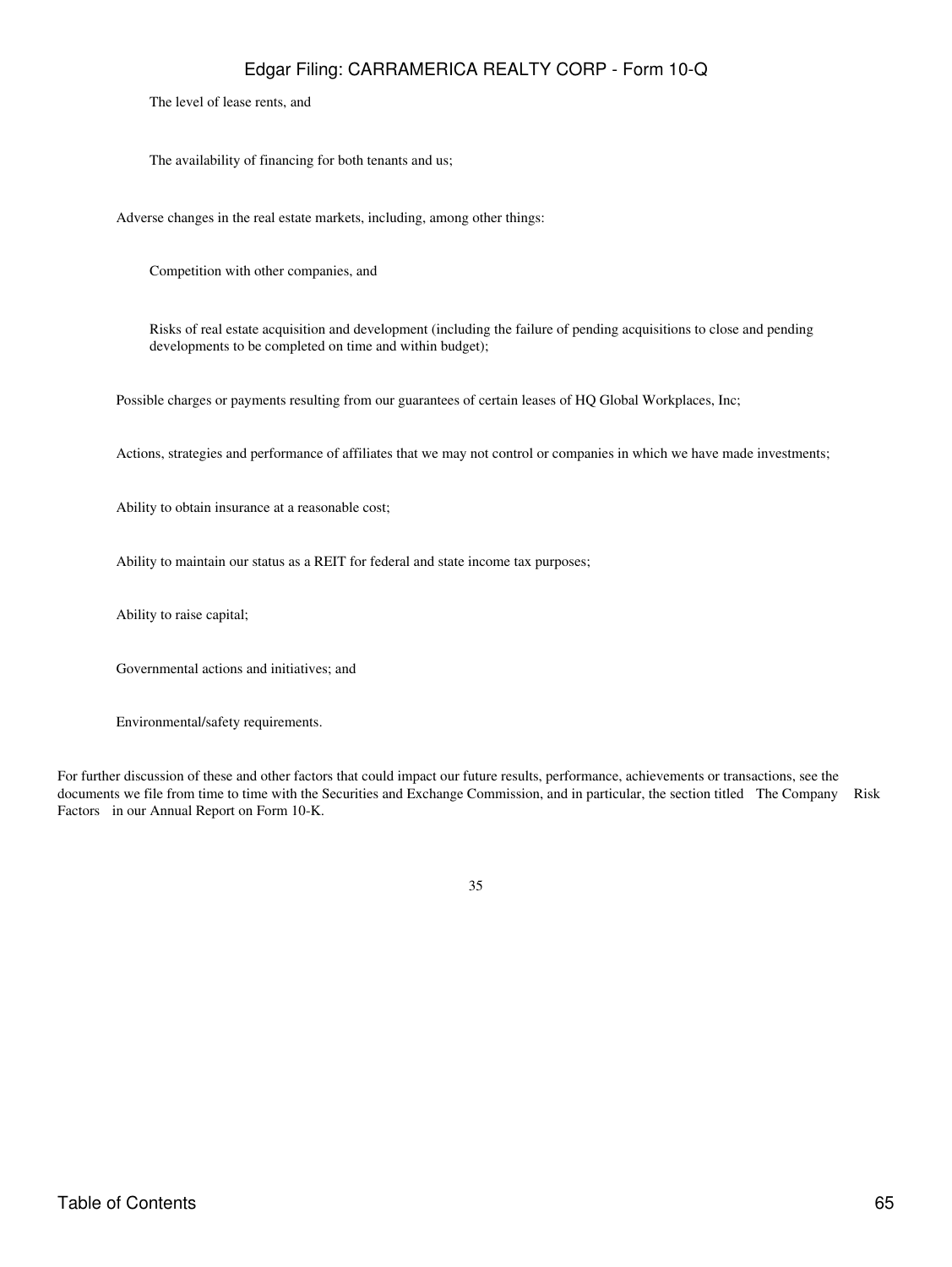- The level of lease rents, and
- The availability of financing for both tenants and us;

- Adverse changes in the real estate markets, including, among other things:
  - Competition with other companies, and
  - Risks of real estate acquisition and development (including the failure of pending acquisitions to close and pending developments to be completed on time and within budget);
- Possible charges or payments resulting from our guarantees of certain leases of HQ Global Workplaces, Inc;
- Actions, strategies and performance of affiliates that we may not control or companies in which we have made investments;
- Ability to obtain insurance at a reasonable cost;
- Ability to maintain our status as a REIT for federal and state income tax purposes;
- Ability to raise capital;
- Governmental actions and initiatives; and
- Environmental/safety requirements.

For further discussion of these and other factors that could impact our future results, performance, achievements or transactions, see the documents we file from time to time with the Securities and Exchange Commission, and in particular, the section titled The Company Risk Factors in our Annual Report on Form 10-K.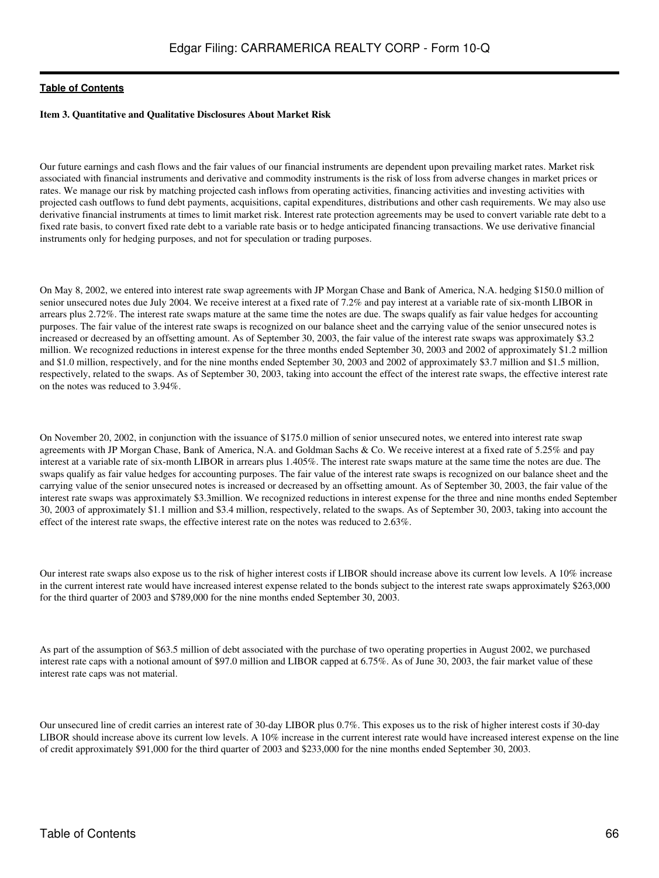**Item 3. Quantitative and Qualitative Disclosures About Market Risk**

Our future earnings and cash flows and the fair values of our financial instruments are dependent upon prevailing market rates. Market risk associated with financial instruments and derivative and commodity instruments is the risk of loss from adverse changes in market prices or rates. We manage our risk by matching projected cash inflows from operating activities, financing activities and investing activities with projected cash outflows to fund debt payments, acquisitions, capital expenditures, distributions and other cash requirements. We may also use derivative financial instruments at times to limit market risk. Interest rate protection agreements may be used to convert variable rate debt to a fixed rate basis, to convert fixed rate debt to a variable rate basis or to hedge anticipated financing transactions. We use derivative financial instruments only for hedging purposes, and not for speculation or trading purposes.

On May 8, 2002, we entered into interest rate swap agreements with JP Morgan Chase and Bank of America, N.A. hedging $150.0 million of senior unsecured notes due July 2004. We receive interest at a fixed rate of 7.2% and pay interest at a variable rate of six-month LIBOR in arrears plus 2.72%. The interest rate swaps mature at the same time the notes are due. The swaps qualify as fair value hedges for accounting purposes. The fair value of the interest rate swaps is recognized on our balance sheet and the carrying value of the senior unsecured notes is increased or decreased by an offsetting amount. As of September 30, 2003, the fair value of the interest rate swaps was approximately $3.2 million. We recognized reductions in interest expense for the three months ended September 30, 2003 and 2002 of approximately $1.2 million and $1.0 million, respectively, and for the nine months ended September 30, 2003 and 2002 of approximately $3.7 million and $1.5 million, respectively, related to the swaps. As of September 30, 2003, taking into account the effect of the interest rate swaps, the effective interest rate on the notes was reduced to 3.94%.

On November 20, 2002, in conjunction with the issuance of $175.0 million of senior unsecured notes, we entered into interest rate swap agreements with JP Morgan Chase, Bank of America, N.A. and Goldman Sachs & Co. We receive interest at a fixed rate of 5.25% and pay interest at a variable rate of six-month LIBOR in arrears plus 1.405%. The interest rate swaps mature at the same time the notes are due. The swaps qualify as fair value hedges for accounting purposes. The fair value of the interest rate swaps is recognized on our balance sheet and the carrying value of the senior unsecured notes is increased or decreased by an offsetting amount. As of September 30, 2003, the fair value of the interest rate swaps was approximately $3.3million. We recognized reductions in interest expense for the three and nine months ended September 30, 2003 of approximately $1.1 million and $3.4 million, respectively, related to the swaps. As of September 30, 2003, taking into account the effect of the interest rate swaps, the effective interest rate on the notes was reduced to 2.63%.

Our interest rate swaps also expose us to the risk of higher interest costs if LIBOR should increase above its current low levels. A 10% increase in the current interest rate would have increased interest expense related to the bonds subject to the interest rate swaps approximately $263,000 for the third quarter of 2003 and $789,000 for the nine months ended September 30, 2003.

As part of the assumption of $63.5 million of debt associated with the purchase of two operating properties in August 2002, we purchased interest rate caps with a notional amount of $97.0 million and LIBOR capped at 6.75%. As of June 30, 2003, the fair market value of these interest rate caps was not material.

Our unsecured line of credit carries an interest rate of 30-day LIBOR plus 0.7%. This exposes us to the risk of higher interest costs if 30-day LIBOR should increase above its current low levels. A 10% increase in the current interest rate would have increased interest expense on the line of credit approximately $91,000 for the third quarter of 2003 and $233,000 for the nine months ended September 30, 2003.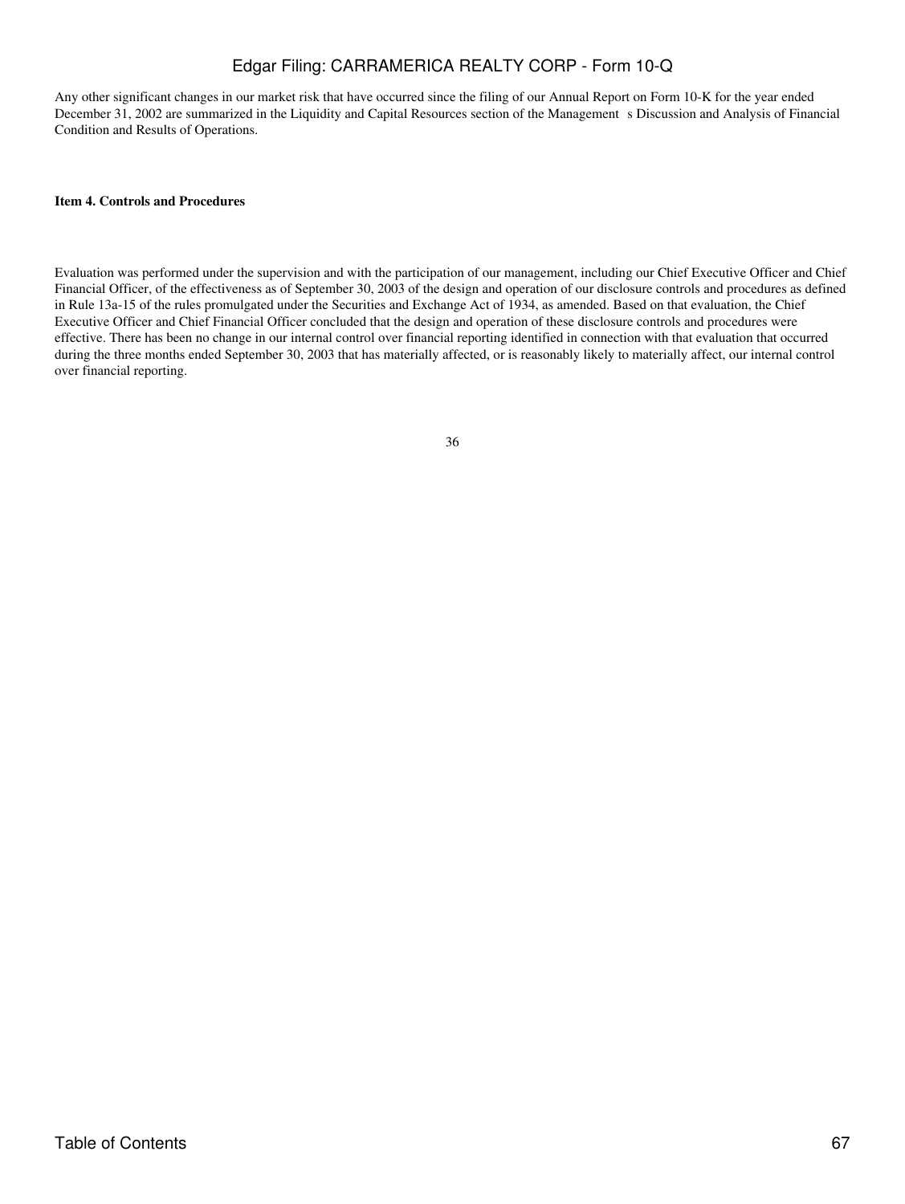Any other significant changes in our market risk that have occurred since the filing of our Annual Report on Form 10-K for the year ended December 31, 2002 are summarized in the Liquidity and Capital Resources section of the Management s Discussion and Analysis of Financial Condition and Results of Operations.

**Item 4. Controls and Procedures**

Evaluation was performed under the supervision and with the participation of our management, including our Chief Executive Officer and Chief Financial Officer, of the effectiveness as of September 30, 2003 of the design and operation of our disclosure controls and procedures as defined in Rule 13a-15 of the rules promulgated under the Securities and Exchange Act of 1934, as amended. Based on that evaluation, the Chief Executive Officer and Chief Financial Officer concluded that the design and operation of these disclosure controls and procedures were effective. There has been no change in our internal control over financial reporting identified in connection with that evaluation that occurred during the three months ended September 30, 2003 that has materially affected, or is reasonably likely to materially affect, our internal control over financial reporting.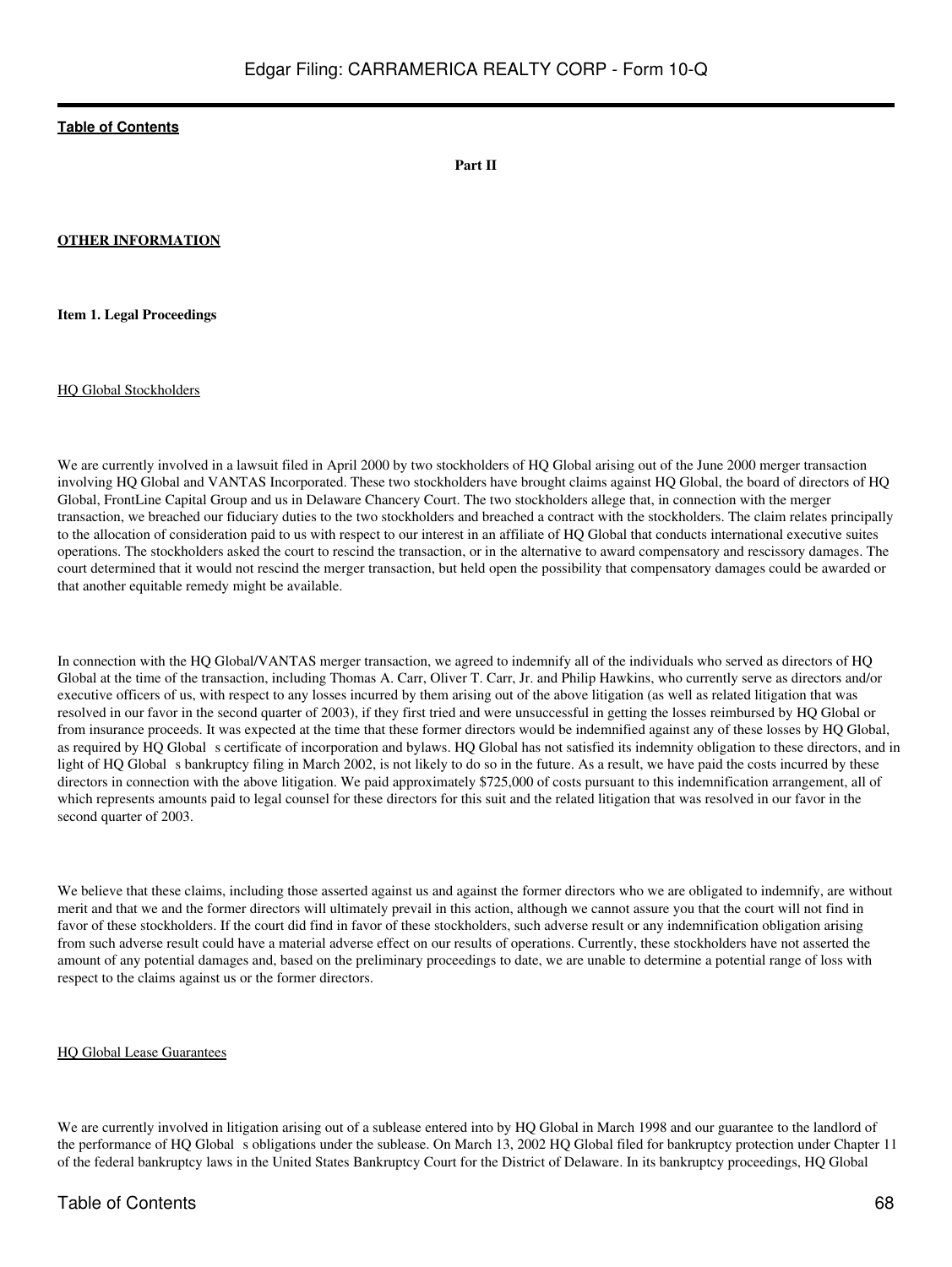**Part II**

**OTHER INFORMATION**

**Item 1. Legal Proceedings**

HQ Global Stockholders

We are currently involved in a lawsuit filed in April 2000 by two stockholders of HQ Global arising out of the June 2000 merger transaction involving HQ Global and VANTAS Incorporated. These two stockholders have brought claims against HQ Global, the board of directors of HQ Global, FrontLine Capital Group and us in Delaware Chancery Court. The two stockholders allege that, in connection with the merger transaction, we breached our fiduciary duties to the two stockholders and breached a contract with the stockholders. The claim relates principally to the allocation of consideration paid to us with respect to our interest in an affiliate of HQ Global that conducts international executive suites operations. The stockholders asked the court to rescind the transaction, or in the alternative to award compensatory and rescissory damages. The court determined that it would not rescind the merger transaction, but held open the possibility that compensatory damages could be awarded or that another equitable remedy might be available.

In connection with the HQ Global/VANTAS merger transaction, we agreed to indemnify all of the individuals who served as directors of HQ Global at the time of the transaction, including Thomas A. Carr, Oliver T. Carr, Jr. and Philip Hawkins, who currently serve as directors and/or executive officers of us, with respect to any losses incurred by them arising out of the above litigation (as well as related litigation that was resolved in our favor in the second quarter of 2003), if they first tried and were unsuccessful in getting the losses reimbursed by HQ Global or from insurance proceeds. It was expected at the time that these former directors would be indemnified against any of these losses by HQ Global, as required by HQ Global s certificate of incorporation and bylaws. HQ Global has not satisfied its indemnity obligation to these directors, and in light of HQ Global s bankruptcy filing in March 2002, is not likely to do so in the future. As a result, we have paid the costs incurred by these directors in connection with the above litigation. We paid approximately $725,000 of costs pursuant to this indemnification arrangement, all of which represents amounts paid to legal counsel for these directors for this suit and the related litigation that was resolved in our favor in the second quarter of 2003.

We believe that these claims, including those asserted against us and against the former directors who we are obligated to indemnify, are without merit and that we and the former directors will ultimately prevail in this action, although we cannot assure you that the court will not find in favor of these stockholders. If the court did find in favor of these stockholders, such adverse result or any indemnification obligation arising from such adverse result could have a material adverse effect on our results of operations. Currently, these stockholders have not asserted the amount of any potential damages and, based on the preliminary proceedings to date, we are unable to determine a potential range of loss with respect to the claims against us or the former directors.

HQ Global Lease Guarantees

We are currently involved in litigation arising out of a sublease entered into by HQ Global in March 1998 and our guarantee to the landlord of the performance of HQ Global s obligations under the sublease. On March 13, 2002 HQ Global filed for bankruptcy protection under Chapter 11 of the federal bankruptcy laws in the United States Bankruptcy Court for the District of Delaware. In its bankruptcy proceedings, HQ Global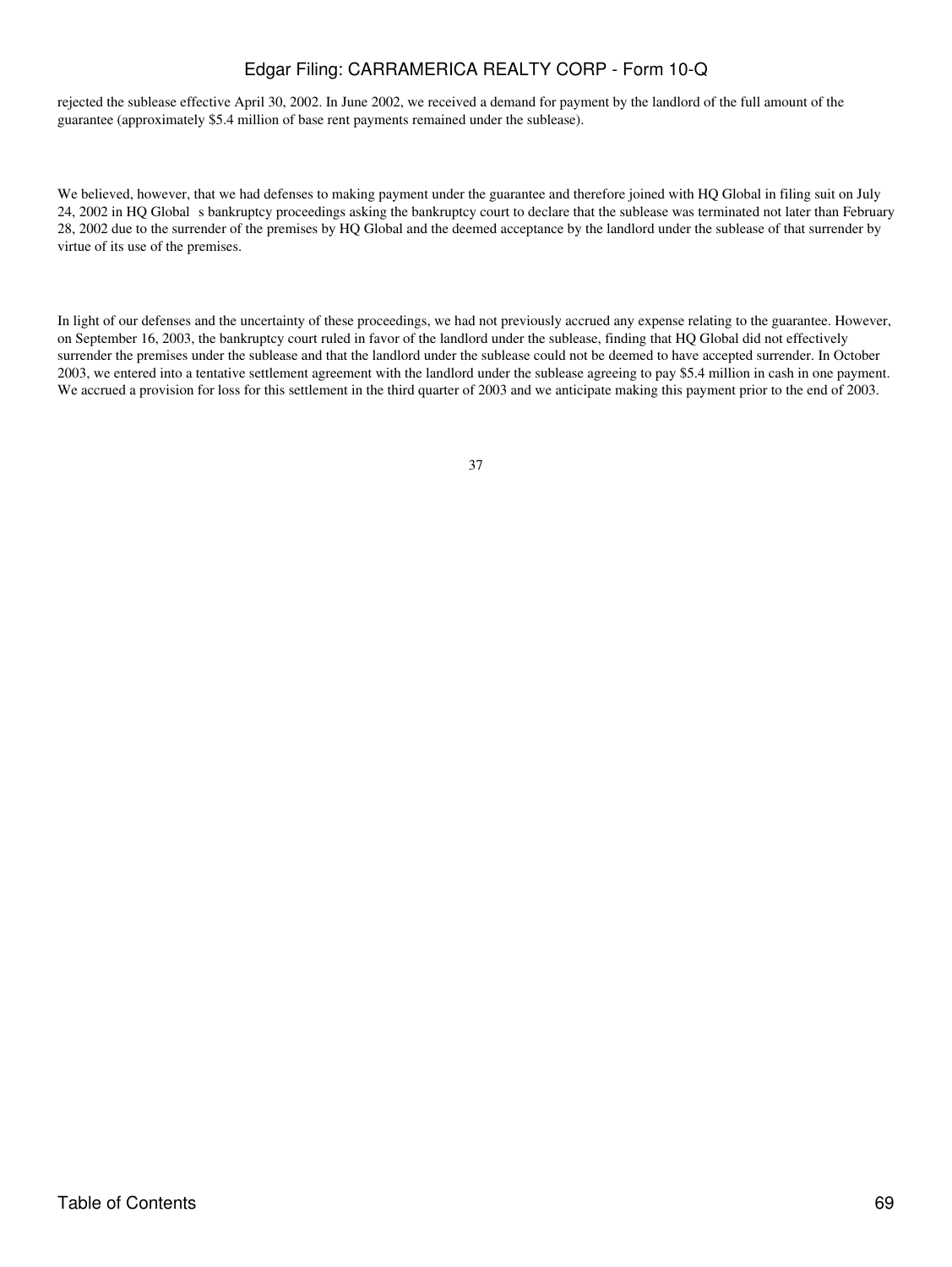rejected the sublease effective April 30, 2002. In June 2002, we received a demand for payment by the landlord of the full amount of the guarantee (approximately $5.4 million of base rent payments remained under the sublease).

We believed, however, that we had defenses to making payment under the guarantee and therefore joined with HQ Global in filing suit on July 24, 2002 in HQ Global s bankruptcy proceedings asking the bankruptcy court to declare that the sublease was terminated not later than February 28, 2002 due to the surrender of the premises by HQ Global and the deemed acceptance by the landlord under the sublease of that surrender by virtue of its use of the premises.

In light of our defenses and the uncertainty of these proceedings, we had not previously accrued any expense relating to the guarantee. However, on September 16, 2003, the bankruptcy court ruled in favor of the landlord under the sublease, finding that HQ Global did not effectively surrender the premises under the sublease and that the landlord under the sublease could not be deemed to have accepted surrender. In October 2003, we entered into a tentative settlement agreement with the landlord under the sublease agreeing to pay $5.4 million in cash in one payment. We accrued a provision for loss for this settlement in the third quarter of 2003 and we anticipate making this payment prior to the end of 2003.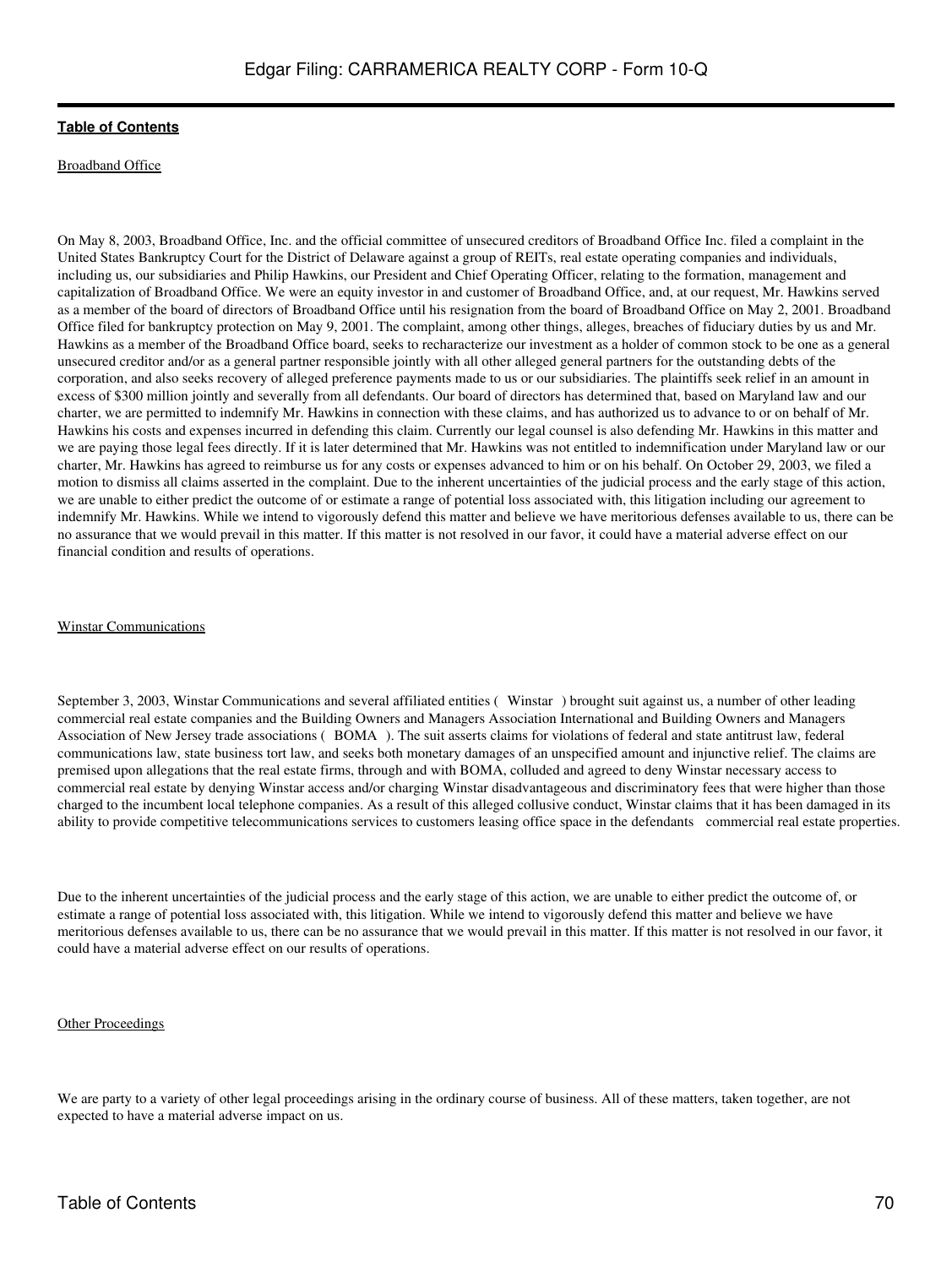Broadband Office

On May 8, 2003, Broadband Office, Inc. and the official committee of unsecured creditors of Broadband Office Inc. filed a complaint in the United States Bankruptcy Court for the District of Delaware against a group of REITs, real estate operating companies and individuals, including us, our subsidiaries and Philip Hawkins, our President and Chief Operating Officer, relating to the formation, management and capitalization of Broadband Office. We were an equity investor in and customer of Broadband Office, and, at our request, Mr. Hawkins served as a member of the board of directors of Broadband Office until his resignation from the board of Broadband Office on May 2, 2001. Broadband Office filed for bankruptcy protection on May 9, 2001. The complaint, among other things, alleges, breaches of fiduciary duties by us and Mr. Hawkins as a member of the Broadband Office board, seeks to recharacterize our investment as a holder of common stock to be one as a general unsecured creditor and/or as a general partner responsible jointly with all other alleged general partners for the outstanding debts of the corporation, and also seeks recovery of alleged preference payments made to us or our subsidiaries. The plaintiffs seek relief in an amount in excess of $300 million jointly and severally from all defendants. Our board of directors has determined that, based on Maryland law and our charter, we are permitted to indemnify Mr. Hawkins in connection with these claims, and has authorized us to advance to or on behalf of Mr. Hawkins his costs and expenses incurred in defending this claim. Currently our legal counsel is also defending Mr. Hawkins in this matter and we are paying those legal fees directly. If it is later determined that Mr. Hawkins was not entitled to indemnification under Maryland law or our charter, Mr. Hawkins has agreed to reimburse us for any costs or expenses advanced to him or on his behalf. On October 29, 2003, we filed a motion to dismiss all claims asserted in the complaint. Due to the inherent uncertainties of the judicial process and the early stage of this action, we are unable to either predict the outcome of or estimate a range of potential loss associated with, this litigation including our agreement to indemnify Mr. Hawkins. While we intend to vigorously defend this matter and believe we have meritorious defenses available to us, there can be no assurance that we would prevail in this matter. If this matter is not resolved in our favor, it could have a material adverse effect on our financial condition and results of operations.

Winstar Communications

September 3, 2003, Winstar Communications and several affiliated entities ( Winstar ) brought suit against us, a number of other leading commercial real estate companies and the Building Owners and Managers Association International and Building Owners and Managers Association of New Jersey trade associations ( BOMA ). The suit asserts claims for violations of federal and state antitrust law, federal communications law, state business tort law, and seeks both monetary damages of an unspecified amount and injunctive relief. The claims are premised upon allegations that the real estate firms, through and with BOMA, colluded and agreed to deny Winstar necessary access to commercial real estate by denying Winstar access and/or charging Winstar disadvantageous and discriminatory fees that were higher than those charged to the incumbent local telephone companies. As a result of this alleged collusive conduct, Winstar claims that it has been damaged in its ability to provide competitive telecommunications services to customers leasing office space in the defendants commercial real estate properties.

Due to the inherent uncertainties of the judicial process and the early stage of this action, we are unable to either predict the outcome of, or estimate a range of potential loss associated with, this litigation. While we intend to vigorously defend this matter and believe we have meritorious defenses available to us, there can be no assurance that we would prevail in this matter. If this matter is not resolved in our favor, it could have a material adverse effect on our results of operations.

Other Proceedings

We are party to a variety of other legal proceedings arising in the ordinary course of business. All of these matters, taken together, are not expected to have a material adverse impact on us.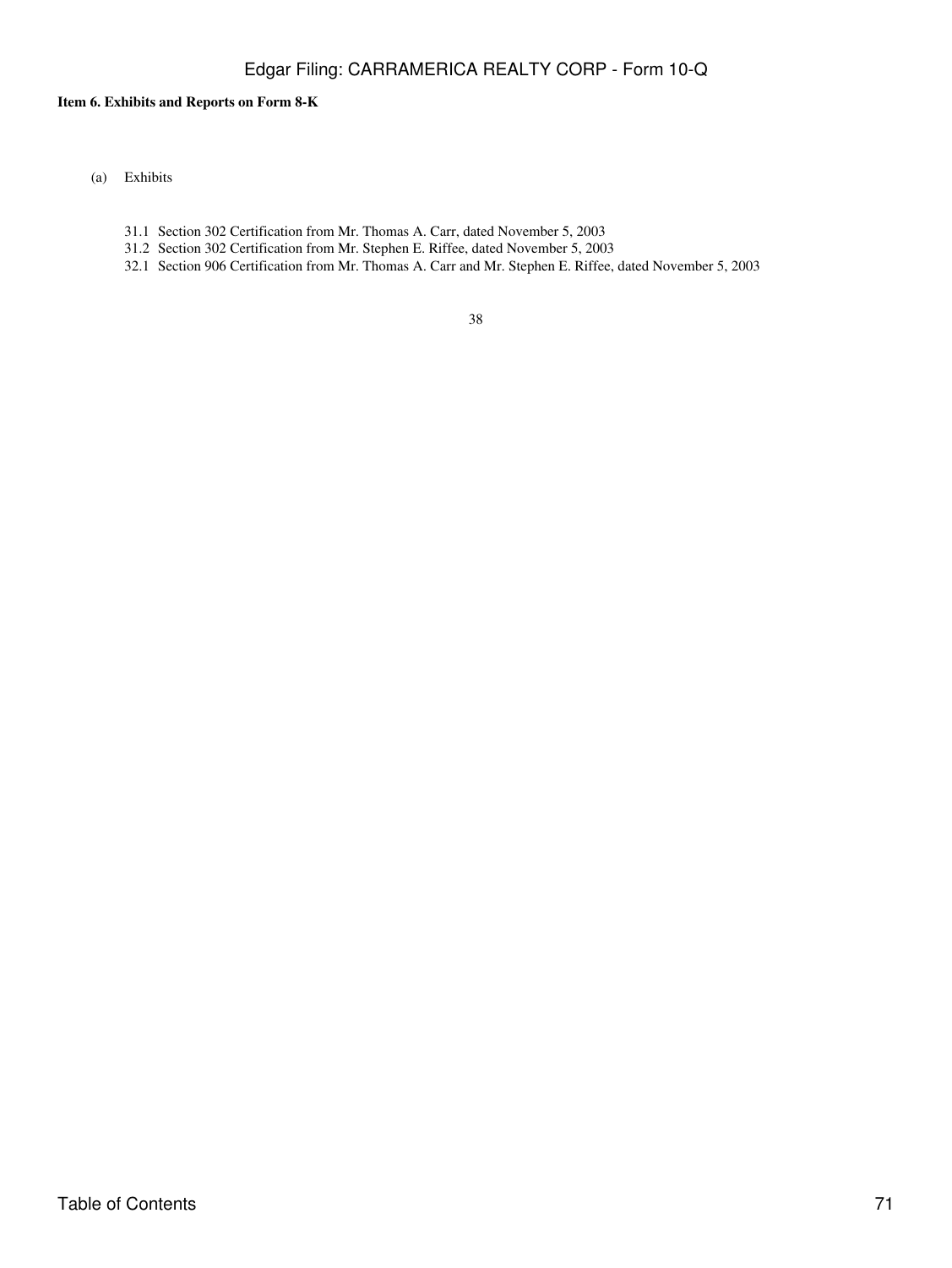**Item 6. Exhibits and Reports on Form 8-K**

(a) Exhibits

31.1 Section 302 Certification from Mr. Thomas A. Carr, dated November 5, 2003

31.2 Section 302 Certification from Mr. Stephen E. Riffee, dated November 5, 2003

32.1 Section 906 Certification from Mr. Thomas A. Carr and Mr. Stephen E. Riffee, dated November 5, 2003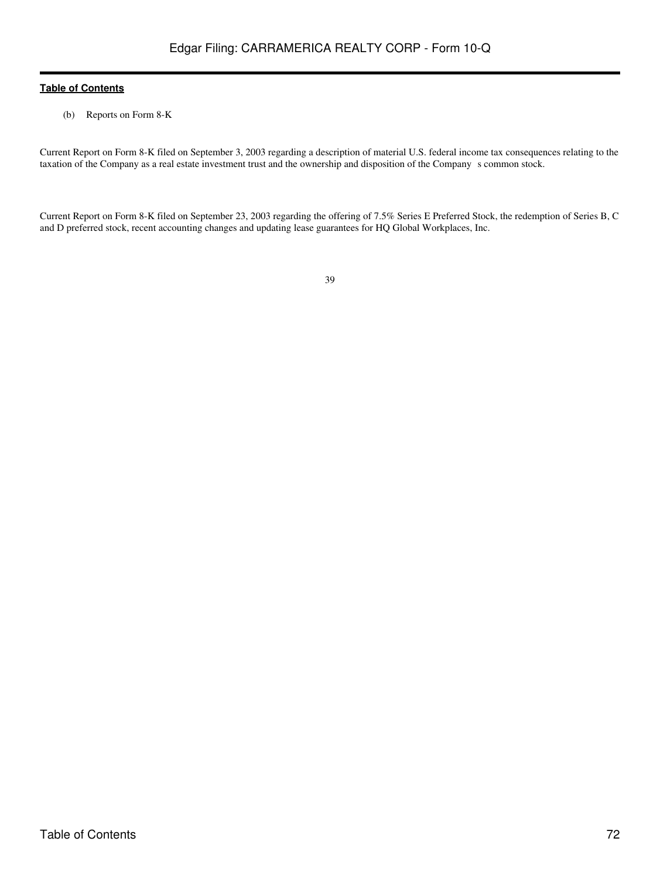(b) Reports on Form 8-K

Current Report on Form 8-K filed on September 3, 2003 regarding a description of material U.S. federal income tax consequences relating to the taxation of the Company as a real estate investment trust and the ownership and disposition of the Company s common stock.

Current Report on Form 8-K filed on September 23, 2003 regarding the offering of 7.5% Series E Preferred Stock, the redemption of Series B, C and D preferred stock, recent accounting changes and updating lease guarantees for HQ Global Workplaces, Inc.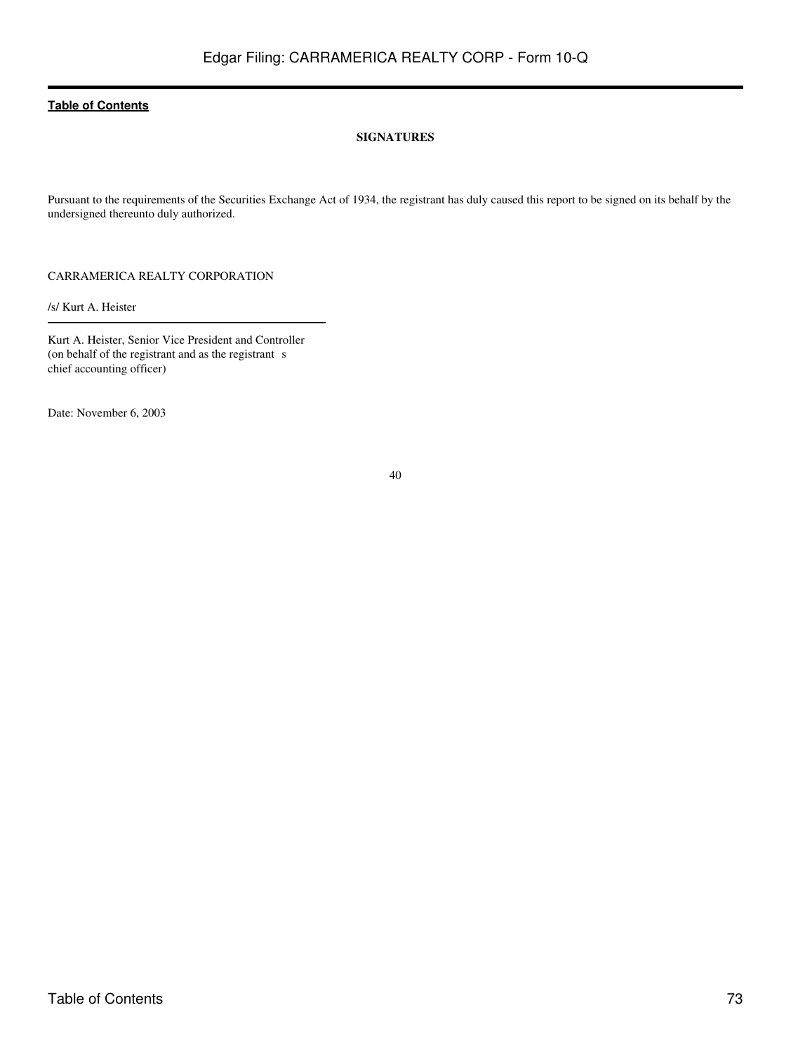**SIGNATURES**

Pursuant to the requirements of the Securities Exchange Act of 1934, the registrant has duly caused this report to be signed on its behalf by the undersigned thereunto duly authorized.

CARRAMERICA REALTY CORPORATION

/s/ Kurt A. Heister

Kurt A. Heister, Senior Vice President and Controller
(on behalf of the registrant and as the registrant s
chief accounting officer)

Date: November 6, 2003